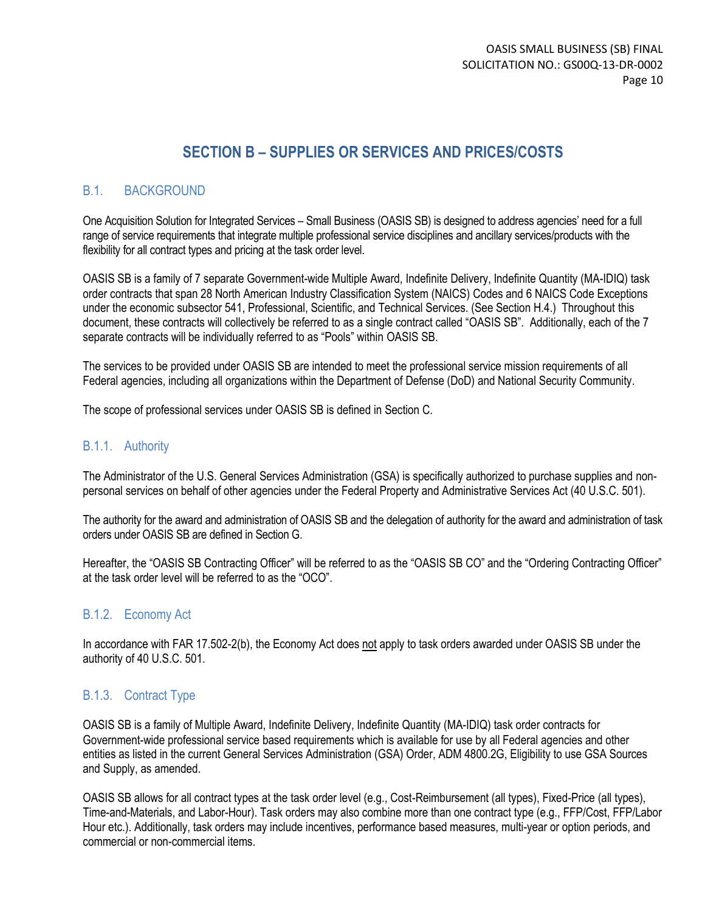# SECTION B – SUPPLIES OR SERVICES AND PRICES/COSTS

## B.1. BACKGROUND

One Acquisition Solution for Integrated Services – Small Business (OASIS SB) is designed to address agencies' need for a full range of service requirements that integrate multiple professional service disciplines and ancillary services/products with the flexibility for all contract types and pricing at the task order level.

OASIS SB is a family of 7 separate Government-wide Multiple Award, Indefinite Delivery, Indefinite Quantity (MA-IDIQ) task order contracts that span 28 North American Industry Classification System (NAICS) Codes and 6 NAICS Code Exceptions under the economic subsector 541, Professional, Scientific, and Technical Services. (See Section H.4.) Throughout this document, these contracts will collectively be referred to as a single contract called "OASIS SB". Additionally, each of the 7 separate contracts will be individually referred to as "Pools" within OASIS SB.

The services to be provided under OASIS SB are intended to meet the professional service mission requirements of all Federal agencies, including all organizations within the Department of Defense (DoD) and National Security Community.

The scope of professional services under OASIS SB is defined in Section C.

### B.1.1. Authority

The Administrator of the U.S. General Services Administration (GSA) is specifically authorized to purchase supplies and non-personal services on behalf of other agencies under the Federal Property and Administrative Services Act (40 U.S.C. 501).

The authority for the award and administration of OASIS SB and the delegation of authority for the award and administration of task orders under OASIS SB are defined in Section G.

Hereafter, the "OASIS SB Contracting Officer" will be referred to as the "OASIS SB CO" and the "Ordering Contracting Officer" at the task order level will be referred to as the "OCO".

### B.1.2. Economy Act

In accordance with FAR 17.502-2(b), the Economy Act does not apply to task orders awarded under OASIS SB under the authority of 40 U.S.C. 501.

### B.1.3. Contract Type

OASIS SB is a family of Multiple Award, Indefinite Delivery, Indefinite Quantity (MA-IDIQ) task order contracts for Government-wide professional service based requirements which is available for use by all Federal agencies and other entities as listed in the current General Services Administration (GSA) Order, ADM 4800.2G, Eligibility to use GSA Sources and Supply, as amended.

OASIS SB allows for all contract types at the task order level (e.g., Cost-Reimbursement (all types), Fixed-Price (all types), Time-and-Materials, and Labor-Hour). Task orders may also combine more than one contract type (e.g., FFP/Cost, FFP/Labor Hour etc.). Additionally, task orders may include incentives, performance based measures, multi-year or option periods, and commercial or non-commercial items.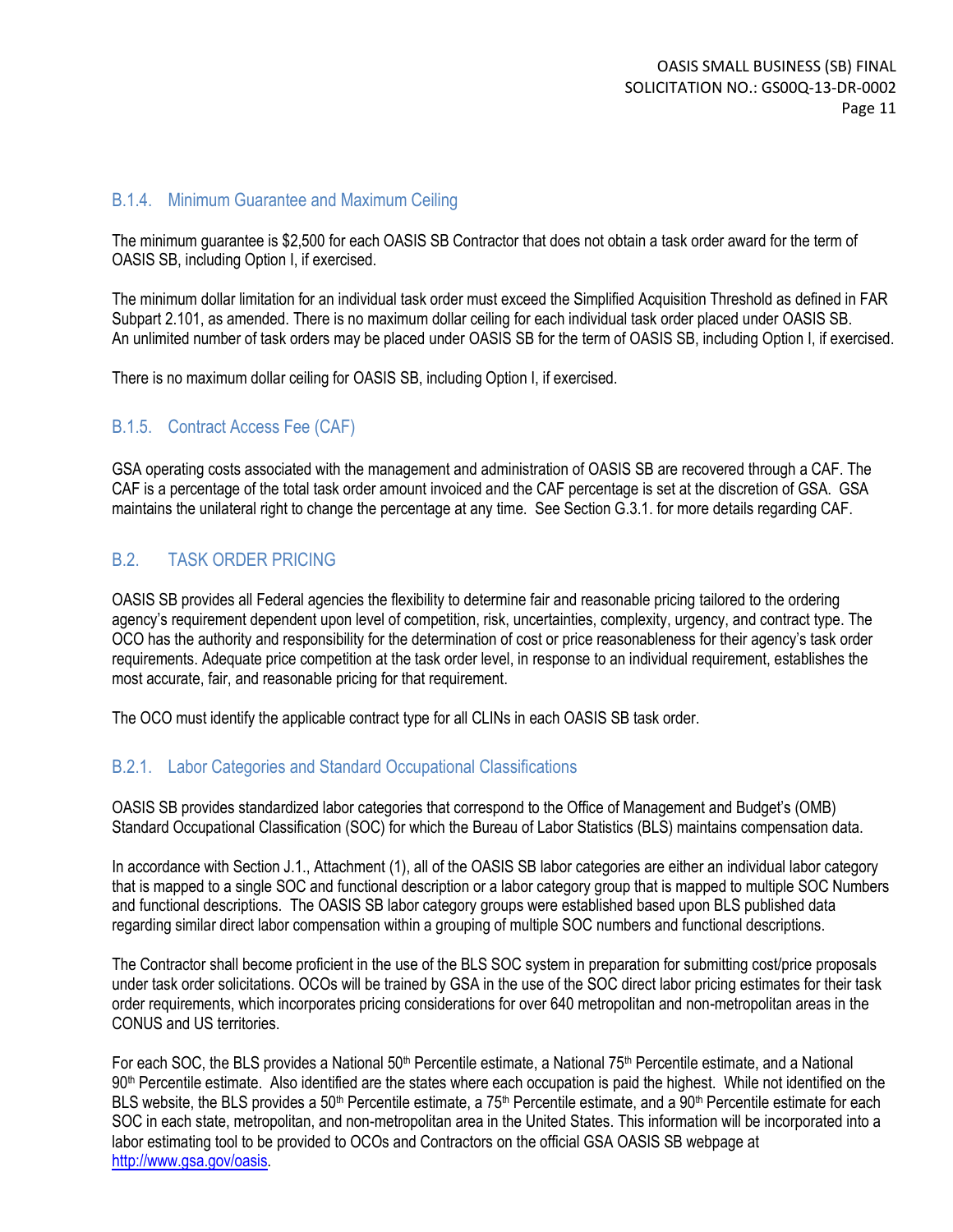### B.1.4. Minimum Guarantee and Maximum Ceiling

The minimum guarantee is $2,500 for each OASIS SB Contractor that does not obtain a task order award for the term of OASIS SB, including Option I, if exercised.

The minimum dollar limitation for an individual task order must exceed the Simplified Acquisition Threshold as defined in FAR Subpart 2.101, as amended. There is no maximum dollar ceiling for each individual task order placed under OASIS SB. An unlimited number of task orders may be placed under OASIS SB for the term of OASIS SB, including Option I, if exercised.

There is no maximum dollar ceiling for OASIS SB, including Option I, if exercised.

### B.1.5. Contract Access Fee (CAF)

GSA operating costs associated with the management and administration of OASIS SB are recovered through a CAF. The CAF is a percentage of the total task order amount invoiced and the CAF percentage is set at the discretion of GSA. GSA maintains the unilateral right to change the percentage at any time. See Section G.3.1. for more details regarding CAF.

## B.2. TASK ORDER PRICING

OASIS SB provides all Federal agencies the flexibility to determine fair and reasonable pricing tailored to the ordering agency's requirement dependent upon level of competition, risk, uncertainties, complexity, urgency, and contract type. The OCO has the authority and responsibility for the determination of cost or price reasonableness for their agency's task order requirements. Adequate price competition at the task order level, in response to an individual requirement, establishes the most accurate, fair, and reasonable pricing for that requirement.

The OCO must identify the applicable contract type for all CLINs in each OASIS SB task order.

### B.2.1. Labor Categories and Standard Occupational Classifications

OASIS SB provides standardized labor categories that correspond to the Office of Management and Budget's (OMB) Standard Occupational Classification (SOC) for which the Bureau of Labor Statistics (BLS) maintains compensation data.

In accordance with Section J.1., Attachment (1), all of the OASIS SB labor categories are either an individual labor category that is mapped to a single SOC and functional description or a labor category group that is mapped to multiple SOC Numbers and functional descriptions. The OASIS SB labor category groups were established based upon BLS published data regarding similar direct labor compensation within a grouping of multiple SOC numbers and functional descriptions.

The Contractor shall become proficient in the use of the BLS SOC system in preparation for submitting cost/price proposals under task order solicitations. OCOs will be trained by GSA in the use of the SOC direct labor pricing estimates for their task order requirements, which incorporates pricing considerations for over 640 metropolitan and non-metropolitan areas in the CONUS and US territories.

For each SOC, the BLS provides a National 50th Percentile estimate, a National 75th Percentile estimate, and a National 90th Percentile estimate. Also identified are the states where each occupation is paid the highest. While not identified on the BLS website, the BLS provides a 50th Percentile estimate, a 75th Percentile estimate, and a 90th Percentile estimate for each SOC in each state, metropolitan, and non-metropolitan area in the United States. This information will be incorporated into a labor estimating tool to be provided to OCOs and Contractors on the official GSA OASIS SB webpage at http://www.gsa.gov/oasis.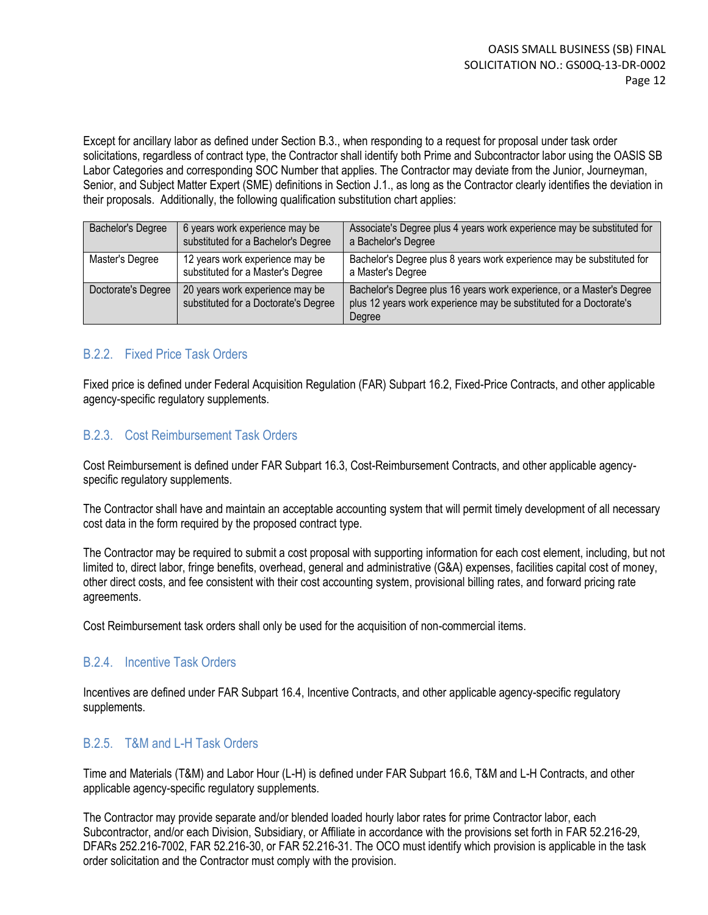Except for ancillary labor as defined under Section B.3., when responding to a request for proposal under task order solicitations, regardless of contract type, the Contractor shall identify both Prime and Subcontractor labor using the OASIS SB Labor Categories and corresponding SOC Number that applies. The Contractor may deviate from the Junior, Journeyman, Senior, and Subject Matter Expert (SME) definitions in Section J.1., as long as the Contractor clearly identifies the deviation in their proposals. Additionally, the following qualification substitution chart applies:

| Bachelor's Degree | 6 years work experience may be substituted for a Bachelor's Degree | Associate's Degree plus 4 years work experience may be substituted for a Bachelor's Degree |
|---|---|---|
| Master's Degree | 12 years work experience may be substituted for a Master's Degree | Bachelor's Degree plus 8 years work experience may be substituted for a Master's Degree |
| Doctorate's Degree | 20 years work experience may be substituted for a Doctorate's Degree | Bachelor's Degree plus 16 years work experience, or a Master's Degree plus 12 years work experience may be substituted for a Doctorate's Degree |

### B.2.2. Fixed Price Task Orders

Fixed price is defined under Federal Acquisition Regulation (FAR) Subpart 16.2, Fixed-Price Contracts, and other applicable agency-specific regulatory supplements.

### B.2.3. Cost Reimbursement Task Orders

Cost Reimbursement is defined under FAR Subpart 16.3, Cost-Reimbursement Contracts, and other applicable agency-specific regulatory supplements.

The Contractor shall have and maintain an acceptable accounting system that will permit timely development of all necessary cost data in the form required by the proposed contract type.

The Contractor may be required to submit a cost proposal with supporting information for each cost element, including, but not limited to, direct labor, fringe benefits, overhead, general and administrative (G&A) expenses, facilities capital cost of money, other direct costs, and fee consistent with their cost accounting system, provisional billing rates, and forward pricing rate agreements.

Cost Reimbursement task orders shall only be used for the acquisition of non-commercial items.

### B.2.4. Incentive Task Orders

Incentives are defined under FAR Subpart 16.4, Incentive Contracts, and other applicable agency-specific regulatory supplements.

### B.2.5. T&M and L-H Task Orders

Time and Materials (T&M) and Labor Hour (L-H) is defined under FAR Subpart 16.6, T&M and L-H Contracts, and other applicable agency-specific regulatory supplements.

The Contractor may provide separate and/or blended loaded hourly labor rates for prime Contractor labor, each Subcontractor, and/or each Division, Subsidiary, or Affiliate in accordance with the provisions set forth in FAR 52.216-29, DFARs 252.216-7002, FAR 52.216-30, or FAR 52.216-31. The OCO must identify which provision is applicable in the task order solicitation and the Contractor must comply with the provision.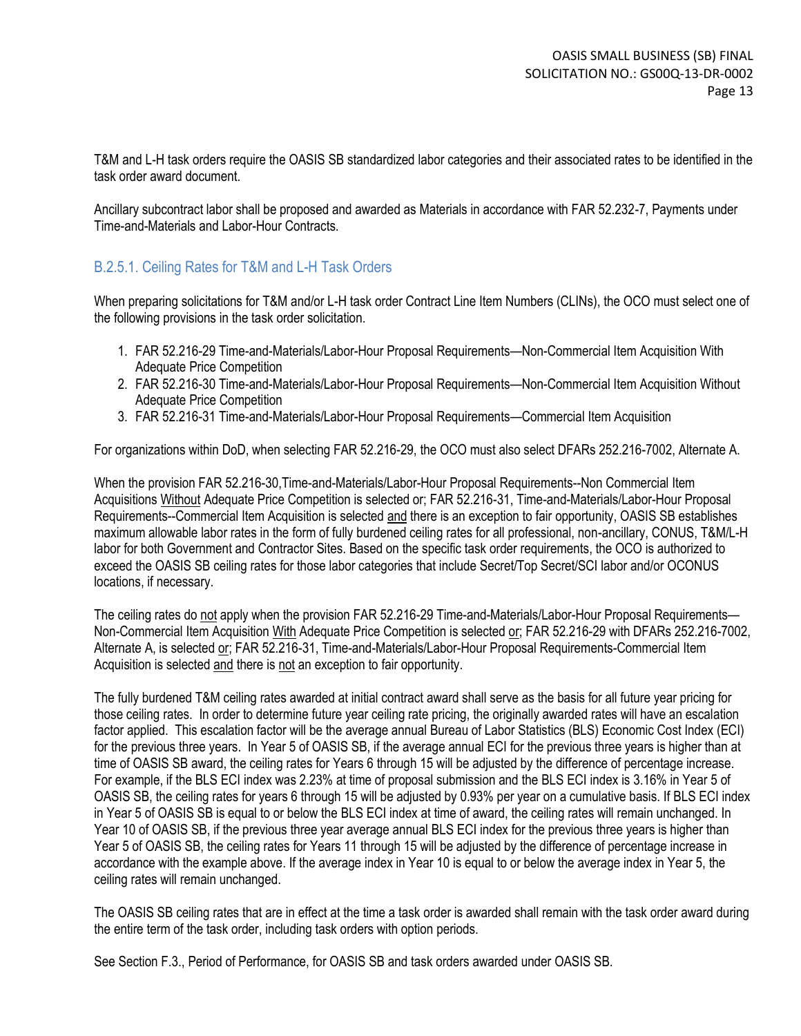T&M and L-H task orders require the OASIS SB standardized labor categories and their associated rates to be identified in the task order award document.

Ancillary subcontract labor shall be proposed and awarded as Materials in accordance with FAR 52.232-7, Payments under Time-and-Materials and Labor-Hour Contracts.

### B.2.5.1. Ceiling Rates for T&M and L-H Task Orders

When preparing solicitations for T&M and/or L-H task order Contract Line Item Numbers (CLINs), the OCO must select one of the following provisions in the task order solicitation.

1. FAR 52.216-29 Time-and-Materials/Labor-Hour Proposal Requirements—Non-Commercial Item Acquisition With Adequate Price Competition
2. FAR 52.216-30 Time-and-Materials/Labor-Hour Proposal Requirements—Non-Commercial Item Acquisition Without Adequate Price Competition
3. FAR 52.216-31 Time-and-Materials/Labor-Hour Proposal Requirements—Commercial Item Acquisition

For organizations within DoD, when selecting FAR 52.216-29, the OCO must also select DFARs 252.216-7002, Alternate A.

When the provision FAR 52.216-30,Time-and-Materials/Labor-Hour Proposal Requirements--Non Commercial Item Acquisitions Without Adequate Price Competition is selected or; FAR 52.216-31, Time-and-Materials/Labor-Hour Proposal Requirements--Commercial Item Acquisition is selected and there is an exception to fair opportunity, OASIS SB establishes maximum allowable labor rates in the form of fully burdened ceiling rates for all professional, non-ancillary, CONUS, T&M/L-H labor for both Government and Contractor Sites. Based on the specific task order requirements, the OCO is authorized to exceed the OASIS SB ceiling rates for those labor categories that include Secret/Top Secret/SCI labor and/or OCONUS locations, if necessary.

The ceiling rates do not apply when the provision FAR 52.216-29 Time-and-Materials/Labor-Hour Proposal Requirements—Non-Commercial Item Acquisition With Adequate Price Competition is selected or; FAR 52.216-29 with DFARs 252.216-7002, Alternate A, is selected or; FAR 52.216-31, Time-and-Materials/Labor-Hour Proposal Requirements-Commercial Item Acquisition is selected and there is not an exception to fair opportunity.

The fully burdened T&M ceiling rates awarded at initial contract award shall serve as the basis for all future year pricing for those ceiling rates. In order to determine future year ceiling rate pricing, the originally awarded rates will have an escalation factor applied. This escalation factor will be the average annual Bureau of Labor Statistics (BLS) Economic Cost Index (ECI) for the previous three years. In Year 5 of OASIS SB, if the average annual ECI for the previous three years is higher than at time of OASIS SB award, the ceiling rates for Years 6 through 15 will be adjusted by the difference of percentage increase. For example, if the BLS ECI index was 2.23% at time of proposal submission and the BLS ECI index is 3.16% in Year 5 of OASIS SB, the ceiling rates for years 6 through 15 will be adjusted by 0.93% per year on a cumulative basis. If BLS ECI index in Year 5 of OASIS SB is equal to or below the BLS ECI index at time of award, the ceiling rates will remain unchanged. In Year 10 of OASIS SB, if the previous three year average annual BLS ECI index for the previous three years is higher than Year 5 of OASIS SB, the ceiling rates for Years 11 through 15 will be adjusted by the difference of percentage increase in accordance with the example above. If the average index in Year 10 is equal to or below the average index in Year 5, the ceiling rates will remain unchanged.

The OASIS SB ceiling rates that are in effect at the time a task order is awarded shall remain with the task order award during the entire term of the task order, including task orders with option periods.

See Section F.3., Period of Performance, for OASIS SB and task orders awarded under OASIS SB.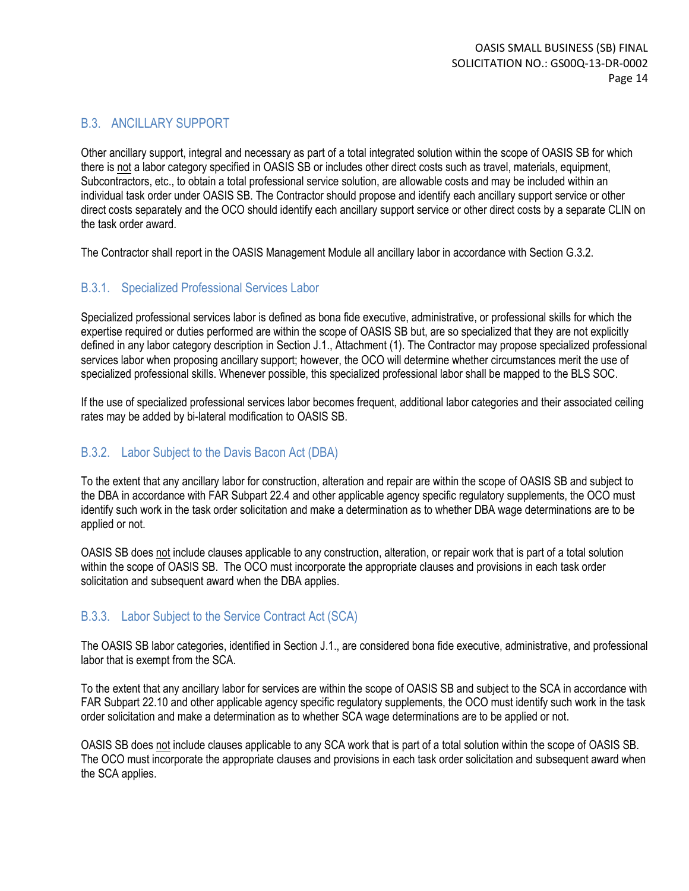## B.3. ANCILLARY SUPPORT

Other ancillary support, integral and necessary as part of a total integrated solution within the scope of OASIS SB for which there is not a labor category specified in OASIS SB or includes other direct costs such as travel, materials, equipment, Subcontractors, etc., to obtain a total professional service solution, are allowable costs and may be included within an individual task order under OASIS SB. The Contractor should propose and identify each ancillary support service or other direct costs separately and the OCO should identify each ancillary support service or other direct costs by a separate CLIN on the task order award.

The Contractor shall report in the OASIS Management Module all ancillary labor in accordance with Section G.3.2.

### B.3.1. Specialized Professional Services Labor

Specialized professional services labor is defined as bona fide executive, administrative, or professional skills for which the expertise required or duties performed are within the scope of OASIS SB but, are so specialized that they are not explicitly defined in any labor category description in Section J.1., Attachment (1). The Contractor may propose specialized professional services labor when proposing ancillary support; however, the OCO will determine whether circumstances merit the use of specialized professional skills. Whenever possible, this specialized professional labor shall be mapped to the BLS SOC.

If the use of specialized professional services labor becomes frequent, additional labor categories and their associated ceiling rates may be added by bi-lateral modification to OASIS SB.

### B.3.2. Labor Subject to the Davis Bacon Act (DBA)

To the extent that any ancillary labor for construction, alteration and repair are within the scope of OASIS SB and subject to the DBA in accordance with FAR Subpart 22.4 and other applicable agency specific regulatory supplements, the OCO must identify such work in the task order solicitation and make a determination as to whether DBA wage determinations are to be applied or not.

OASIS SB does not include clauses applicable to any construction, alteration, or repair work that is part of a total solution within the scope of OASIS SB. The OCO must incorporate the appropriate clauses and provisions in each task order solicitation and subsequent award when the DBA applies.

### B.3.3. Labor Subject to the Service Contract Act (SCA)

The OASIS SB labor categories, identified in Section J.1., are considered bona fide executive, administrative, and professional labor that is exempt from the SCA.

To the extent that any ancillary labor for services are within the scope of OASIS SB and subject to the SCA in accordance with FAR Subpart 22.10 and other applicable agency specific regulatory supplements, the OCO must identify such work in the task order solicitation and make a determination as to whether SCA wage determinations are to be applied or not.

OASIS SB does not include clauses applicable to any SCA work that is part of a total solution within the scope of OASIS SB. The OCO must incorporate the appropriate clauses and provisions in each task order solicitation and subsequent award when the SCA applies.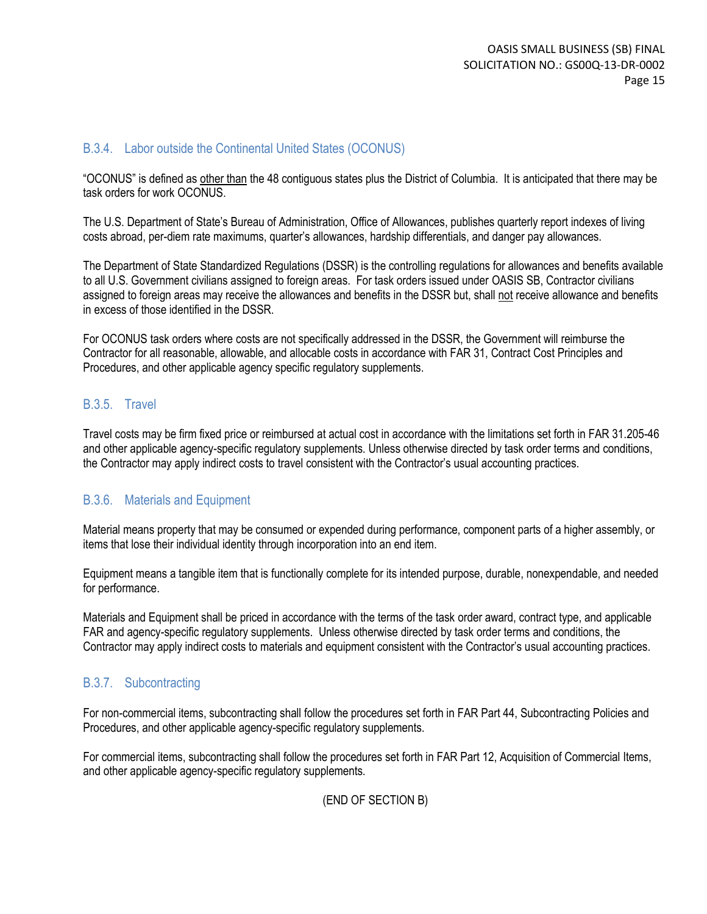### B.3.4. Labor outside the Continental United States (OCONUS)

"OCONUS" is defined as other than the 48 contiguous states plus the District of Columbia. It is anticipated that there may be task orders for work OCONUS.

The U.S. Department of State's Bureau of Administration, Office of Allowances, publishes quarterly report indexes of living costs abroad, per-diem rate maximums, quarter's allowances, hardship differentials, and danger pay allowances.

The Department of State Standardized Regulations (DSSR) is the controlling regulations for allowances and benefits available to all U.S. Government civilians assigned to foreign areas. For task orders issued under OASIS SB, Contractor civilians assigned to foreign areas may receive the allowances and benefits in the DSSR but, shall not receive allowance and benefits in excess of those identified in the DSSR.

For OCONUS task orders where costs are not specifically addressed in the DSSR, the Government will reimburse the Contractor for all reasonable, allowable, and allocable costs in accordance with FAR 31, Contract Cost Principles and Procedures, and other applicable agency specific regulatory supplements.

### B.3.5. Travel

Travel costs may be firm fixed price or reimbursed at actual cost in accordance with the limitations set forth in FAR 31.205-46 and other applicable agency-specific regulatory supplements. Unless otherwise directed by task order terms and conditions, the Contractor may apply indirect costs to travel consistent with the Contractor's usual accounting practices.

### B.3.6. Materials and Equipment

Material means property that may be consumed or expended during performance, component parts of a higher assembly, or items that lose their individual identity through incorporation into an end item.

Equipment means a tangible item that is functionally complete for its intended purpose, durable, nonexpendable, and needed for performance.

Materials and Equipment shall be priced in accordance with the terms of the task order award, contract type, and applicable FAR and agency-specific regulatory supplements. Unless otherwise directed by task order terms and conditions, the Contractor may apply indirect costs to materials and equipment consistent with the Contractor's usual accounting practices.

### B.3.7. Subcontracting

For non-commercial items, subcontracting shall follow the procedures set forth in FAR Part 44, Subcontracting Policies and Procedures, and other applicable agency-specific regulatory supplements.

For commercial items, subcontracting shall follow the procedures set forth in FAR Part 12, Acquisition of Commercial Items, and other applicable agency-specific regulatory supplements.

(END OF SECTION B)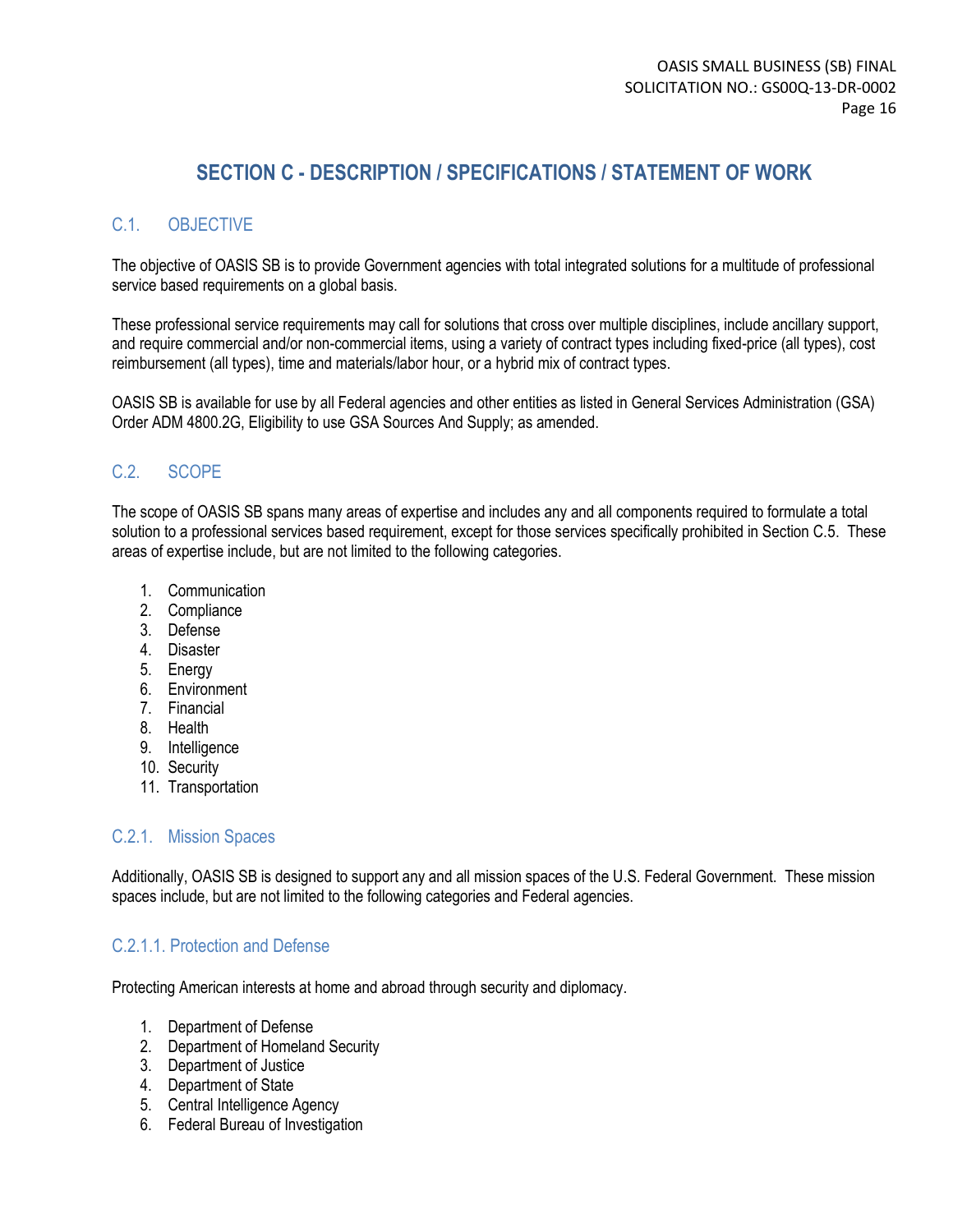# SECTION C - DESCRIPTION / SPECIFICATIONS / STATEMENT OF WORK

## C.1. OBJECTIVE

The objective of OASIS SB is to provide Government agencies with total integrated solutions for a multitude of professional service based requirements on a global basis.

These professional service requirements may call for solutions that cross over multiple disciplines, include ancillary support, and require commercial and/or non-commercial items, using a variety of contract types including fixed-price (all types), cost reimbursement (all types), time and materials/labor hour, or a hybrid mix of contract types.

OASIS SB is available for use by all Federal agencies and other entities as listed in General Services Administration (GSA) Order ADM 4800.2G, Eligibility to use GSA Sources And Supply; as amended.

## C.2. SCOPE

The scope of OASIS SB spans many areas of expertise and includes any and all components required to formulate a total solution to a professional services based requirement, except for those services specifically prohibited in Section C.5. These areas of expertise include, but are not limited to the following categories.

1. Communication
2. Compliance
3. Defense
4. Disaster
5. Energy
6. Environment
7. Financial
8. Health
9. Intelligence
10. Security
11. Transportation

### C.2.1. Mission Spaces

Additionally, OASIS SB is designed to support any and all mission spaces of the U.S. Federal Government. These mission spaces include, but are not limited to the following categories and Federal agencies.

#### C.2.1.1. Protection and Defense

Protecting American interests at home and abroad through security and diplomacy.

1. Department of Defense
2. Department of Homeland Security
3. Department of Justice
4. Department of State
5. Central Intelligence Agency
6. Federal Bureau of Investigation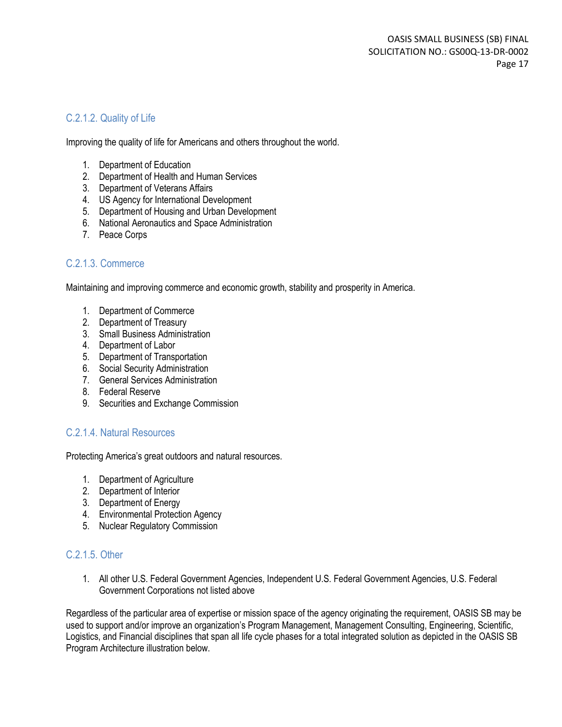### C.2.1.2. Quality of Life

Improving the quality of life for Americans and others throughout the world.

1. Department of Education
2. Department of Health and Human Services
3. Department of Veterans Affairs
4. US Agency for International Development
5. Department of Housing and Urban Development
6. National Aeronautics and Space Administration
7. Peace Corps

### C.2.1.3. Commerce

Maintaining and improving commerce and economic growth, stability and prosperity in America.

1. Department of Commerce
2. Department of Treasury
3. Small Business Administration
4. Department of Labor
5. Department of Transportation
6. Social Security Administration
7. General Services Administration
8. Federal Reserve
9. Securities and Exchange Commission

### C.2.1.4. Natural Resources

Protecting America's great outdoors and natural resources.

1. Department of Agriculture
2. Department of Interior
3. Department of Energy
4. Environmental Protection Agency
5. Nuclear Regulatory Commission

### C.2.1.5. Other

1. All other U.S. Federal Government Agencies, Independent U.S. Federal Government Agencies, U.S. Federal Government Corporations not listed above

Regardless of the particular area of expertise or mission space of the agency originating the requirement, OASIS SB may be used to support and/or improve an organization's Program Management, Management Consulting, Engineering, Scientific, Logistics, and Financial disciplines that span all life cycle phases for a total integrated solution as depicted in the OASIS SB Program Architecture illustration below.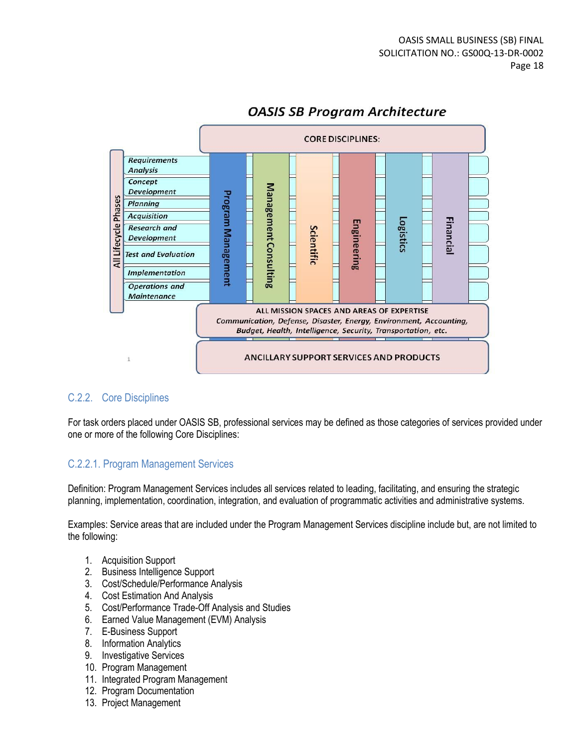**OASIS SB Program Architecture**

CORE DISCIPLINES:

All Lifecycle Phases: *Requirements Analysis*, *Concept Development*, *Planning*, *Acquisition*, *Research and Development*, *Test and Evaluation*, *Implementation*, *Operations and Maintenance*

Program Management | Management Consulting | Scientific | Engineering | Logistics | Financial

ALL MISSION SPACES AND AREAS OF EXPERTISE
*Communication, Defense, Disaster, Energy, Environment, Accounting, Budget, Health, Intelligence, Security, Transportation, etc.*

ANCILLARY SUPPORT SERVICES AND PRODUCTS

## C.2.2. Core Disciplines

For task orders placed under OASIS SB, professional services may be defined as those categories of services provided under one or more of the following Core Disciplines:

### C.2.2.1. Program Management Services

Definition: Program Management Services includes all services related to leading, facilitating, and ensuring the strategic planning, implementation, coordination, integration, and evaluation of programmatic activities and administrative systems.

Examples: Service areas that are included under the Program Management Services discipline include but, are not limited to the following:

1. Acquisition Support
2. Business Intelligence Support
3. Cost/Schedule/Performance Analysis
4. Cost Estimation And Analysis
5. Cost/Performance Trade-Off Analysis and Studies
6. Earned Value Management (EVM) Analysis
7. E-Business Support
8. Information Analytics
9. Investigative Services
10. Program Management
11. Integrated Program Management
12. Program Documentation
13. Project Management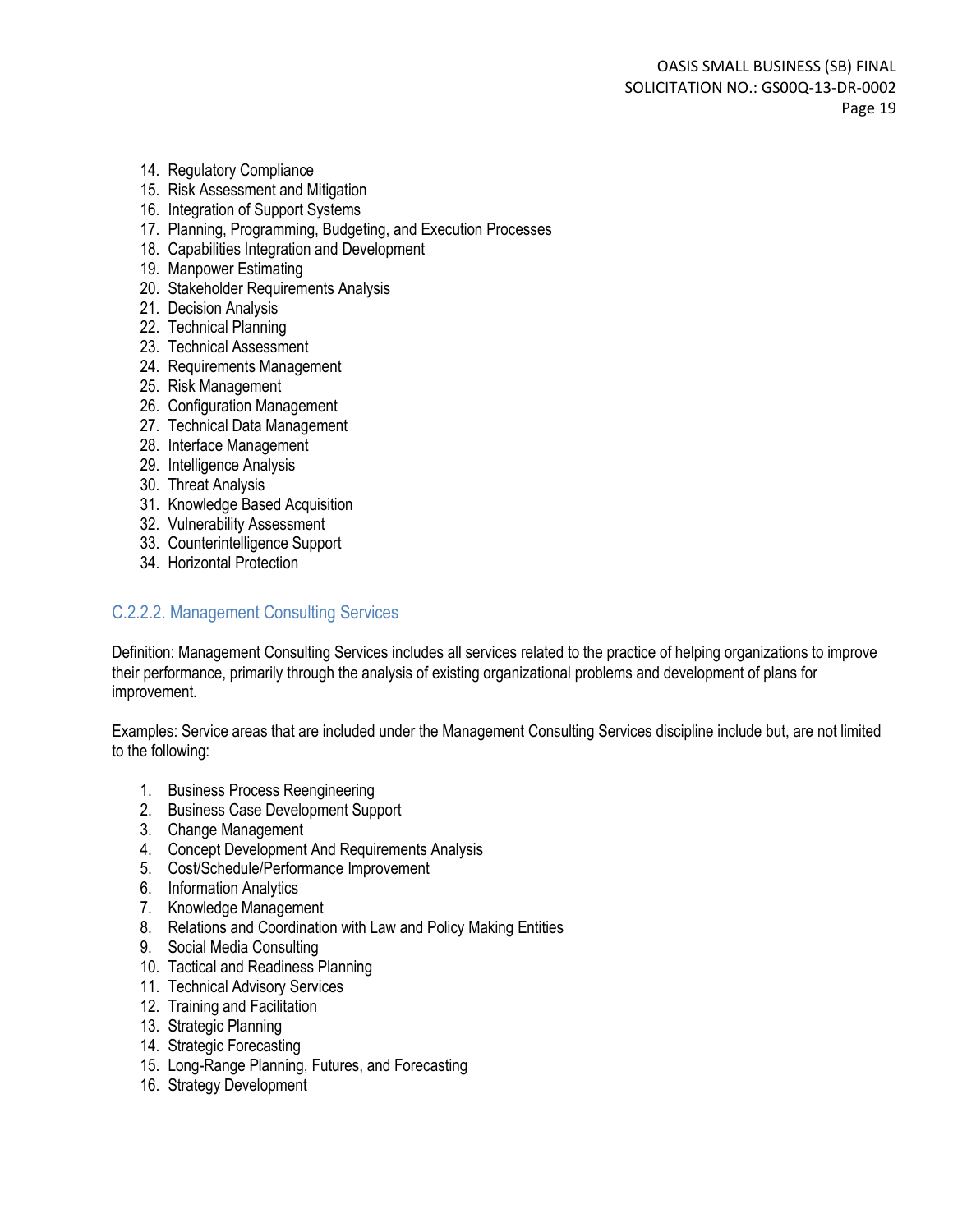14. Regulatory Compliance
15. Risk Assessment and Mitigation
16. Integration of Support Systems
17. Planning, Programming, Budgeting, and Execution Processes
18. Capabilities Integration and Development
19. Manpower Estimating
20. Stakeholder Requirements Analysis
21. Decision Analysis
22. Technical Planning
23. Technical Assessment
24. Requirements Management
25. Risk Management
26. Configuration Management
27. Technical Data Management
28. Interface Management
29. Intelligence Analysis
30. Threat Analysis
31. Knowledge Based Acquisition
32. Vulnerability Assessment
33. Counterintelligence Support
34. Horizontal Protection

### C.2.2.2. Management Consulting Services

Definition: Management Consulting Services includes all services related to the practice of helping organizations to improve their performance, primarily through the analysis of existing organizational problems and development of plans for improvement.

Examples: Service areas that are included under the Management Consulting Services discipline include but, are not limited to the following:

1. Business Process Reengineering
2. Business Case Development Support
3. Change Management
4. Concept Development And Requirements Analysis
5. Cost/Schedule/Performance Improvement
6. Information Analytics
7. Knowledge Management
8. Relations and Coordination with Law and Policy Making Entities
9. Social Media Consulting
10. Tactical and Readiness Planning
11. Technical Advisory Services
12. Training and Facilitation
13. Strategic Planning
14. Strategic Forecasting
15. Long-Range Planning, Futures, and Forecasting
16. Strategy Development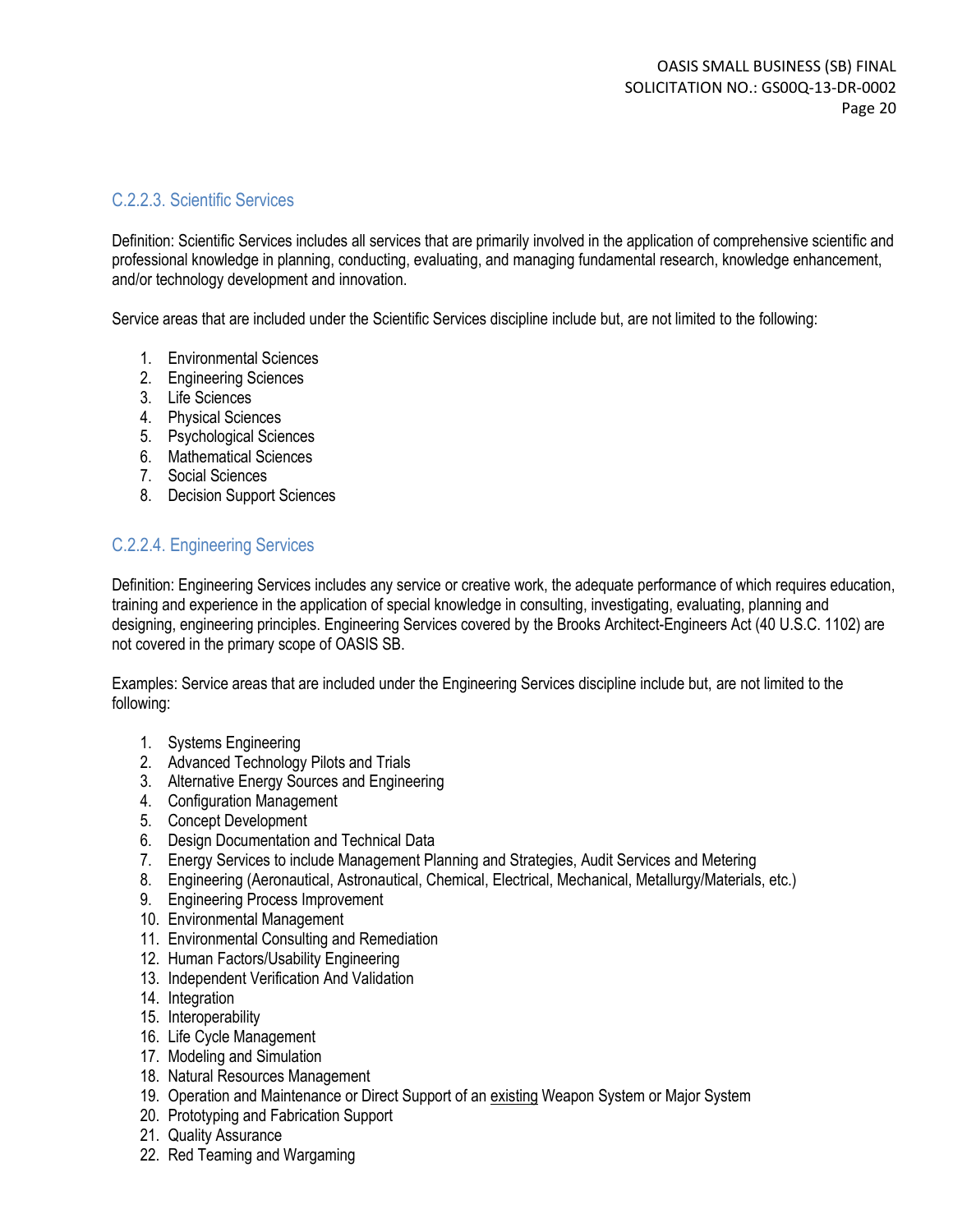### C.2.2.3. Scientific Services

Definition: Scientific Services includes all services that are primarily involved in the application of comprehensive scientific and professional knowledge in planning, conducting, evaluating, and managing fundamental research, knowledge enhancement, and/or technology development and innovation.

Service areas that are included under the Scientific Services discipline include but, are not limited to the following:

1. Environmental Sciences
2. Engineering Sciences
3. Life Sciences
4. Physical Sciences
5. Psychological Sciences
6. Mathematical Sciences
7. Social Sciences
8. Decision Support Sciences

### C.2.2.4. Engineering Services

Definition: Engineering Services includes any service or creative work, the adequate performance of which requires education, training and experience in the application of special knowledge in consulting, investigating, evaluating, planning and designing, engineering principles. Engineering Services covered by the Brooks Architect-Engineers Act (40 U.S.C. 1102) are not covered in the primary scope of OASIS SB.

Examples: Service areas that are included under the Engineering Services discipline include but, are not limited to the following:

1. Systems Engineering
2. Advanced Technology Pilots and Trials
3. Alternative Energy Sources and Engineering
4. Configuration Management
5. Concept Development
6. Design Documentation and Technical Data
7. Energy Services to include Management Planning and Strategies, Audit Services and Metering
8. Engineering (Aeronautical, Astronautical, Chemical, Electrical, Mechanical, Metallurgy/Materials, etc.)
9. Engineering Process Improvement
10. Environmental Management
11. Environmental Consulting and Remediation
12. Human Factors/Usability Engineering
13. Independent Verification And Validation
14. Integration
15. Interoperability
16. Life Cycle Management
17. Modeling and Simulation
18. Natural Resources Management
19. Operation and Maintenance or Direct Support of an existing Weapon System or Major System
20. Prototyping and Fabrication Support
21. Quality Assurance
22. Red Teaming and Wargaming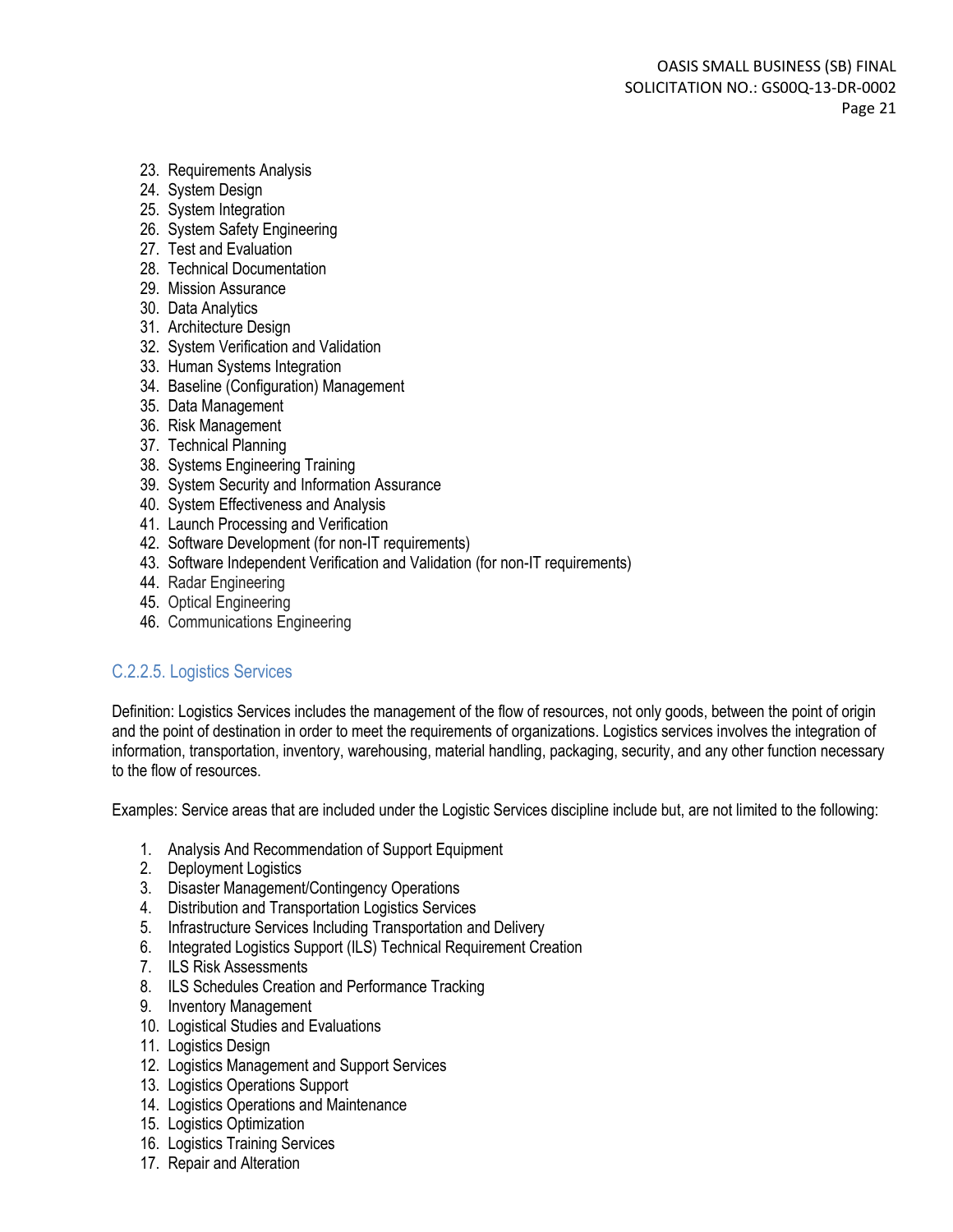23. Requirements Analysis
24. System Design
25. System Integration
26. System Safety Engineering
27. Test and Evaluation
28. Technical Documentation
29. Mission Assurance
30. Data Analytics
31. Architecture Design
32. System Verification and Validation
33. Human Systems Integration
34. Baseline (Configuration) Management
35. Data Management
36. Risk Management
37. Technical Planning
38. Systems Engineering Training
39. System Security and Information Assurance
40. System Effectiveness and Analysis
41. Launch Processing and Verification
42. Software Development (for non-IT requirements)
43. Software Independent Verification and Validation (for non-IT requirements)
44. Radar Engineering
45. Optical Engineering
46. Communications Engineering

### C.2.2.5. Logistics Services

Definition: Logistics Services includes the management of the flow of resources, not only goods, between the point of origin and the point of destination in order to meet the requirements of organizations. Logistics services involves the integration of information, transportation, inventory, warehousing, material handling, packaging, security, and any other function necessary to the flow of resources.

Examples: Service areas that are included under the Logistic Services discipline include but, are not limited to the following:

1. Analysis And Recommendation of Support Equipment
2. Deployment Logistics
3. Disaster Management/Contingency Operations
4. Distribution and Transportation Logistics Services
5. Infrastructure Services Including Transportation and Delivery
6. Integrated Logistics Support (ILS) Technical Requirement Creation
7. ILS Risk Assessments
8. ILS Schedules Creation and Performance Tracking
9. Inventory Management
10. Logistical Studies and Evaluations
11. Logistics Design
12. Logistics Management and Support Services
13. Logistics Operations Support
14. Logistics Operations and Maintenance
15. Logistics Optimization
16. Logistics Training Services
17. Repair and Alteration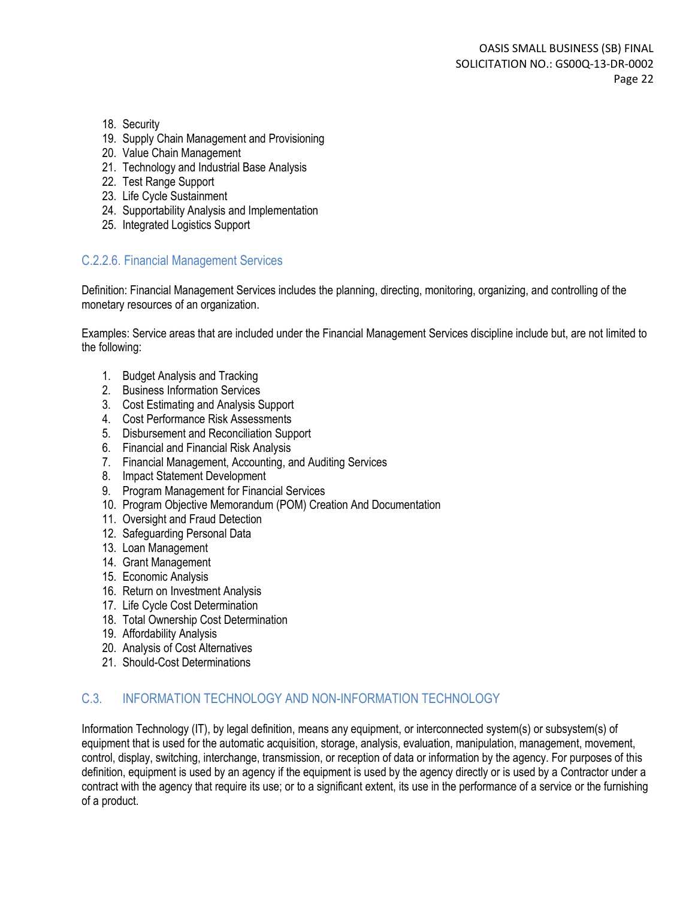18. Security
19. Supply Chain Management and Provisioning
20. Value Chain Management
21. Technology and Industrial Base Analysis
22. Test Range Support
23. Life Cycle Sustainment
24. Supportability Analysis and Implementation
25. Integrated Logistics Support

### C.2.2.6. Financial Management Services

Definition: Financial Management Services includes the planning, directing, monitoring, organizing, and controlling of the monetary resources of an organization.

Examples: Service areas that are included under the Financial Management Services discipline include but, are not limited to the following:

1. Budget Analysis and Tracking
2. Business Information Services
3. Cost Estimating and Analysis Support
4. Cost Performance Risk Assessments
5. Disbursement and Reconciliation Support
6. Financial and Financial Risk Analysis
7. Financial Management, Accounting, and Auditing Services
8. Impact Statement Development
9. Program Management for Financial Services
10. Program Objective Memorandum (POM) Creation And Documentation
11. Oversight and Fraud Detection
12. Safeguarding Personal Data
13. Loan Management
14. Grant Management
15. Economic Analysis
16. Return on Investment Analysis
17. Life Cycle Cost Determination
18. Total Ownership Cost Determination
19. Affordability Analysis
20. Analysis of Cost Alternatives
21. Should-Cost Determinations

## C.3. INFORMATION TECHNOLOGY AND NON-INFORMATION TECHNOLOGY

Information Technology (IT), by legal definition, means any equipment, or interconnected system(s) or subsystem(s) of equipment that is used for the automatic acquisition, storage, analysis, evaluation, manipulation, management, movement, control, display, switching, interchange, transmission, or reception of data or information by the agency. For purposes of this definition, equipment is used by an agency if the equipment is used by the agency directly or is used by a Contractor under a contract with the agency that require its use; or to a significant extent, its use in the performance of a service or the furnishing of a product.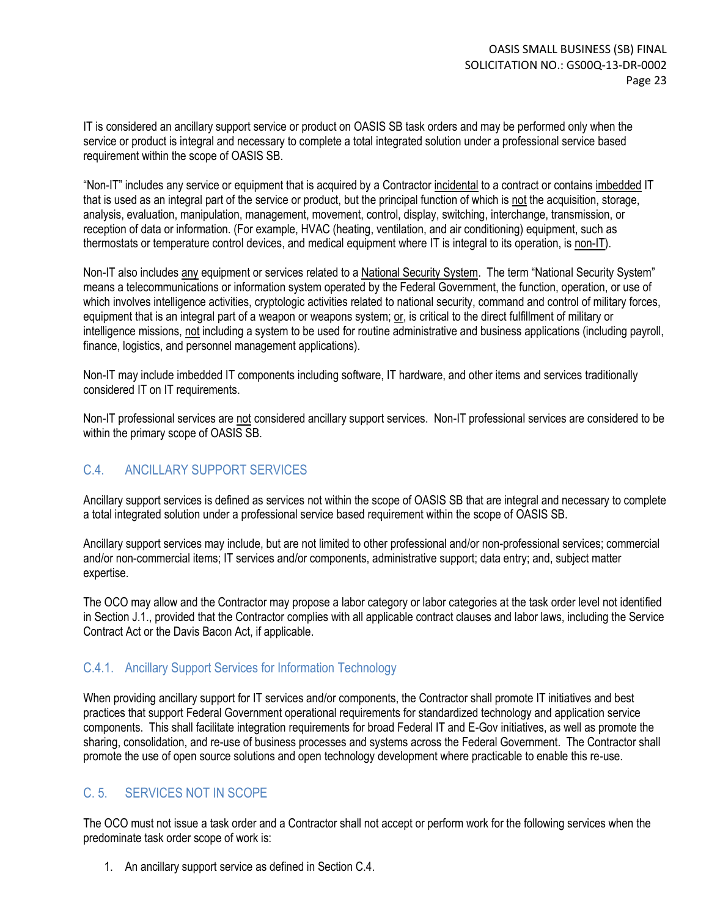IT is considered an ancillary support service or product on OASIS SB task orders and may be performed only when the service or product is integral and necessary to complete a total integrated solution under a professional service based requirement within the scope of OASIS SB.

"Non-IT" includes any service or equipment that is acquired by a Contractor incidental to a contract or contains imbedded IT that is used as an integral part of the service or product, but the principal function of which is not the acquisition, storage, analysis, evaluation, manipulation, management, movement, control, display, switching, interchange, transmission, or reception of data or information. (For example, HVAC (heating, ventilation, and air conditioning) equipment, such as thermostats or temperature control devices, and medical equipment where IT is integral to its operation, is non-IT).

Non-IT also includes any equipment or services related to a National Security System. The term "National Security System" means a telecommunications or information system operated by the Federal Government, the function, operation, or use of which involves intelligence activities, cryptologic activities related to national security, command and control of military forces, equipment that is an integral part of a weapon or weapons system; or, is critical to the direct fulfillment of military or intelligence missions, not including a system to be used for routine administrative and business applications (including payroll, finance, logistics, and personnel management applications).

Non-IT may include imbedded IT components including software, IT hardware, and other items and services traditionally considered IT on IT requirements.

Non-IT professional services are not considered ancillary support services. Non-IT professional services are considered to be within the primary scope of OASIS SB.

## C.4. ANCILLARY SUPPORT SERVICES

Ancillary support services is defined as services not within the scope of OASIS SB that are integral and necessary to complete a total integrated solution under a professional service based requirement within the scope of OASIS SB.

Ancillary support services may include, but are not limited to other professional and/or non-professional services; commercial and/or non-commercial items; IT services and/or components, administrative support; data entry; and, subject matter expertise.

The OCO may allow and the Contractor may propose a labor category or labor categories at the task order level not identified in Section J.1., provided that the Contractor complies with all applicable contract clauses and labor laws, including the Service Contract Act or the Davis Bacon Act, if applicable.

### C.4.1. Ancillary Support Services for Information Technology

When providing ancillary support for IT services and/or components, the Contractor shall promote IT initiatives and best practices that support Federal Government operational requirements for standardized technology and application service components. This shall facilitate integration requirements for broad Federal IT and E-Gov initiatives, as well as promote the sharing, consolidation, and re-use of business processes and systems across the Federal Government. The Contractor shall promote the use of open source solutions and open technology development where practicable to enable this re-use.

## C. 5. SERVICES NOT IN SCOPE

The OCO must not issue a task order and a Contractor shall not accept or perform work for the following services when the predominate task order scope of work is:

1. An ancillary support service as defined in Section C.4.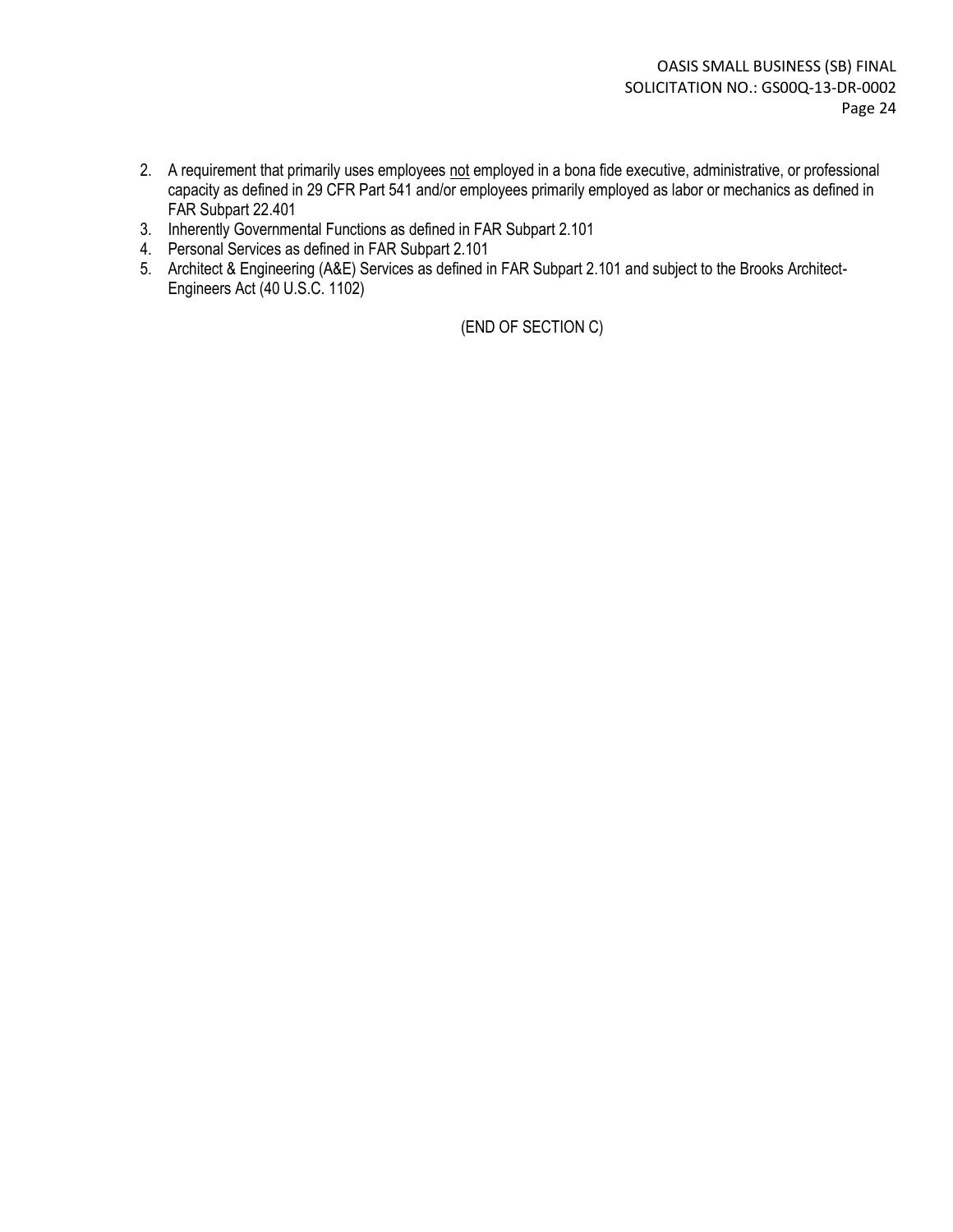2. A requirement that primarily uses employees <u>not</u> employed in a bona fide executive, administrative, or professional capacity as defined in 29 CFR Part 541 and/or employees primarily employed as labor or mechanics as defined in FAR Subpart 22.401
3. Inherently Governmental Functions as defined in FAR Subpart 2.101
4. Personal Services as defined in FAR Subpart 2.101
5. Architect & Engineering (A&E) Services as defined in FAR Subpart 2.101 and subject to the Brooks Architect-Engineers Act (40 U.S.C. 1102)

(END OF SECTION C)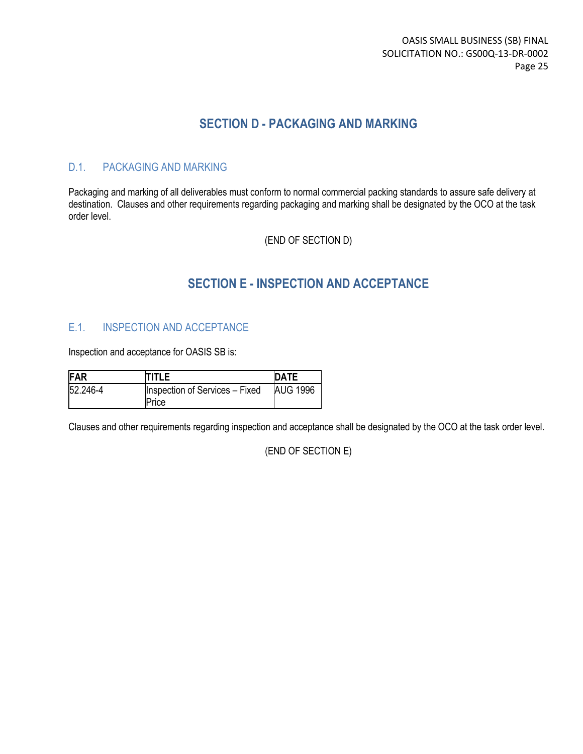# SECTION D - PACKAGING AND MARKING

## D.1. PACKAGING AND MARKING

Packaging and marking of all deliverables must conform to normal commercial packing standards to assure safe delivery at destination. Clauses and other requirements regarding packaging and marking shall be designated by the OCO at the task order level.

(END OF SECTION D)

# SECTION E - INSPECTION AND ACCEPTANCE

## E.1. INSPECTION AND ACCEPTANCE

Inspection and acceptance for OASIS SB is:

| FAR | TITLE | DATE |
|---|---|---|
| 52.246-4 | Inspection of Services – Fixed Price | AUG 1996 |

Clauses and other requirements regarding inspection and acceptance shall be designated by the OCO at the task order level.

(END OF SECTION E)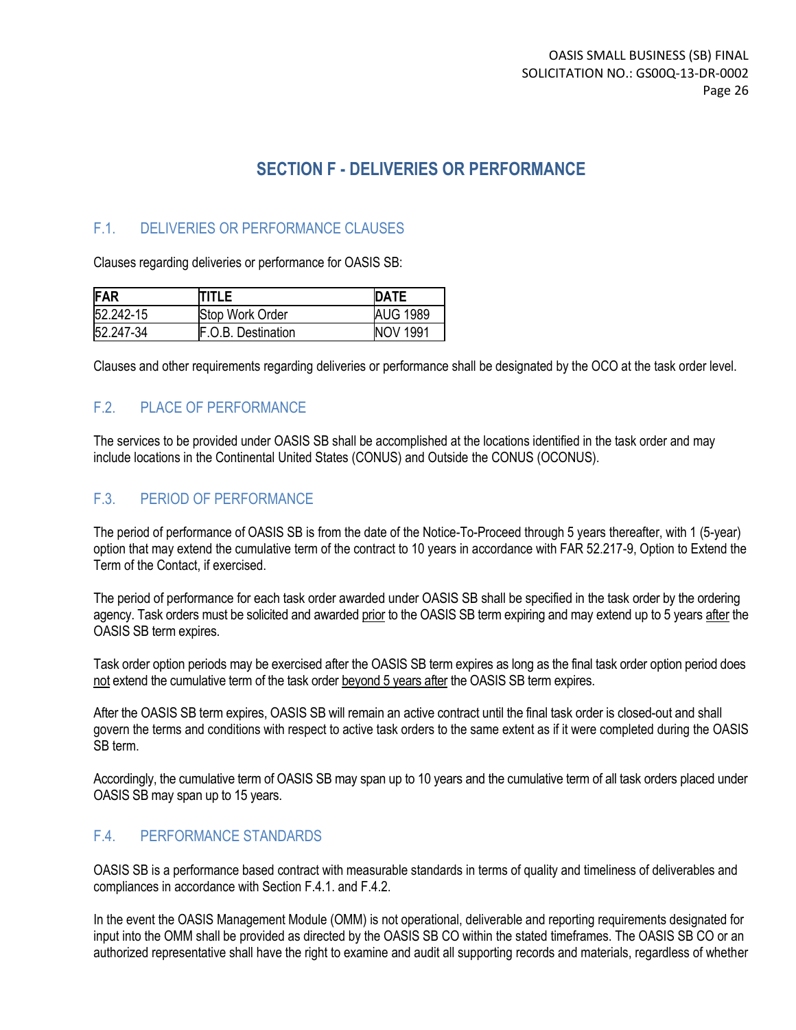# SECTION F - DELIVERIES OR PERFORMANCE

## F.1. DELIVERIES OR PERFORMANCE CLAUSES

Clauses regarding deliveries or performance for OASIS SB:

| FAR | TITLE | DATE |
|---|---|---|
| 52.242-15 | Stop Work Order | AUG 1989 |
| 52.247-34 | F.O.B. Destination | NOV 1991 |

Clauses and other requirements regarding deliveries or performance shall be designated by the OCO at the task order level.

## F.2. PLACE OF PERFORMANCE

The services to be provided under OASIS SB shall be accomplished at the locations identified in the task order and may include locations in the Continental United States (CONUS) and Outside the CONUS (OCONUS).

## F.3. PERIOD OF PERFORMANCE

The period of performance of OASIS SB is from the date of the Notice-To-Proceed through 5 years thereafter, with 1 (5-year) option that may extend the cumulative term of the contract to 10 years in accordance with FAR 52.217-9, Option to Extend the Term of the Contact, if exercised.

The period of performance for each task order awarded under OASIS SB shall be specified in the task order by the ordering agency. Task orders must be solicited and awarded <u>prior</u> to the OASIS SB term expiring and may extend up to 5 years <u>after</u> the OASIS SB term expires.

Task order option periods may be exercised after the OASIS SB term expires as long as the final task order option period does <u>not</u> extend the cumulative term of the task order <u>beyond 5 years after</u> the OASIS SB term expires.

After the OASIS SB term expires, OASIS SB will remain an active contract until the final task order is closed-out and shall govern the terms and conditions with respect to active task orders to the same extent as if it were completed during the OASIS SB term.

Accordingly, the cumulative term of OASIS SB may span up to 10 years and the cumulative term of all task orders placed under OASIS SB may span up to 15 years.

## F.4. PERFORMANCE STANDARDS

OASIS SB is a performance based contract with measurable standards in terms of quality and timeliness of deliverables and compliances in accordance with Section F.4.1. and F.4.2.

In the event the OASIS Management Module (OMM) is not operational, deliverable and reporting requirements designated for input into the OMM shall be provided as directed by the OASIS SB CO within the stated timeframes. The OASIS SB CO or an authorized representative shall have the right to examine and audit all supporting records and materials, regardless of whether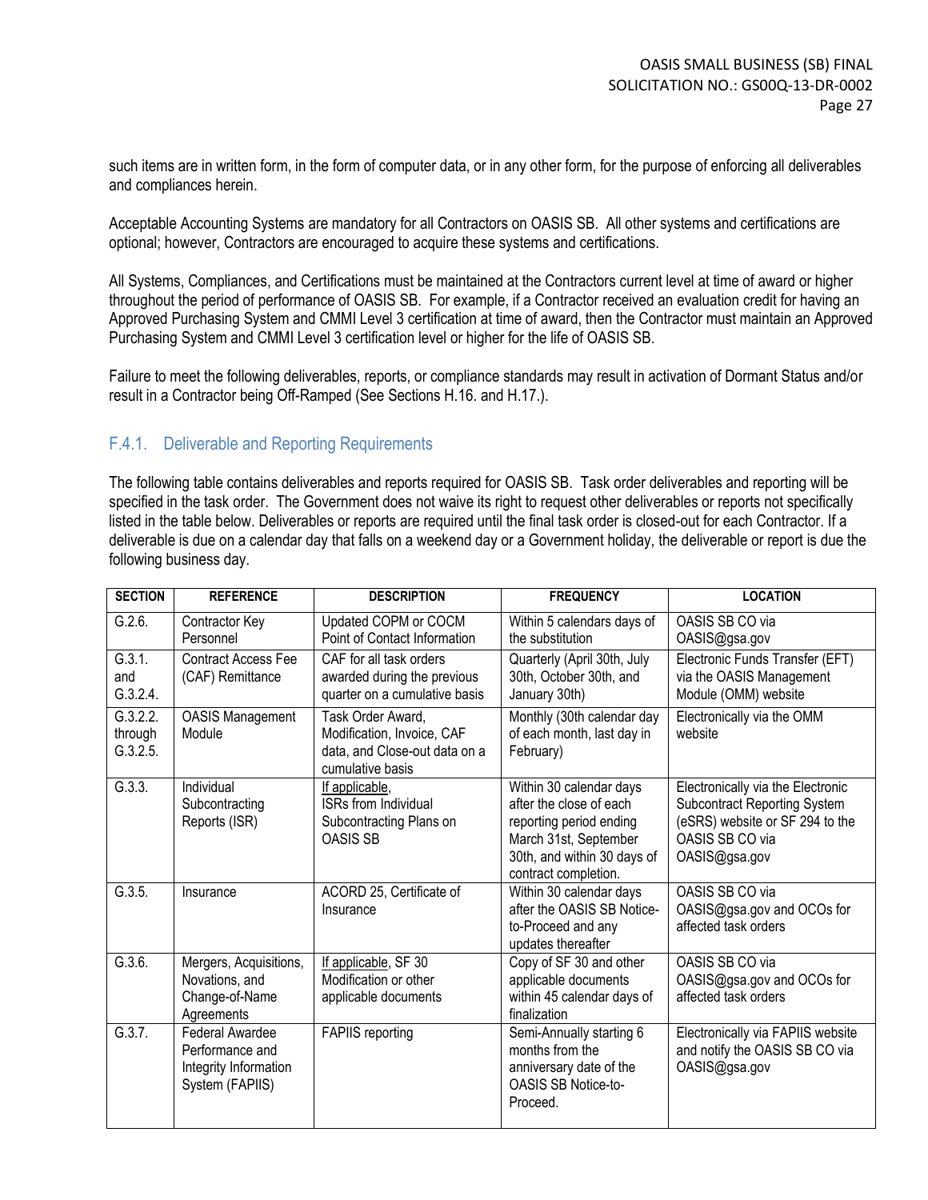such items are in written form, in the form of computer data, or in any other form, for the purpose of enforcing all deliverables and compliances herein.

Acceptable Accounting Systems are mandatory for all Contractors on OASIS SB. All other systems and certifications are optional; however, Contractors are encouraged to acquire these systems and certifications.

All Systems, Compliances, and Certifications must be maintained at the Contractors current level at time of award or higher throughout the period of performance of OASIS SB. For example, if a Contractor received an evaluation credit for having an Approved Purchasing System and CMMI Level 3 certification at time of award, then the Contractor must maintain an Approved Purchasing System and CMMI Level 3 certification level or higher for the life of OASIS SB.

Failure to meet the following deliverables, reports, or compliance standards may result in activation of Dormant Status and/or result in a Contractor being Off-Ramped (See Sections H.16. and H.17.).

### F.4.1. Deliverable and Reporting Requirements

The following table contains deliverables and reports required for OASIS SB. Task order deliverables and reporting will be specified in the task order. The Government does not waive its right to request other deliverables or reports not specifically listed in the table below. Deliverables or reports are required until the final task order is closed-out for each Contractor. If a deliverable is due on a calendar day that falls on a weekend day or a Government holiday, the deliverable or report is due the following business day.

| SECTION | REFERENCE | DESCRIPTION | FREQUENCY | LOCATION |
|---|---|---|---|---|
| G.2.6. | Contractor Key Personnel | Updated COPM or COCM Point of Contact Information | Within 5 calendars days of the substitution | OASIS SB CO via OASIS@gsa.gov |
| G.3.1. and G.3.2.4. | Contract Access Fee (CAF) Remittance | CAF for all task orders awarded during the previous quarter on a cumulative basis | Quarterly (April 30th, July 30th, October 30th, and January 30th) | Electronic Funds Transfer (EFT) via the OASIS Management Module (OMM) website |
| G.3.2.2. through G.3.2.5. | OASIS Management Module | Task Order Award, Modification, Invoice, CAF data, and Close-out data on a cumulative basis | Monthly (30th calendar day of each month, last day in February) | Electronically via the OMM website |
| G.3.3. | Individual Subcontracting Reports (ISR) | If applicable, ISRs from Individual Subcontracting Plans on OASIS SB | Within 30 calendar days after the close of each reporting period ending March 31st, September 30th, and within 30 days of contract completion. | Electronically via the Electronic Subcontract Reporting System (eSRS) website or SF 294 to the OASIS SB CO via OASIS@gsa.gov |
| G.3.5. | Insurance | ACORD 25, Certificate of Insurance | Within 30 calendar days after the OASIS SB Notice-to-Proceed and any updates thereafter | OASIS SB CO via OASIS@gsa.gov and OCOs for affected task orders |
| G.3.6. | Mergers, Acquisitions, Novations, and Change-of-Name Agreements | If applicable, SF 30 Modification or other applicable documents | Copy of SF 30 and other applicable documents within 45 calendar days of finalization | OASIS SB CO via OASIS@gsa.gov and OCOs for affected task orders |
| G.3.7. | Federal Awardee Performance and Integrity Information System (FAPIIS) | FAPIIS reporting | Semi-Annually starting 6 months from the anniversary date of the OASIS SB Notice-to-Proceed. | Electronically via FAPIIS website and notify the OASIS SB CO via OASIS@gsa.gov |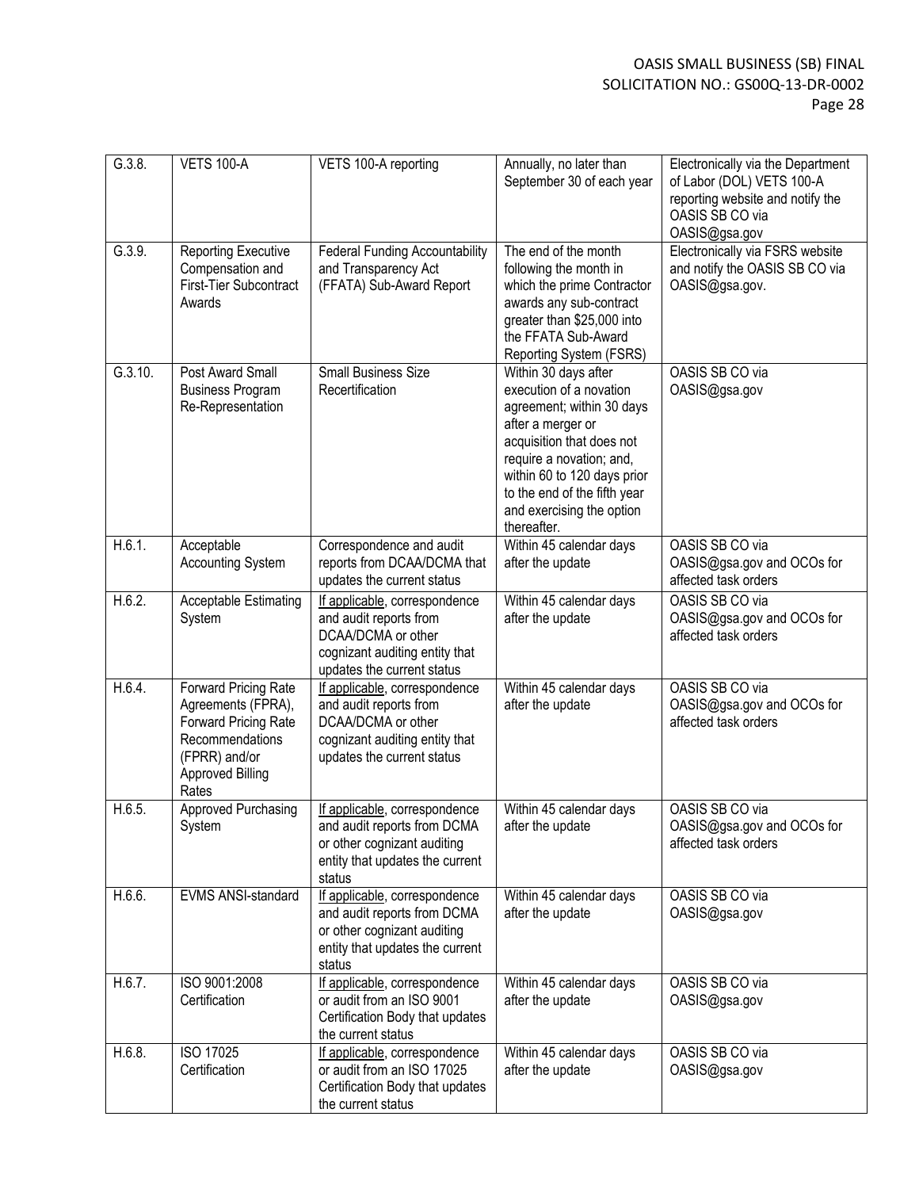| G.3.8. | VETS 100-A | VETS 100-A reporting | Annually, no later than September 30 of each year | Electronically via the Department of Labor (DOL) VETS 100-A reporting website and notify the OASIS SB CO via OASIS@gsa.gov |
|---|---|---|---|---|
| G.3.9. | Reporting Executive Compensation and First-Tier Subcontract Awards | Federal Funding Accountability and Transparency Act (FFATA) Sub-Award Report | The end of the month following the month in which the prime Contractor awards any sub-contract greater than $25,000 into the FFATA Sub-Award Reporting System (FSRS) | Electronically via FSRS website and notify the OASIS SB CO via OASIS@gsa.gov. |
| G.3.10. | Post Award Small Business Program Re-Representation | Small Business Size Recertification | Within 30 days after execution of a novation agreement; within 30 days after a merger or acquisition that does not require a novation; and, within 60 to 120 days prior to the end of the fifth year and exercising the option thereafter. | OASIS SB CO via OASIS@gsa.gov |
| H.6.1. | Acceptable Accounting System | Correspondence and audit reports from DCAA/DCMA that updates the current status | Within 45 calendar days after the update | OASIS SB CO via OASIS@gsa.gov and OCOs for affected task orders |
| H.6.2. | Acceptable Estimating System | If applicable, correspondence and audit reports from DCAA/DCMA or other cognizant auditing entity that updates the current status | Within 45 calendar days after the update | OASIS SB CO via OASIS@gsa.gov and OCOs for affected task orders |
| H.6.4. | Forward Pricing Rate Agreements (FPRA), Forward Pricing Rate Recommendations (FPRR) and/or Approved Billing Rates | If applicable, correspondence and audit reports from DCAA/DCMA or other cognizant auditing entity that updates the current status | Within 45 calendar days after the update | OASIS SB CO via OASIS@gsa.gov and OCOs for affected task orders |
| H.6.5. | Approved Purchasing System | If applicable, correspondence and audit reports from DCMA or other cognizant auditing entity that updates the current status | Within 45 calendar days after the update | OASIS SB CO via OASIS@gsa.gov and OCOs for affected task orders |
| H.6.6. | EVMS ANSI-standard | If applicable, correspondence and audit reports from DCMA or other cognizant auditing entity that updates the current status | Within 45 calendar days after the update | OASIS SB CO via OASIS@gsa.gov |
| H.6.7. | ISO 9001:2008 Certification | If applicable, correspondence or audit from an ISO 9001 Certification Body that updates the current status | Within 45 calendar days after the update | OASIS SB CO via OASIS@gsa.gov |
| H.6.8. | ISO 17025 Certification | If applicable, correspondence or audit from an ISO 17025 Certification Body that updates the current status | Within 45 calendar days after the update | OASIS SB CO via OASIS@gsa.gov |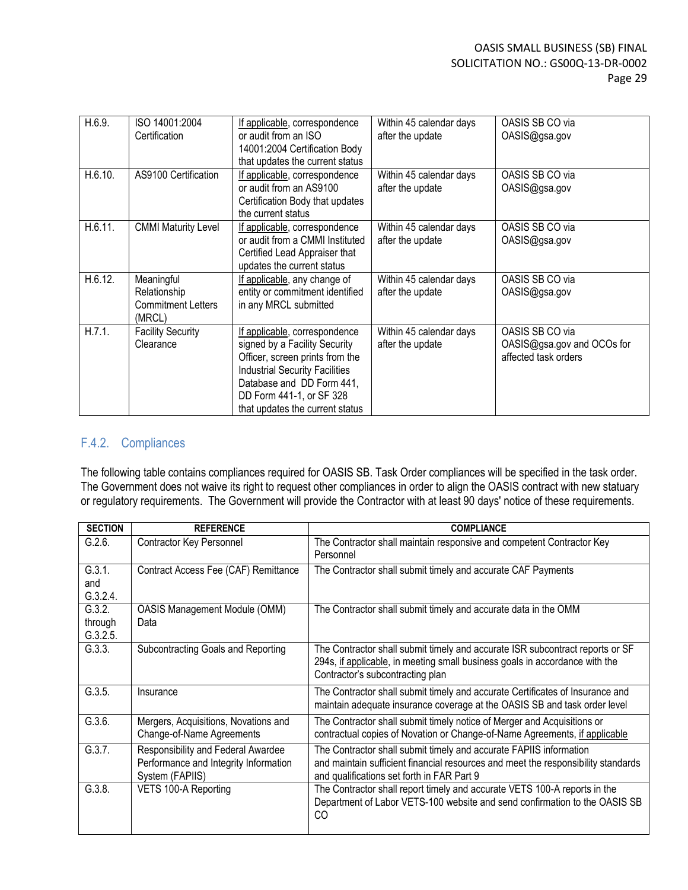| H.6.9. | ISO 14001:2004 Certification | If applicable, correspondence or audit from an ISO 14001:2004 Certification Body that updates the current status | Within 45 calendar days after the update | OASIS SB CO via OASIS@gsa.gov |
|---|---|---|---|---|
| H.6.10. | AS9100 Certification | If applicable, correspondence or audit from an AS9100 Certification Body that updates the current status | Within 45 calendar days after the update | OASIS SB CO via OASIS@gsa.gov |
| H.6.11. | CMMI Maturity Level | If applicable, correspondence or audit from a CMMI Instituted Certified Lead Appraiser that updates the current status | Within 45 calendar days after the update | OASIS SB CO via OASIS@gsa.gov |
| H.6.12. | Meaningful Relationship Commitment Letters (MRCL) | If applicable, any change of entity or commitment identified in any MRCL submitted | Within 45 calendar days after the update | OASIS SB CO via OASIS@gsa.gov |
| H.7.1. | Facility Security Clearance | If applicable, correspondence signed by a Facility Security Officer, screen prints from the Industrial Security Facilities Database and DD Form 441, DD Form 441-1, or SF 328 that updates the current status | Within 45 calendar days after the update | OASIS SB CO via OASIS@gsa.gov and OCOs for affected task orders |

### F.4.2. Compliances

The following table contains compliances required for OASIS SB. Task Order compliances will be specified in the task order. The Government does not waive its right to request other compliances in order to align the OASIS contract with new statuary or regulatory requirements. The Government will provide the Contractor with at least 90 days' notice of these requirements.

| SECTION | REFERENCE | COMPLIANCE |
|---|---|---|
| G.2.6. | Contractor Key Personnel | The Contractor shall maintain responsive and competent Contractor Key Personnel |
| G.3.1. and G.3.2.4. | Contract Access Fee (CAF) Remittance | The Contractor shall submit timely and accurate CAF Payments |
| G.3.2. through G.3.2.5. | OASIS Management Module (OMM) Data | The Contractor shall submit timely and accurate data in the OMM |
| G.3.3. | Subcontracting Goals and Reporting | The Contractor shall submit timely and accurate ISR subcontract reports or SF 294s, if applicable, in meeting small business goals in accordance with the Contractor's subcontracting plan |
| G.3.5. | Insurance | The Contractor shall submit timely and accurate Certificates of Insurance and maintain adequate insurance coverage at the OASIS SB and task order level |
| G.3.6. | Mergers, Acquisitions, Novations and Change-of-Name Agreements | The Contractor shall submit timely notice of Merger and Acquisitions or contractual copies of Novation or Change-of-Name Agreements, if applicable |
| G.3.7. | Responsibility and Federal Awardee Performance and Integrity Information System (FAPIIS) | The Contractor shall submit timely and accurate FAPIIS information and maintain sufficient financial resources and meet the responsibility standards and qualifications set forth in FAR Part 9 |
| G.3.8. | VETS 100-A Reporting | The Contractor shall report timely and accurate VETS 100-A reports in the Department of Labor VETS-100 website and send confirmation to the OASIS SB CO |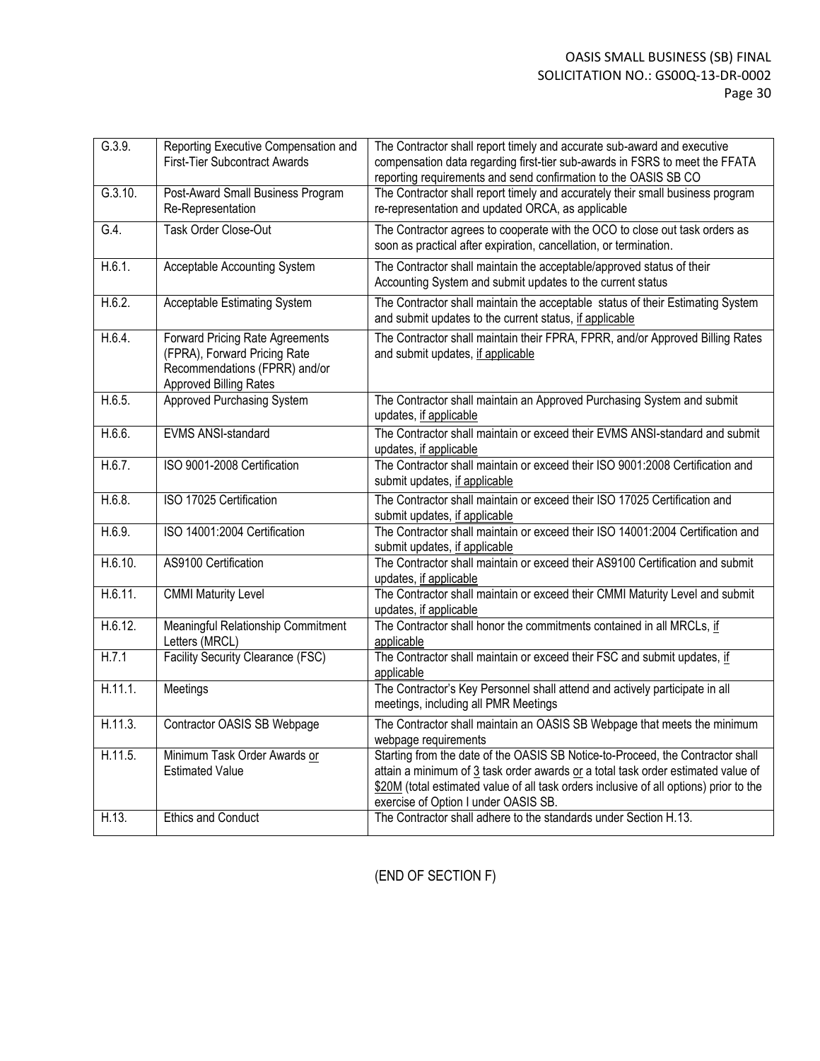| G.3.9. | Reporting Executive Compensation and First-Tier Subcontract Awards | The Contractor shall report timely and accurate sub-award and executive compensation data regarding first-tier sub-awards in FSRS to meet the FFATA reporting requirements and send confirmation to the OASIS SB CO |
|---|---|---|
| G.3.10. | Post-Award Small Business Program Re-Representation | The Contractor shall report timely and accurately their small business program re-representation and updated ORCA, as applicable |
| G.4. | Task Order Close-Out | The Contractor agrees to cooperate with the OCO to close out task orders as soon as practical after expiration, cancellation, or termination. |
| H.6.1. | Acceptable Accounting System | The Contractor shall maintain the acceptable/approved status of their Accounting System and submit updates to the current status |
| H.6.2. | Acceptable Estimating System | The Contractor shall maintain the acceptable status of their Estimating System and submit updates to the current status, if applicable |
| H.6.4. | Forward Pricing Rate Agreements (FPRA), Forward Pricing Rate Recommendations (FPRR) and/or Approved Billing Rates | The Contractor shall maintain their FPRA, FPRR, and/or Approved Billing Rates and submit updates, if applicable |
| H.6.5. | Approved Purchasing System | The Contractor shall maintain an Approved Purchasing System and submit updates, if applicable |
| H.6.6. | EVMS ANSI-standard | The Contractor shall maintain or exceed their EVMS ANSI-standard and submit updates, if applicable |
| H.6.7. | ISO 9001-2008 Certification | The Contractor shall maintain or exceed their ISO 9001:2008 Certification and submit updates, if applicable |
| H.6.8. | ISO 17025 Certification | The Contractor shall maintain or exceed their ISO 17025 Certification and submit updates, if applicable |
| H.6.9. | ISO 14001:2004 Certification | The Contractor shall maintain or exceed their ISO 14001:2004 Certification and submit updates, if applicable |
| H.6.10. | AS9100 Certification | The Contractor shall maintain or exceed their AS9100 Certification and submit updates, if applicable |
| H.6.11. | CMMI Maturity Level | The Contractor shall maintain or exceed their CMMI Maturity Level and submit updates, if applicable |
| H.6.12. | Meaningful Relationship Commitment Letters (MRCL) | The Contractor shall honor the commitments contained in all MRCLs, if applicable |
| H.7.1 | Facility Security Clearance (FSC) | The Contractor shall maintain or exceed their FSC and submit updates, if applicable |
| H.11.1. | Meetings | The Contractor's Key Personnel shall attend and actively participate in all meetings, including all PMR Meetings |
| H.11.3. | Contractor OASIS SB Webpage | The Contractor shall maintain an OASIS SB Webpage that meets the minimum webpage requirements |
| H.11.5. | Minimum Task Order Awards or Estimated Value | Starting from the date of the OASIS SB Notice-to-Proceed, the Contractor shall attain a minimum of 3 task order awards or a total task order estimated value of $20M (total estimated value of all task orders inclusive of all options) prior to the exercise of Option I under OASIS SB. |
| H.13. | Ethics and Conduct | The Contractor shall adhere to the standards under Section H.13. |

(END OF SECTION F)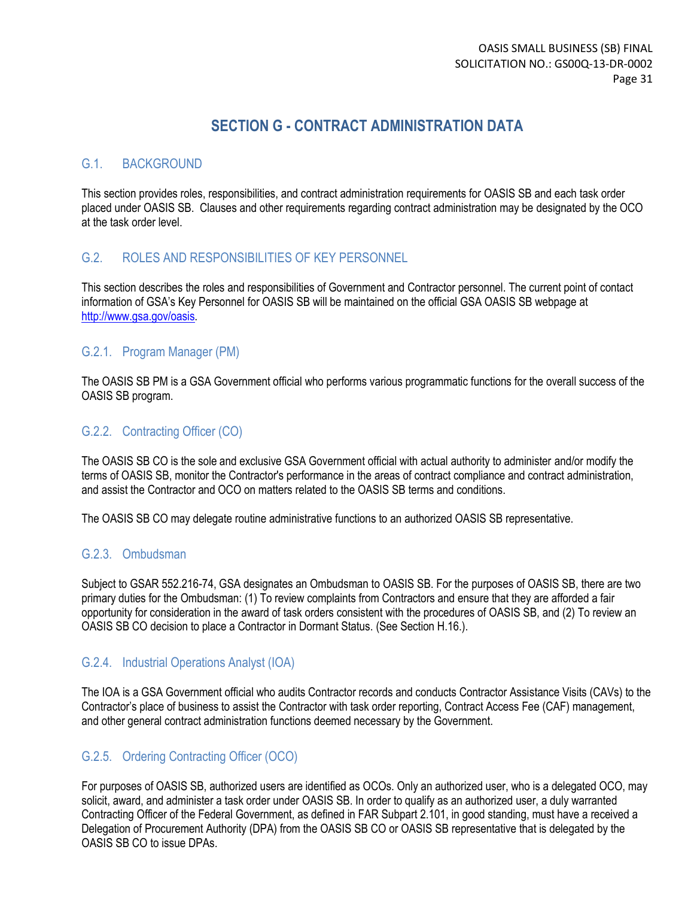# SECTION G - CONTRACT ADMINISTRATION DATA

## G.1. BACKGROUND

This section provides roles, responsibilities, and contract administration requirements for OASIS SB and each task order placed under OASIS SB. Clauses and other requirements regarding contract administration may be designated by the OCO at the task order level.

## G.2. ROLES AND RESPONSIBILITIES OF KEY PERSONNEL

This section describes the roles and responsibilities of Government and Contractor personnel. The current point of contact information of GSA's Key Personnel for OASIS SB will be maintained on the official GSA OASIS SB webpage at http://www.gsa.gov/oasis.

### G.2.1. Program Manager (PM)

The OASIS SB PM is a GSA Government official who performs various programmatic functions for the overall success of the OASIS SB program.

### G.2.2. Contracting Officer (CO)

The OASIS SB CO is the sole and exclusive GSA Government official with actual authority to administer and/or modify the terms of OASIS SB, monitor the Contractor's performance in the areas of contract compliance and contract administration, and assist the Contractor and OCO on matters related to the OASIS SB terms and conditions.

The OASIS SB CO may delegate routine administrative functions to an authorized OASIS SB representative.

### G.2.3. Ombudsman

Subject to GSAR 552.216-74, GSA designates an Ombudsman to OASIS SB. For the purposes of OASIS SB, there are two primary duties for the Ombudsman: (1) To review complaints from Contractors and ensure that they are afforded a fair opportunity for consideration in the award of task orders consistent with the procedures of OASIS SB, and (2) To review an OASIS SB CO decision to place a Contractor in Dormant Status. (See Section H.16.).

### G.2.4. Industrial Operations Analyst (IOA)

The IOA is a GSA Government official who audits Contractor records and conducts Contractor Assistance Visits (CAVs) to the Contractor's place of business to assist the Contractor with task order reporting, Contract Access Fee (CAF) management, and other general contract administration functions deemed necessary by the Government.

### G.2.5. Ordering Contracting Officer (OCO)

For purposes of OASIS SB, authorized users are identified as OCOs. Only an authorized user, who is a delegated OCO, may solicit, award, and administer a task order under OASIS SB. In order to qualify as an authorized user, a duly warranted Contracting Officer of the Federal Government, as defined in FAR Subpart 2.101, in good standing, must have a received a Delegation of Procurement Authority (DPA) from the OASIS SB CO or OASIS SB representative that is delegated by the OASIS SB CO to issue DPAs.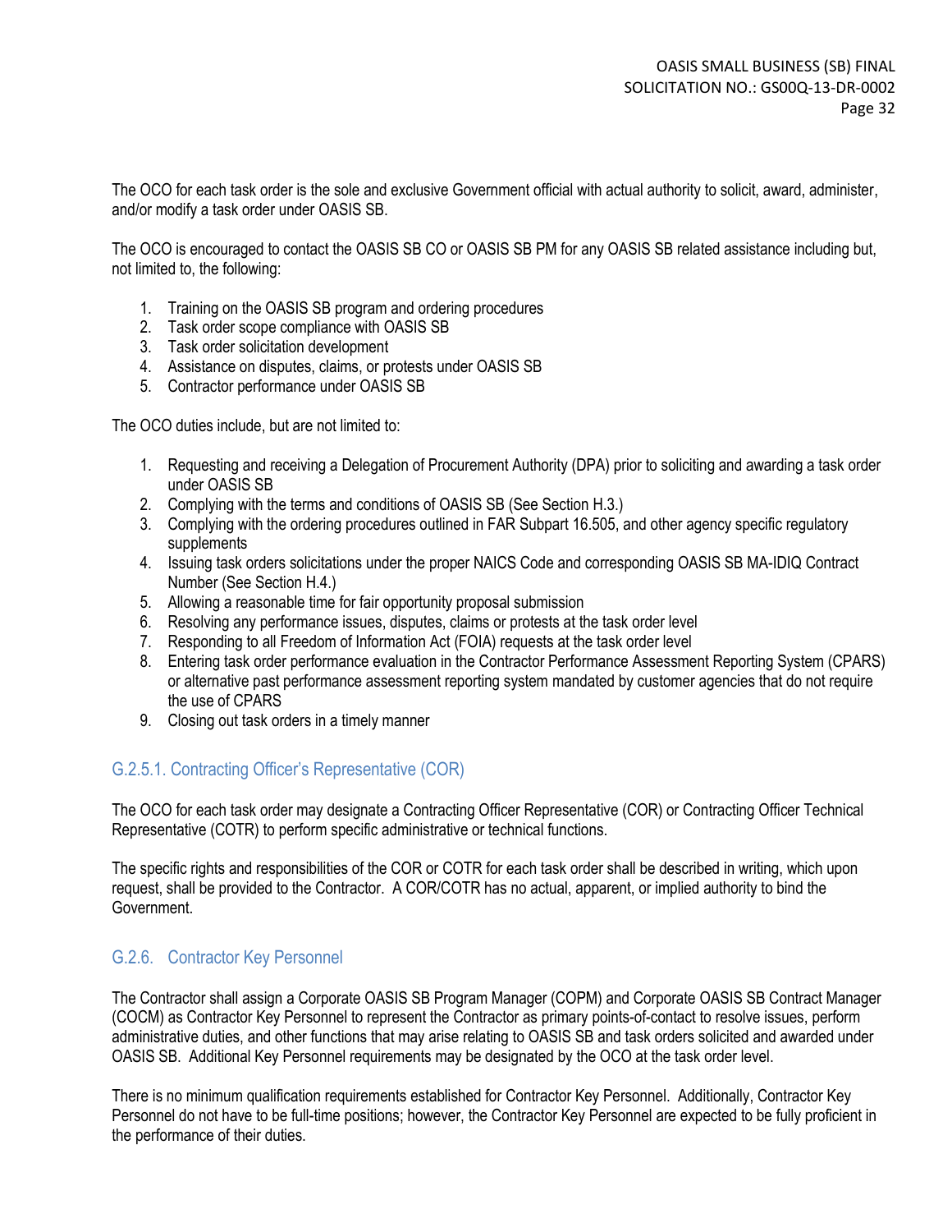The OCO for each task order is the sole and exclusive Government official with actual authority to solicit, award, administer, and/or modify a task order under OASIS SB.

The OCO is encouraged to contact the OASIS SB CO or OASIS SB PM for any OASIS SB related assistance including but, not limited to, the following:

1. Training on the OASIS SB program and ordering procedures
2. Task order scope compliance with OASIS SB
3. Task order solicitation development
4. Assistance on disputes, claims, or protests under OASIS SB
5. Contractor performance under OASIS SB

The OCO duties include, but are not limited to:

1. Requesting and receiving a Delegation of Procurement Authority (DPA) prior to soliciting and awarding a task order under OASIS SB
2. Complying with the terms and conditions of OASIS SB (See Section H.3.)
3. Complying with the ordering procedures outlined in FAR Subpart 16.505, and other agency specific regulatory supplements
4. Issuing task orders solicitations under the proper NAICS Code and corresponding OASIS SB MA-IDIQ Contract Number (See Section H.4.)
5. Allowing a reasonable time for fair opportunity proposal submission
6. Resolving any performance issues, disputes, claims or protests at the task order level
7. Responding to all Freedom of Information Act (FOIA) requests at the task order level
8. Entering task order performance evaluation in the Contractor Performance Assessment Reporting System (CPARS) or alternative past performance assessment reporting system mandated by customer agencies that do not require the use of CPARS
9. Closing out task orders in a timely manner

### G.2.5.1. Contracting Officer's Representative (COR)

The OCO for each task order may designate a Contracting Officer Representative (COR) or Contracting Officer Technical Representative (COTR) to perform specific administrative or technical functions.

The specific rights and responsibilities of the COR or COTR for each task order shall be described in writing, which upon request, shall be provided to the Contractor. A COR/COTR has no actual, apparent, or implied authority to bind the Government.

### G.2.6. Contractor Key Personnel

The Contractor shall assign a Corporate OASIS SB Program Manager (COPM) and Corporate OASIS SB Contract Manager (COCM) as Contractor Key Personnel to represent the Contractor as primary points-of-contact to resolve issues, perform administrative duties, and other functions that may arise relating to OASIS SB and task orders solicited and awarded under OASIS SB. Additional Key Personnel requirements may be designated by the OCO at the task order level.

There is no minimum qualification requirements established for Contractor Key Personnel. Additionally, Contractor Key Personnel do not have to be full-time positions; however, the Contractor Key Personnel are expected to be fully proficient in the performance of their duties.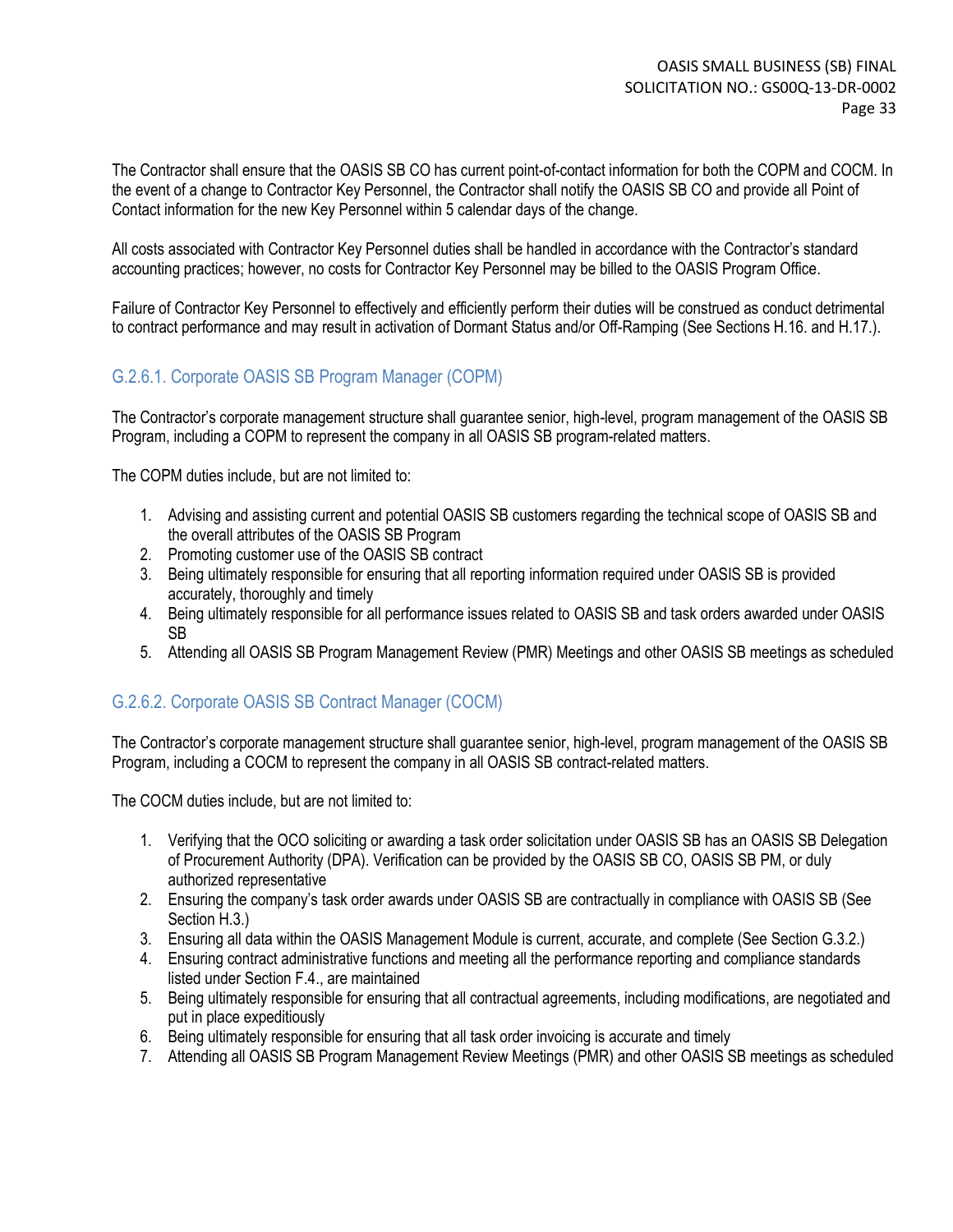The Contractor shall ensure that the OASIS SB CO has current point-of-contact information for both the COPM and COCM. In the event of a change to Contractor Key Personnel, the Contractor shall notify the OASIS SB CO and provide all Point of Contact information for the new Key Personnel within 5 calendar days of the change.

All costs associated with Contractor Key Personnel duties shall be handled in accordance with the Contractor's standard accounting practices; however, no costs for Contractor Key Personnel may be billed to the OASIS Program Office.

Failure of Contractor Key Personnel to effectively and efficiently perform their duties will be construed as conduct detrimental to contract performance and may result in activation of Dormant Status and/or Off-Ramping (See Sections H.16. and H.17.).

### G.2.6.1. Corporate OASIS SB Program Manager (COPM)

The Contractor's corporate management structure shall guarantee senior, high-level, program management of the OASIS SB Program, including a COPM to represent the company in all OASIS SB program-related matters.

The COPM duties include, but are not limited to:

1. Advising and assisting current and potential OASIS SB customers regarding the technical scope of OASIS SB and the overall attributes of the OASIS SB Program
2. Promoting customer use of the OASIS SB contract
3. Being ultimately responsible for ensuring that all reporting information required under OASIS SB is provided accurately, thoroughly and timely
4. Being ultimately responsible for all performance issues related to OASIS SB and task orders awarded under OASIS SB
5. Attending all OASIS SB Program Management Review (PMR) Meetings and other OASIS SB meetings as scheduled

### G.2.6.2. Corporate OASIS SB Contract Manager (COCM)

The Contractor's corporate management structure shall guarantee senior, high-level, program management of the OASIS SB Program, including a COCM to represent the company in all OASIS SB contract-related matters.

The COCM duties include, but are not limited to:

1. Verifying that the OCO soliciting or awarding a task order solicitation under OASIS SB has an OASIS SB Delegation of Procurement Authority (DPA). Verification can be provided by the OASIS SB CO, OASIS SB PM, or duly authorized representative
2. Ensuring the company's task order awards under OASIS SB are contractually in compliance with OASIS SB (See Section H.3.)
3. Ensuring all data within the OASIS Management Module is current, accurate, and complete (See Section G.3.2.)
4. Ensuring contract administrative functions and meeting all the performance reporting and compliance standards listed under Section F.4., are maintained
5. Being ultimately responsible for ensuring that all contractual agreements, including modifications, are negotiated and put in place expeditiously
6. Being ultimately responsible for ensuring that all task order invoicing is accurate and timely
7. Attending all OASIS SB Program Management Review Meetings (PMR) and other OASIS SB meetings as scheduled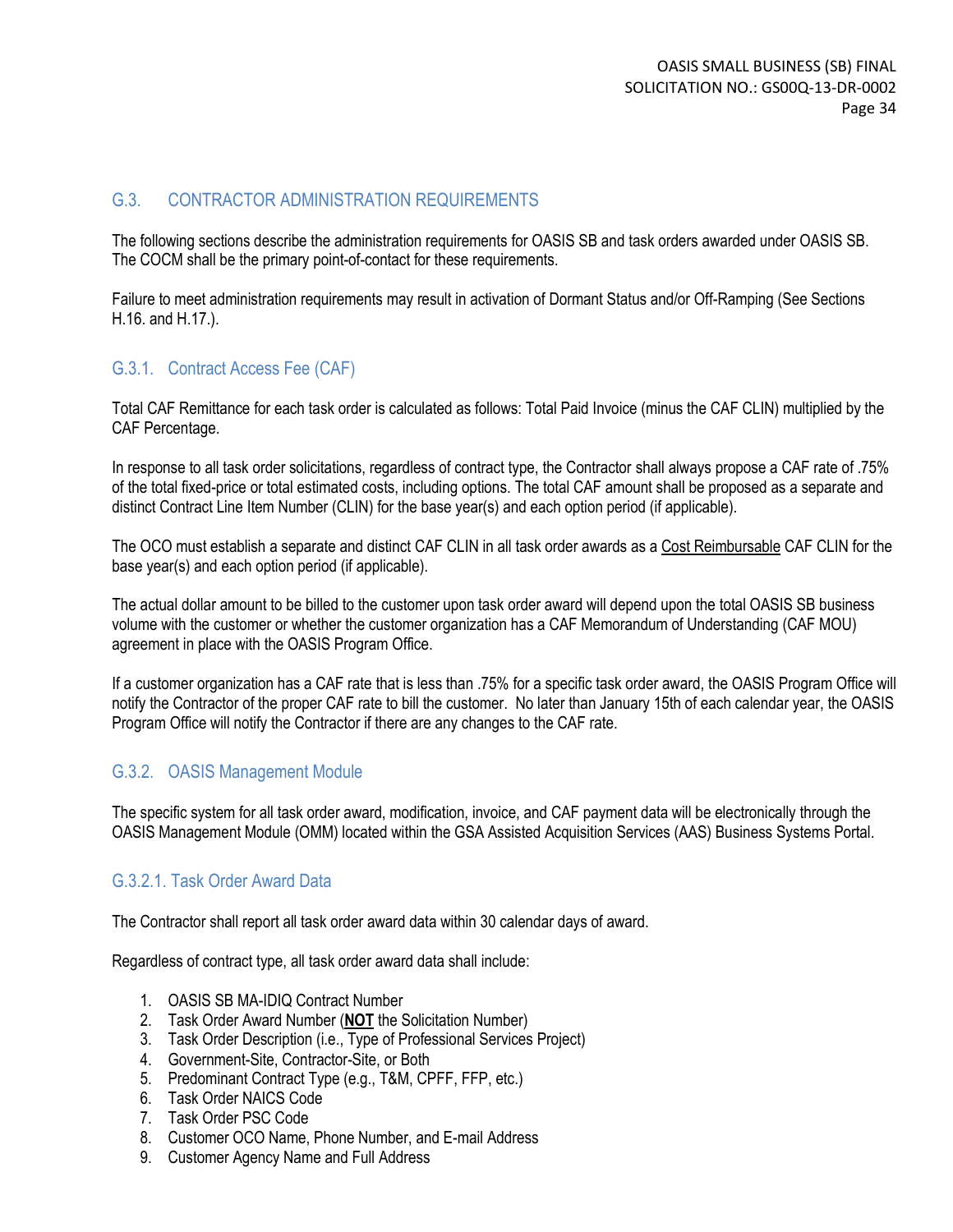## G.3. CONTRACTOR ADMINISTRATION REQUIREMENTS

The following sections describe the administration requirements for OASIS SB and task orders awarded under OASIS SB. The COCM shall be the primary point-of-contact for these requirements.

Failure to meet administration requirements may result in activation of Dormant Status and/or Off-Ramping (See Sections H.16. and H.17.).

### G.3.1. Contract Access Fee (CAF)

Total CAF Remittance for each task order is calculated as follows: Total Paid Invoice (minus the CAF CLIN) multiplied by the CAF Percentage.

In response to all task order solicitations, regardless of contract type, the Contractor shall always propose a CAF rate of .75% of the total fixed-price or total estimated costs, including options. The total CAF amount shall be proposed as a separate and distinct Contract Line Item Number (CLIN) for the base year(s) and each option period (if applicable).

The OCO must establish a separate and distinct CAF CLIN in all task order awards as a <u>Cost Reimbursable</u> CAF CLIN for the base year(s) and each option period (if applicable).

The actual dollar amount to be billed to the customer upon task order award will depend upon the total OASIS SB business volume with the customer or whether the customer organization has a CAF Memorandum of Understanding (CAF MOU) agreement in place with the OASIS Program Office.

If a customer organization has a CAF rate that is less than .75% for a specific task order award, the OASIS Program Office will notify the Contractor of the proper CAF rate to bill the customer. No later than January 15th of each calendar year, the OASIS Program Office will notify the Contractor if there are any changes to the CAF rate.

### G.3.2. OASIS Management Module

The specific system for all task order award, modification, invoice, and CAF payment data will be electronically through the OASIS Management Module (OMM) located within the GSA Assisted Acquisition Services (AAS) Business Systems Portal.

#### G.3.2.1. Task Order Award Data

The Contractor shall report all task order award data within 30 calendar days of award.

Regardless of contract type, all task order award data shall include:

1. OASIS SB MA-IDIQ Contract Number
2. Task Order Award Number (**<u>NOT</u>** the Solicitation Number)
3. Task Order Description (i.e., Type of Professional Services Project)
4. Government-Site, Contractor-Site, or Both
5. Predominant Contract Type (e.g., T&M, CPFF, FFP, etc.)
6. Task Order NAICS Code
7. Task Order PSC Code
8. Customer OCO Name, Phone Number, and E-mail Address
9. Customer Agency Name and Full Address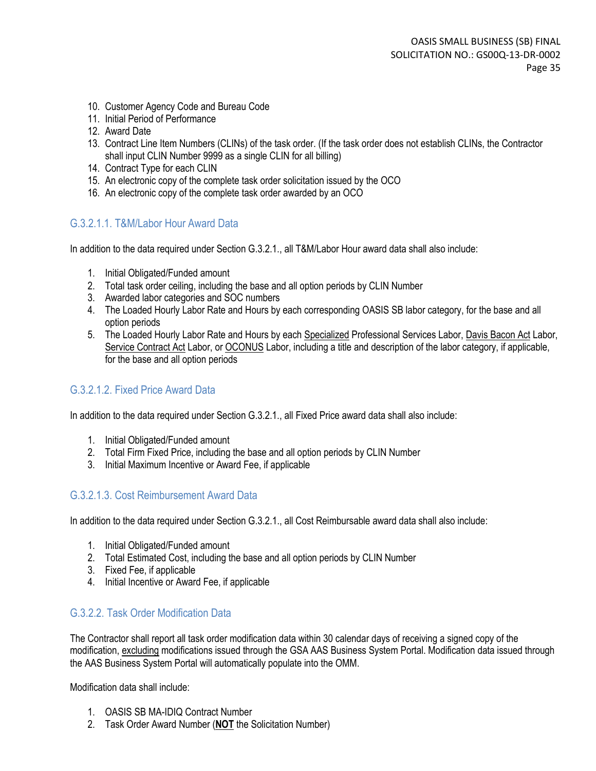10. Customer Agency Code and Bureau Code
11. Initial Period of Performance
12. Award Date
13. Contract Line Item Numbers (CLINs) of the task order. (If the task order does not establish CLINs, the Contractor shall input CLIN Number 9999 as a single CLIN for all billing)
14. Contract Type for each CLIN
15. An electronic copy of the complete task order solicitation issued by the OCO
16. An electronic copy of the complete task order awarded by an OCO

### G.3.2.1.1. T&M/Labor Hour Award Data

In addition to the data required under Section G.3.2.1., all T&M/Labor Hour award data shall also include:

1. Initial Obligated/Funded amount
2. Total task order ceiling, including the base and all option periods by CLIN Number
3. Awarded labor categories and SOC numbers
4. The Loaded Hourly Labor Rate and Hours by each corresponding OASIS SB labor category, for the base and all option periods
5. The Loaded Hourly Labor Rate and Hours by each Specialized Professional Services Labor, Davis Bacon Act Labor, Service Contract Act Labor, or OCONUS Labor, including a title and description of the labor category, if applicable, for the base and all option periods

### G.3.2.1.2. Fixed Price Award Data

In addition to the data required under Section G.3.2.1., all Fixed Price award data shall also include:

1. Initial Obligated/Funded amount
2. Total Firm Fixed Price, including the base and all option periods by CLIN Number
3. Initial Maximum Incentive or Award Fee, if applicable

### G.3.2.1.3. Cost Reimbursement Award Data

In addition to the data required under Section G.3.2.1., all Cost Reimbursable award data shall also include:

1. Initial Obligated/Funded amount
2. Total Estimated Cost, including the base and all option periods by CLIN Number
3. Fixed Fee, if applicable
4. Initial Incentive or Award Fee, if applicable

### G.3.2.2. Task Order Modification Data

The Contractor shall report all task order modification data within 30 calendar days of receiving a signed copy of the modification, excluding modifications issued through the GSA AAS Business System Portal. Modification data issued through the AAS Business System Portal will automatically populate into the OMM.

Modification data shall include:

1. OASIS SB MA-IDIQ Contract Number
2. Task Order Award Number (**NOT** the Solicitation Number)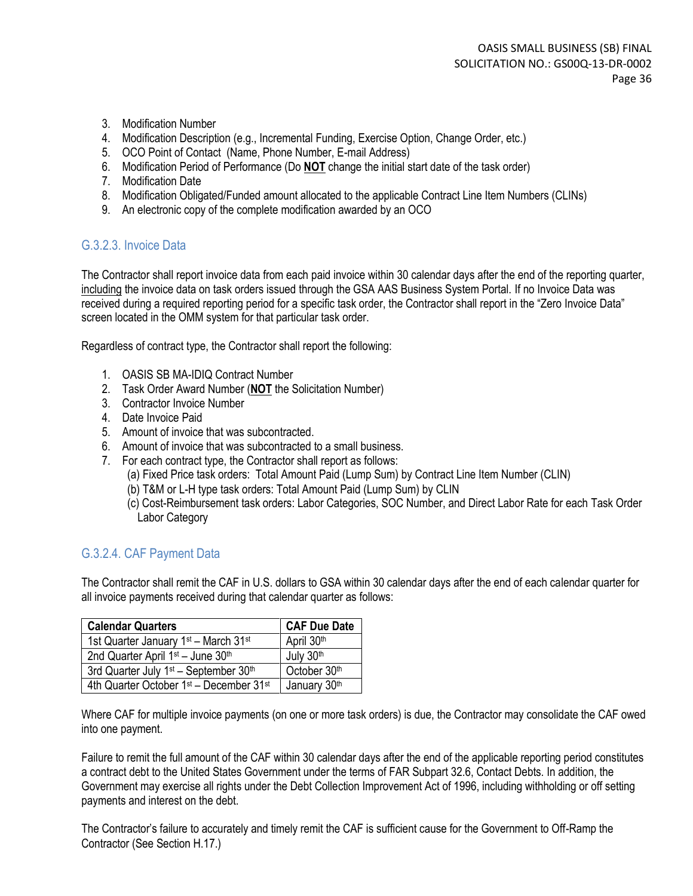3. Modification Number
4. Modification Description (e.g., Incremental Funding, Exercise Option, Change Order, etc.)
5. OCO Point of Contact (Name, Phone Number, E-mail Address)
6. Modification Period of Performance (Do **NOT** change the initial start date of the task order)
7. Modification Date
8. Modification Obligated/Funded amount allocated to the applicable Contract Line Item Numbers (CLINs)
9. An electronic copy of the complete modification awarded by an OCO

### G.3.2.3. Invoice Data

The Contractor shall report invoice data from each paid invoice within 30 calendar days after the end of the reporting quarter, including the invoice data on task orders issued through the GSA AAS Business System Portal. If no Invoice Data was received during a required reporting period for a specific task order, the Contractor shall report in the "Zero Invoice Data" screen located in the OMM system for that particular task order.

Regardless of contract type, the Contractor shall report the following:

1. OASIS SB MA-IDIQ Contract Number
2. Task Order Award Number (**NOT** the Solicitation Number)
3. Contractor Invoice Number
4. Date Invoice Paid
5. Amount of invoice that was subcontracted.
6. Amount of invoice that was subcontracted to a small business.
7. For each contract type, the Contractor shall report as follows:
   (a) Fixed Price task orders: Total Amount Paid (Lump Sum) by Contract Line Item Number (CLIN)
   (b) T&M or L-H type task orders: Total Amount Paid (Lump Sum) by CLIN
   (c) Cost-Reimbursement task orders: Labor Categories, SOC Number, and Direct Labor Rate for each Task Order Labor Category

### G.3.2.4. CAF Payment Data

The Contractor shall remit the CAF in U.S. dollars to GSA within 30 calendar days after the end of each calendar quarter for all invoice payments received during that calendar quarter as follows:

| Calendar Quarters | CAF Due Date |
|---|---|
| 1st Quarter January 1st – March 31st | April 30th |
| 2nd Quarter April 1st – June 30th | July 30th |
| 3rd Quarter July 1st – September 30th | October 30th |
| 4th Quarter October 1st – December 31st | January 30th |

Where CAF for multiple invoice payments (on one or more task orders) is due, the Contractor may consolidate the CAF owed into one payment.

Failure to remit the full amount of the CAF within 30 calendar days after the end of the applicable reporting period constitutes a contract debt to the United States Government under the terms of FAR Subpart 32.6, Contact Debts. In addition, the Government may exercise all rights under the Debt Collection Improvement Act of 1996, including withholding or off setting payments and interest on the debt.

The Contractor's failure to accurately and timely remit the CAF is sufficient cause for the Government to Off-Ramp the Contractor (See Section H.17.)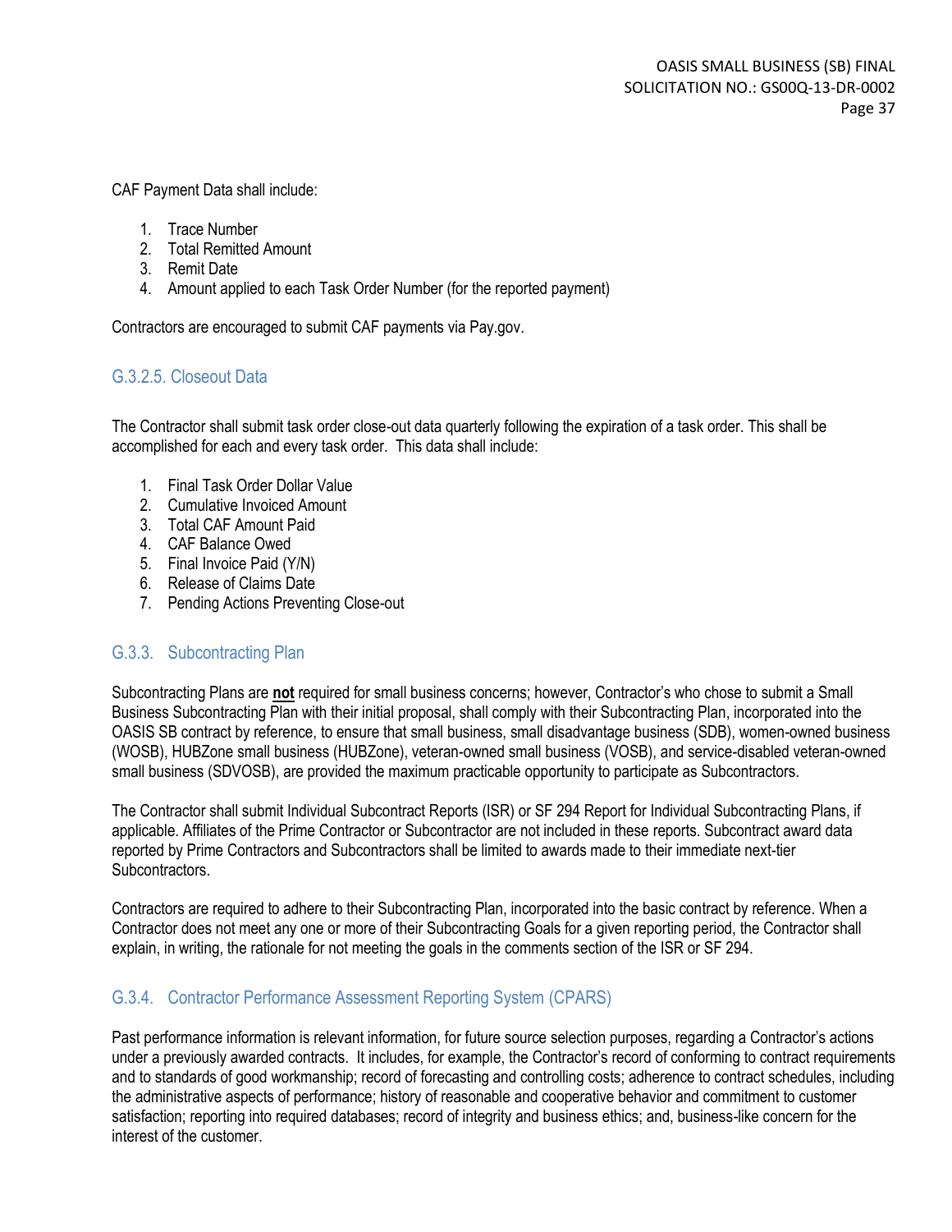CAF Payment Data shall include:

1. Trace Number
2. Total Remitted Amount
3. Remit Date
4. Amount applied to each Task Order Number (for the reported payment)

Contractors are encouraged to submit CAF payments via Pay.gov.

#### G.3.2.5. Closeout Data

The Contractor shall submit task order close-out data quarterly following the expiration of a task order. This shall be accomplished for each and every task order. This data shall include:

1. Final Task Order Dollar Value
2. Cumulative Invoiced Amount
3. Total CAF Amount Paid
4. CAF Balance Owed
5. Final Invoice Paid (Y/N)
6. Release of Claims Date
7. Pending Actions Preventing Close-out

### G.3.3. Subcontracting Plan

Subcontracting Plans are **not** required for small business concerns; however, Contractor's who chose to submit a Small Business Subcontracting Plan with their initial proposal, shall comply with their Subcontracting Plan, incorporated into the OASIS SB contract by reference, to ensure that small business, small disadvantage business (SDB), women-owned business (WOSB), HUBZone small business (HUBZone), veteran-owned small business (VOSB), and service-disabled veteran-owned small business (SDVOSB), are provided the maximum practicable opportunity to participate as Subcontractors.

The Contractor shall submit Individual Subcontract Reports (ISR) or SF 294 Report for Individual Subcontracting Plans, if applicable. Affiliates of the Prime Contractor or Subcontractor are not included in these reports. Subcontract award data reported by Prime Contractors and Subcontractors shall be limited to awards made to their immediate next-tier Subcontractors.

Contractors are required to adhere to their Subcontracting Plan, incorporated into the basic contract by reference. When a Contractor does not meet any one or more of their Subcontracting Goals for a given reporting period, the Contractor shall explain, in writing, the rationale for not meeting the goals in the comments section of the ISR or SF 294.

### G.3.4. Contractor Performance Assessment Reporting System (CPARS)

Past performance information is relevant information, for future source selection purposes, regarding a Contractor's actions under a previously awarded contracts. It includes, for example, the Contractor's record of conforming to contract requirements and to standards of good workmanship; record of forecasting and controlling costs; adherence to contract schedules, including the administrative aspects of performance; history of reasonable and cooperative behavior and commitment to customer satisfaction; reporting into required databases; record of integrity and business ethics; and, business-like concern for the interest of the customer.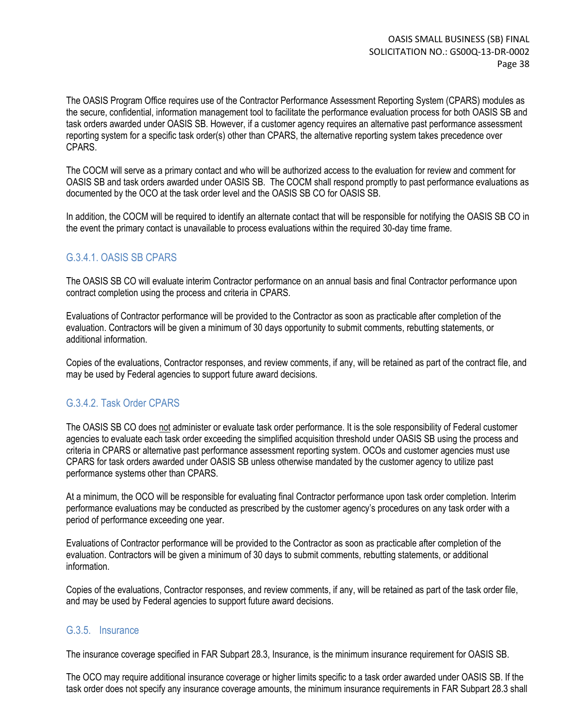The OASIS Program Office requires use of the Contractor Performance Assessment Reporting System (CPARS) modules as the secure, confidential, information management tool to facilitate the performance evaluation process for both OASIS SB and task orders awarded under OASIS SB. However, if a customer agency requires an alternative past performance assessment reporting system for a specific task order(s) other than CPARS, the alternative reporting system takes precedence over CPARS.

The COCM will serve as a primary contact and who will be authorized access to the evaluation for review and comment for OASIS SB and task orders awarded under OASIS SB. The COCM shall respond promptly to past performance evaluations as documented by the OCO at the task order level and the OASIS SB CO for OASIS SB.

In addition, the COCM will be required to identify an alternate contact that will be responsible for notifying the OASIS SB CO in the event the primary contact is unavailable to process evaluations within the required 30-day time frame.

#### G.3.4.1. OASIS SB CPARS

The OASIS SB CO will evaluate interim Contractor performance on an annual basis and final Contractor performance upon contract completion using the process and criteria in CPARS.

Evaluations of Contractor performance will be provided to the Contractor as soon as practicable after completion of the evaluation. Contractors will be given a minimum of 30 days opportunity to submit comments, rebutting statements, or additional information.

Copies of the evaluations, Contractor responses, and review comments, if any, will be retained as part of the contract file, and may be used by Federal agencies to support future award decisions.

#### G.3.4.2. Task Order CPARS

The OASIS SB CO does <u>not</u> administer or evaluate task order performance. It is the sole responsibility of Federal customer agencies to evaluate each task order exceeding the simplified acquisition threshold under OASIS SB using the process and criteria in CPARS or alternative past performance assessment reporting system. OCOs and customer agencies must use CPARS for task orders awarded under OASIS SB unless otherwise mandated by the customer agency to utilize past performance systems other than CPARS.

At a minimum, the OCO will be responsible for evaluating final Contractor performance upon task order completion. Interim performance evaluations may be conducted as prescribed by the customer agency's procedures on any task order with a period of performance exceeding one year.

Evaluations of Contractor performance will be provided to the Contractor as soon as practicable after completion of the evaluation. Contractors will be given a minimum of 30 days to submit comments, rebutting statements, or additional information.

Copies of the evaluations, Contractor responses, and review comments, if any, will be retained as part of the task order file, and may be used by Federal agencies to support future award decisions.

### G.3.5. Insurance

The insurance coverage specified in FAR Subpart 28.3, Insurance, is the minimum insurance requirement for OASIS SB.

The OCO may require additional insurance coverage or higher limits specific to a task order awarded under OASIS SB. If the task order does not specify any insurance coverage amounts, the minimum insurance requirements in FAR Subpart 28.3 shall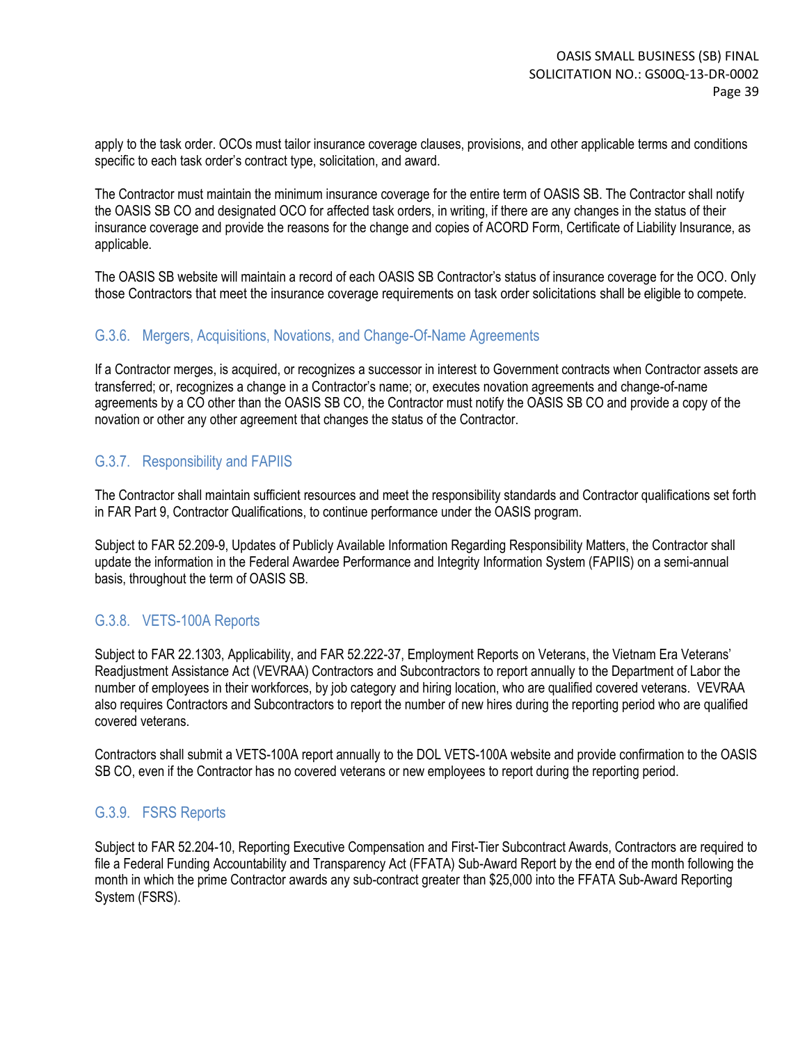apply to the task order. OCOs must tailor insurance coverage clauses, provisions, and other applicable terms and conditions specific to each task order's contract type, solicitation, and award.

The Contractor must maintain the minimum insurance coverage for the entire term of OASIS SB. The Contractor shall notify the OASIS SB CO and designated OCO for affected task orders, in writing, if there are any changes in the status of their insurance coverage and provide the reasons for the change and copies of ACORD Form, Certificate of Liability Insurance, as applicable.

The OASIS SB website will maintain a record of each OASIS SB Contractor's status of insurance coverage for the OCO. Only those Contractors that meet the insurance coverage requirements on task order solicitations shall be eligible to compete.

### G.3.6. Mergers, Acquisitions, Novations, and Change-Of-Name Agreements

If a Contractor merges, is acquired, or recognizes a successor in interest to Government contracts when Contractor assets are transferred; or, recognizes a change in a Contractor's name; or, executes novation agreements and change-of-name agreements by a CO other than the OASIS SB CO, the Contractor must notify the OASIS SB CO and provide a copy of the novation or other any other agreement that changes the status of the Contractor.

### G.3.7. Responsibility and FAPIIS

The Contractor shall maintain sufficient resources and meet the responsibility standards and Contractor qualifications set forth in FAR Part 9, Contractor Qualifications, to continue performance under the OASIS program.

Subject to FAR 52.209-9, Updates of Publicly Available Information Regarding Responsibility Matters, the Contractor shall update the information in the Federal Awardee Performance and Integrity Information System (FAPIIS) on a semi-annual basis, throughout the term of OASIS SB.

### G.3.8. VETS-100A Reports

Subject to FAR 22.1303, Applicability, and FAR 52.222-37, Employment Reports on Veterans, the Vietnam Era Veterans' Readjustment Assistance Act (VEVRAA) Contractors and Subcontractors to report annually to the Department of Labor the number of employees in their workforces, by job category and hiring location, who are qualified covered veterans. VEVRAA also requires Contractors and Subcontractors to report the number of new hires during the reporting period who are qualified covered veterans.

Contractors shall submit a VETS-100A report annually to the DOL VETS-100A website and provide confirmation to the OASIS SB CO, even if the Contractor has no covered veterans or new employees to report during the reporting period.

### G.3.9. FSRS Reports

Subject to FAR 52.204-10, Reporting Executive Compensation and First-Tier Subcontract Awards, Contractors are required to file a Federal Funding Accountability and Transparency Act (FFATA) Sub-Award Report by the end of the month following the month in which the prime Contractor awards any sub-contract greater than $25,000 into the FFATA Sub-Award Reporting System (FSRS).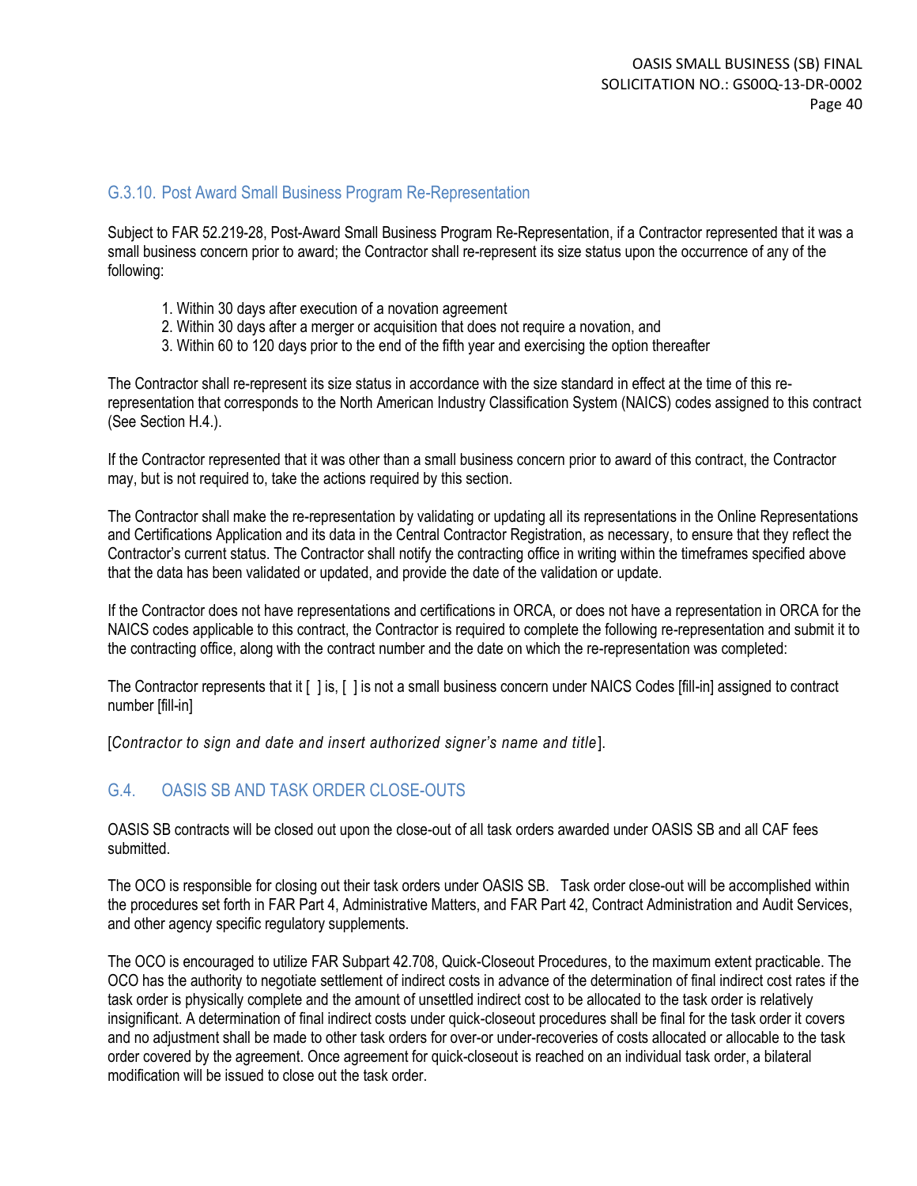### G.3.10. Post Award Small Business Program Re-Representation

Subject to FAR 52.219-28, Post-Award Small Business Program Re-Representation, if a Contractor represented that it was a small business concern prior to award; the Contractor shall re-represent its size status upon the occurrence of any of the following:

1. Within 30 days after execution of a novation agreement
2. Within 30 days after a merger or acquisition that does not require a novation, and
3. Within 60 to 120 days prior to the end of the fifth year and exercising the option thereafter

The Contractor shall re-represent its size status in accordance with the size standard in effect at the time of this re-representation that corresponds to the North American Industry Classification System (NAICS) codes assigned to this contract (See Section H.4.).

If the Contractor represented that it was other than a small business concern prior to award of this contract, the Contractor may, but is not required to, take the actions required by this section.

The Contractor shall make the re-representation by validating or updating all its representations in the Online Representations and Certifications Application and its data in the Central Contractor Registration, as necessary, to ensure that they reflect the Contractor's current status. The Contractor shall notify the contracting office in writing within the timeframes specified above that the data has been validated or updated, and provide the date of the validation or update.

If the Contractor does not have representations and certifications in ORCA, or does not have a representation in ORCA for the NAICS codes applicable to this contract, the Contractor is required to complete the following re-representation and submit it to the contracting office, along with the contract number and the date on which the re-representation was completed:

The Contractor represents that it [ ] is, [ ] is not a small business concern under NAICS Codes [fill-in] assigned to contract number [fill-in]

[*Contractor to sign and date and insert authorized signer's name and title*].

## G.4. OASIS SB AND TASK ORDER CLOSE-OUTS

OASIS SB contracts will be closed out upon the close-out of all task orders awarded under OASIS SB and all CAF fees submitted.

The OCO is responsible for closing out their task orders under OASIS SB. Task order close-out will be accomplished within the procedures set forth in FAR Part 4, Administrative Matters, and FAR Part 42, Contract Administration and Audit Services, and other agency specific regulatory supplements.

The OCO is encouraged to utilize FAR Subpart 42.708, Quick-Closeout Procedures, to the maximum extent practicable. The OCO has the authority to negotiate settlement of indirect costs in advance of the determination of final indirect cost rates if the task order is physically complete and the amount of unsettled indirect cost to be allocated to the task order is relatively insignificant. A determination of final indirect costs under quick-closeout procedures shall be final for the task order it covers and no adjustment shall be made to other task orders for over-or under-recoveries of costs allocated or allocable to the task order covered by the agreement. Once agreement for quick-closeout is reached on an individual task order, a bilateral modification will be issued to close out the task order.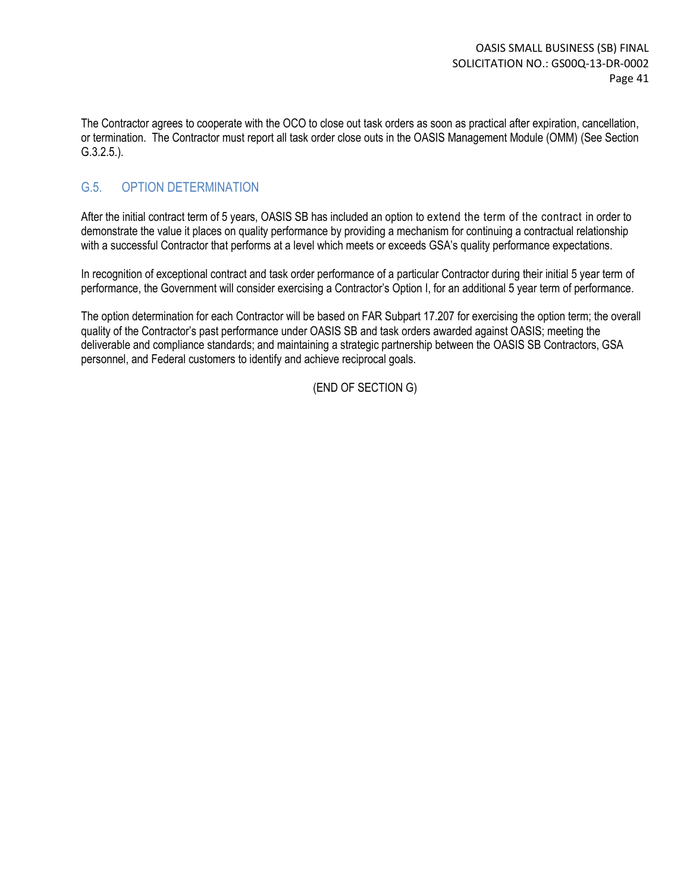The Contractor agrees to cooperate with the OCO to close out task orders as soon as practical after expiration, cancellation, or termination. The Contractor must report all task order close outs in the OASIS Management Module (OMM) (See Section G.3.2.5.).

## G.5. OPTION DETERMINATION

After the initial contract term of 5 years, OASIS SB has included an option to extend the term of the contract in order to demonstrate the value it places on quality performance by providing a mechanism for continuing a contractual relationship with a successful Contractor that performs at a level which meets or exceeds GSA's quality performance expectations.

In recognition of exceptional contract and task order performance of a particular Contractor during their initial 5 year term of performance, the Government will consider exercising a Contractor's Option I, for an additional 5 year term of performance.

The option determination for each Contractor will be based on FAR Subpart 17.207 for exercising the option term; the overall quality of the Contractor's past performance under OASIS SB and task orders awarded against OASIS; meeting the deliverable and compliance standards; and maintaining a strategic partnership between the OASIS SB Contractors, GSA personnel, and Federal customers to identify and achieve reciprocal goals.

(END OF SECTION G)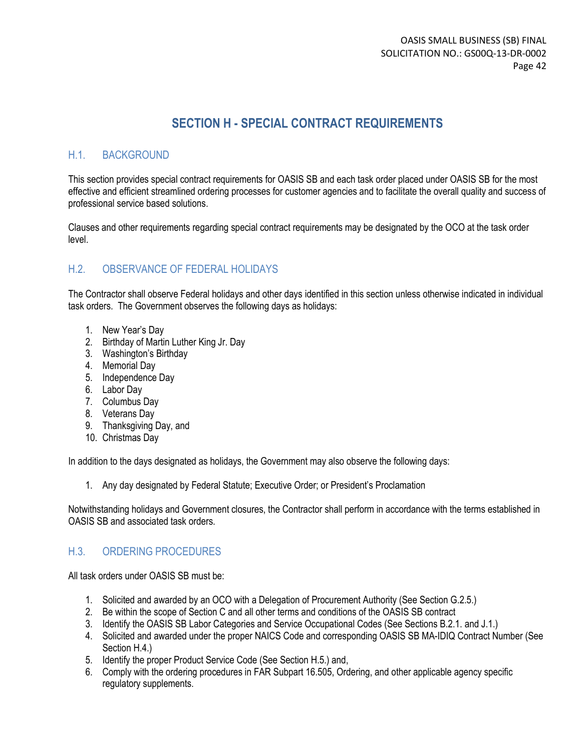# SECTION H - SPECIAL CONTRACT REQUIREMENTS

## H.1. BACKGROUND

This section provides special contract requirements for OASIS SB and each task order placed under OASIS SB for the most effective and efficient streamlined ordering processes for customer agencies and to facilitate the overall quality and success of professional service based solutions.

Clauses and other requirements regarding special contract requirements may be designated by the OCO at the task order level.

## H.2. OBSERVANCE OF FEDERAL HOLIDAYS

The Contractor shall observe Federal holidays and other days identified in this section unless otherwise indicated in individual task orders. The Government observes the following days as holidays:

1. New Year's Day
2. Birthday of Martin Luther King Jr. Day
3. Washington's Birthday
4. Memorial Day
5. Independence Day
6. Labor Day
7. Columbus Day
8. Veterans Day
9. Thanksgiving Day, and
10. Christmas Day

In addition to the days designated as holidays, the Government may also observe the following days:

1. Any day designated by Federal Statute; Executive Order; or President's Proclamation

Notwithstanding holidays and Government closures, the Contractor shall perform in accordance with the terms established in OASIS SB and associated task orders.

## H.3. ORDERING PROCEDURES

All task orders under OASIS SB must be:

1. Solicited and awarded by an OCO with a Delegation of Procurement Authority (See Section G.2.5.)
2. Be within the scope of Section C and all other terms and conditions of the OASIS SB contract
3. Identify the OASIS SB Labor Categories and Service Occupational Codes (See Sections B.2.1. and J.1.)
4. Solicited and awarded under the proper NAICS Code and corresponding OASIS SB MA-IDIQ Contract Number (See Section H.4.)
5. Identify the proper Product Service Code (See Section H.5.) and,
6. Comply with the ordering procedures in FAR Subpart 16.505, Ordering, and other applicable agency specific regulatory supplements.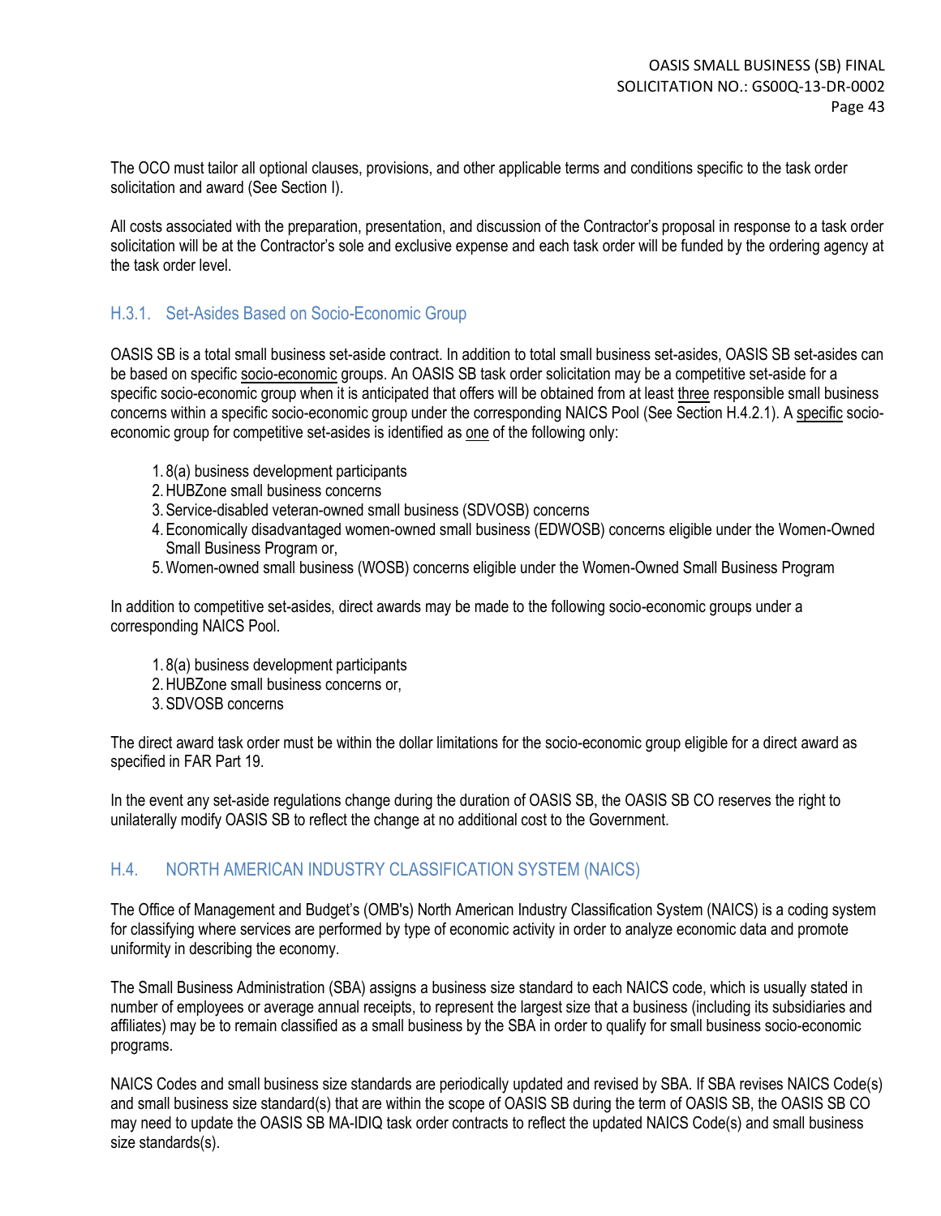The OCO must tailor all optional clauses, provisions, and other applicable terms and conditions specific to the task order solicitation and award (See Section I).

All costs associated with the preparation, presentation, and discussion of the Contractor's proposal in response to a task order solicitation will be at the Contractor's sole and exclusive expense and each task order will be funded by the ordering agency at the task order level.

### H.3.1. Set-Asides Based on Socio-Economic Group

OASIS SB is a total small business set-aside contract. In addition to total small business set-asides, OASIS SB set-asides can be based on specific socio-economic groups. An OASIS SB task order solicitation may be a competitive set-aside for a specific socio-economic group when it is anticipated that offers will be obtained from at least three responsible small business concerns within a specific socio-economic group under the corresponding NAICS Pool (See Section H.4.2.1). A specific socio-economic group for competitive set-asides is identified as one of the following only:

1. 8(a) business development participants
2. HUBZone small business concerns
3. Service-disabled veteran-owned small business (SDVOSB) concerns
4. Economically disadvantaged women-owned small business (EDWOSB) concerns eligible under the Women-Owned Small Business Program or,
5. Women-owned small business (WOSB) concerns eligible under the Women-Owned Small Business Program

In addition to competitive set-asides, direct awards may be made to the following socio-economic groups under a corresponding NAICS Pool.

1. 8(a) business development participants
2. HUBZone small business concerns or,
3. SDVOSB concerns

The direct award task order must be within the dollar limitations for the socio-economic group eligible for a direct award as specified in FAR Part 19.

In the event any set-aside regulations change during the duration of OASIS SB, the OASIS SB CO reserves the right to unilaterally modify OASIS SB to reflect the change at no additional cost to the Government.

## H.4. NORTH AMERICAN INDUSTRY CLASSIFICATION SYSTEM (NAICS)

The Office of Management and Budget's (OMB's) North American Industry Classification System (NAICS) is a coding system for classifying where services are performed by type of economic activity in order to analyze economic data and promote uniformity in describing the economy.

The Small Business Administration (SBA) assigns a business size standard to each NAICS code, which is usually stated in number of employees or average annual receipts, to represent the largest size that a business (including its subsidiaries and affiliates) may be to remain classified as a small business by the SBA in order to qualify for small business socio-economic programs.

NAICS Codes and small business size standards are periodically updated and revised by SBA. If SBA revises NAICS Code(s) and small business size standard(s) that are within the scope of OASIS SB during the term of OASIS SB, the OASIS SB CO may need to update the OASIS SB MA-IDIQ task order contracts to reflect the updated NAICS Code(s) and small business size standards(s).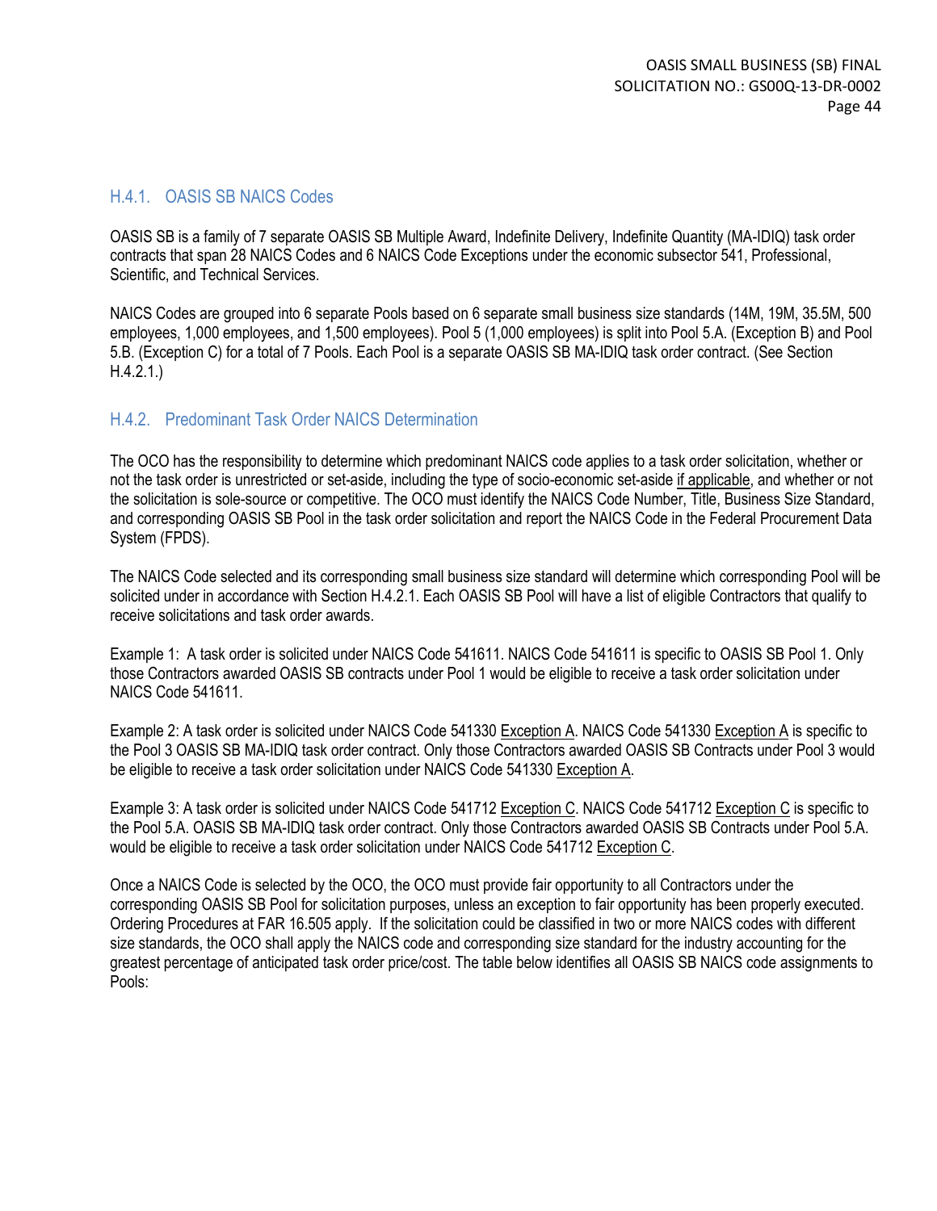### H.4.1. OASIS SB NAICS Codes

OASIS SB is a family of 7 separate OASIS SB Multiple Award, Indefinite Delivery, Indefinite Quantity (MA-IDIQ) task order contracts that span 28 NAICS Codes and 6 NAICS Code Exceptions under the economic subsector 541, Professional, Scientific, and Technical Services.

NAICS Codes are grouped into 6 separate Pools based on 6 separate small business size standards (14M, 19M, 35.5M, 500 employees, 1,000 employees, and 1,500 employees). Pool 5 (1,000 employees) is split into Pool 5.A. (Exception B) and Pool 5.B. (Exception C) for a total of 7 Pools. Each Pool is a separate OASIS SB MA-IDIQ task order contract. (See Section H.4.2.1.)

### H.4.2. Predominant Task Order NAICS Determination

The OCO has the responsibility to determine which predominant NAICS code applies to a task order solicitation, whether or not the task order is unrestricted or set-aside, including the type of socio-economic set-aside if applicable, and whether or not the solicitation is sole-source or competitive. The OCO must identify the NAICS Code Number, Title, Business Size Standard, and corresponding OASIS SB Pool in the task order solicitation and report the NAICS Code in the Federal Procurement Data System (FPDS).

The NAICS Code selected and its corresponding small business size standard will determine which corresponding Pool will be solicited under in accordance with Section H.4.2.1. Each OASIS SB Pool will have a list of eligible Contractors that qualify to receive solicitations and task order awards.

Example 1: A task order is solicited under NAICS Code 541611. NAICS Code 541611 is specific to OASIS SB Pool 1. Only those Contractors awarded OASIS SB contracts under Pool 1 would be eligible to receive a task order solicitation under NAICS Code 541611.

Example 2: A task order is solicited under NAICS Code 541330 Exception A. NAICS Code 541330 Exception A is specific to the Pool 3 OASIS SB MA-IDIQ task order contract. Only those Contractors awarded OASIS SB Contracts under Pool 3 would be eligible to receive a task order solicitation under NAICS Code 541330 Exception A.

Example 3: A task order is solicited under NAICS Code 541712 Exception C. NAICS Code 541712 Exception C is specific to the Pool 5.A. OASIS SB MA-IDIQ task order contract. Only those Contractors awarded OASIS SB Contracts under Pool 5.A. would be eligible to receive a task order solicitation under NAICS Code 541712 Exception C.

Once a NAICS Code is selected by the OCO, the OCO must provide fair opportunity to all Contractors under the corresponding OASIS SB Pool for solicitation purposes, unless an exception to fair opportunity has been properly executed. Ordering Procedures at FAR 16.505 apply. If the solicitation could be classified in two or more NAICS codes with different size standards, the OCO shall apply the NAICS code and corresponding size standard for the industry accounting for the greatest percentage of anticipated task order price/cost. The table below identifies all OASIS SB NAICS code assignments to Pools: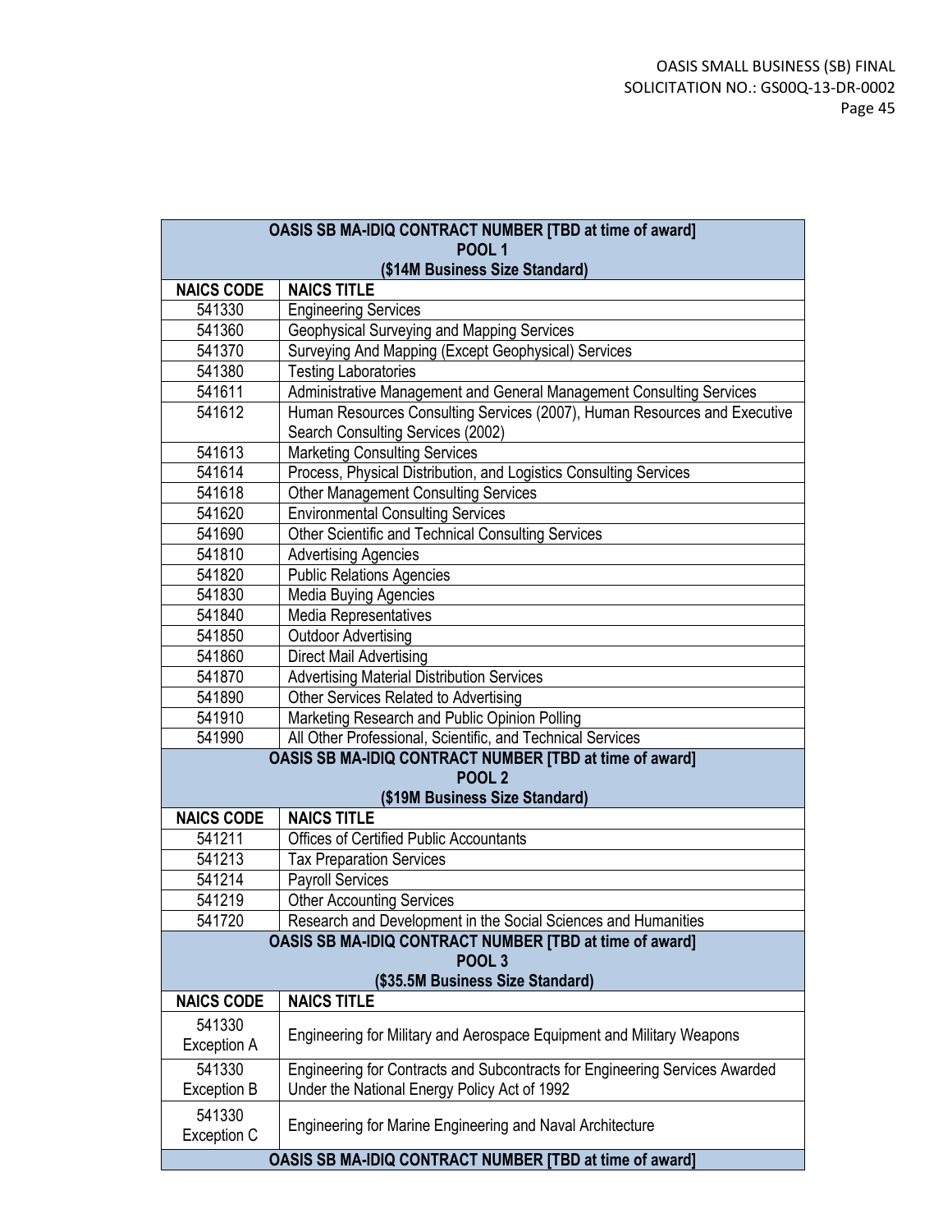| OASIS SB MA-IDIQ CONTRACT NUMBER [TBD at time of award]<br>POOL 1<br>($14M Business Size Standard) | |
|---|---|
| **NAICS CODE** | **NAICS TITLE** |
| 541330 | Engineering Services |
| 541360 | Geophysical Surveying and Mapping Services |
| 541370 | Surveying And Mapping (Except Geophysical) Services |
| 541380 | Testing Laboratories |
| 541611 | Administrative Management and General Management Consulting Services |
| 541612 | Human Resources Consulting Services (2007), Human Resources and Executive Search Consulting Services (2002) |
| 541613 | Marketing Consulting Services |
| 541614 | Process, Physical Distribution, and Logistics Consulting Services |
| 541618 | Other Management Consulting Services |
| 541620 | Environmental Consulting Services |
| 541690 | Other Scientific and Technical Consulting Services |
| 541810 | Advertising Agencies |
| 541820 | Public Relations Agencies |
| 541830 | Media Buying Agencies |
| 541840 | Media Representatives |
| 541850 | Outdoor Advertising |
| 541860 | Direct Mail Advertising |
| 541870 | Advertising Material Distribution Services |
| 541890 | Other Services Related to Advertising |
| 541910 | Marketing Research and Public Opinion Polling |
| 541990 | All Other Professional, Scientific, and Technical Services |
| **OASIS SB MA-IDIQ CONTRACT NUMBER [TBD at time of award]<br>POOL 2<br>($19M Business Size Standard)** | |
| **NAICS CODE** | **NAICS TITLE** |
| 541211 | Offices of Certified Public Accountants |
| 541213 | Tax Preparation Services |
| 541214 | Payroll Services |
| 541219 | Other Accounting Services |
| 541720 | Research and Development in the Social Sciences and Humanities |
| **OASIS SB MA-IDIQ CONTRACT NUMBER [TBD at time of award]<br>POOL 3<br>($35.5M Business Size Standard)** | |
| **NAICS CODE** | **NAICS TITLE** |
| 541330 Exception A | Engineering for Military and Aerospace Equipment and Military Weapons |
| 541330 Exception B | Engineering for Contracts and Subcontracts for Engineering Services Awarded Under the National Energy Policy Act of 1992 |
| 541330 Exception C | Engineering for Marine Engineering and Naval Architecture |
| **OASIS SB MA-IDIQ CONTRACT NUMBER [TBD at time of award]** | |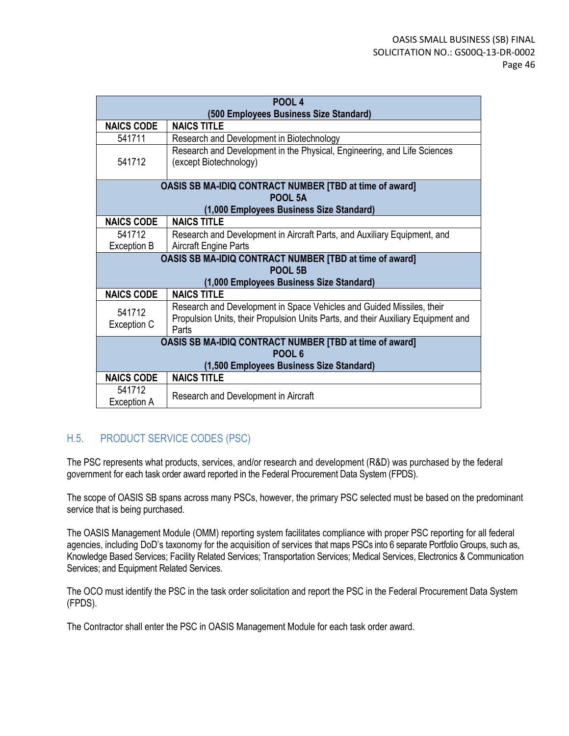| POOL 4 (500 Employees Business Size Standard) | |
|---|---|
| **NAICS CODE** | **NAICS TITLE** |
| 541711 | Research and Development in Biotechnology |
| 541712 | Research and Development in the Physical, Engineering, and Life Sciences (except Biotechnology) |
| **OASIS SB MA-IDIQ CONTRACT NUMBER [TBD at time of award] POOL 5A (1,000 Employees Business Size Standard)** | |
| **NAICS CODE** | **NAICS TITLE** |
| 541712 Exception B | Research and Development in Aircraft Parts, and Auxiliary Equipment, and Aircraft Engine Parts |
| **OASIS SB MA-IDIQ CONTRACT NUMBER [TBD at time of award] POOL 5B (1,000 Employees Business Size Standard)** | |
| **NAICS CODE** | **NAICS TITLE** |
| 541712 Exception C | Research and Development in Space Vehicles and Guided Missiles, their Propulsion Units, their Propulsion Units Parts, and their Auxiliary Equipment and Parts |
| **OASIS SB MA-IDIQ CONTRACT NUMBER [TBD at time of award] POOL 6 (1,500 Employees Business Size Standard)** | |
| **NAICS CODE** | **NAICS TITLE** |
| 541712 Exception A | Research and Development in Aircraft |

## H.5. PRODUCT SERVICE CODES (PSC)

The PSC represents what products, services, and/or research and development (R&D) was purchased by the federal government for each task order award reported in the Federal Procurement Data System (FPDS).

The scope of OASIS SB spans across many PSCs, however, the primary PSC selected must be based on the predominant service that is being purchased.

The OASIS Management Module (OMM) reporting system facilitates compliance with proper PSC reporting for all federal agencies, including DoD's taxonomy for the acquisition of services that maps PSCs into 6 separate Portfolio Groups, such as, Knowledge Based Services; Facility Related Services; Transportation Services; Medical Services, Electronics & Communication Services; and Equipment Related Services.

The OCO must identify the PSC in the task order solicitation and report the PSC in the Federal Procurement Data System (FPDS).

The Contractor shall enter the PSC in OASIS Management Module for each task order award.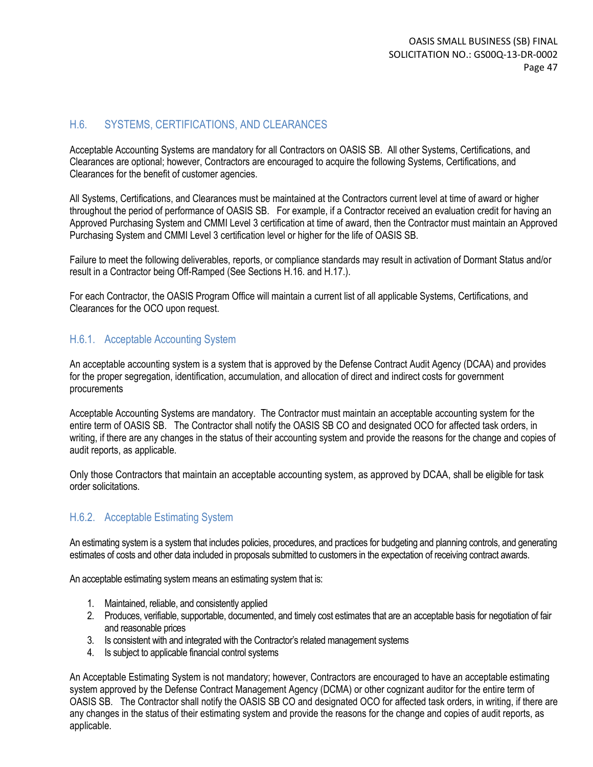## H.6. SYSTEMS, CERTIFICATIONS, AND CLEARANCES

Acceptable Accounting Systems are mandatory for all Contractors on OASIS SB. All other Systems, Certifications, and Clearances are optional; however, Contractors are encouraged to acquire the following Systems, Certifications, and Clearances for the benefit of customer agencies.

All Systems, Certifications, and Clearances must be maintained at the Contractors current level at time of award or higher throughout the period of performance of OASIS SB. For example, if a Contractor received an evaluation credit for having an Approved Purchasing System and CMMI Level 3 certification at time of award, then the Contractor must maintain an Approved Purchasing System and CMMI Level 3 certification level or higher for the life of OASIS SB.

Failure to meet the following deliverables, reports, or compliance standards may result in activation of Dormant Status and/or result in a Contractor being Off-Ramped (See Sections H.16. and H.17.).

For each Contractor, the OASIS Program Office will maintain a current list of all applicable Systems, Certifications, and Clearances for the OCO upon request.

### H.6.1. Acceptable Accounting System

An acceptable accounting system is a system that is approved by the Defense Contract Audit Agency (DCAA) and provides for the proper segregation, identification, accumulation, and allocation of direct and indirect costs for government procurements

Acceptable Accounting Systems are mandatory. The Contractor must maintain an acceptable accounting system for the entire term of OASIS SB. The Contractor shall notify the OASIS SB CO and designated OCO for affected task orders, in writing, if there are any changes in the status of their accounting system and provide the reasons for the change and copies of audit reports, as applicable.

Only those Contractors that maintain an acceptable accounting system, as approved by DCAA, shall be eligible for task order solicitations.

### H.6.2. Acceptable Estimating System

An estimating system is a system that includes policies, procedures, and practices for budgeting and planning controls, and generating estimates of costs and other data included in proposals submitted to customers in the expectation of receiving contract awards.

An acceptable estimating system means an estimating system that is:

1. Maintained, reliable, and consistently applied
2. Produces, verifiable, supportable, documented, and timely cost estimates that are an acceptable basis for negotiation of fair and reasonable prices
3. Is consistent with and integrated with the Contractor's related management systems
4. Is subject to applicable financial control systems

An Acceptable Estimating System is not mandatory; however, Contractors are encouraged to have an acceptable estimating system approved by the Defense Contract Management Agency (DCMA) or other cognizant auditor for the entire term of OASIS SB. The Contractor shall notify the OASIS SB CO and designated OCO for affected task orders, in writing, if there are any changes in the status of their estimating system and provide the reasons for the change and copies of audit reports, as applicable.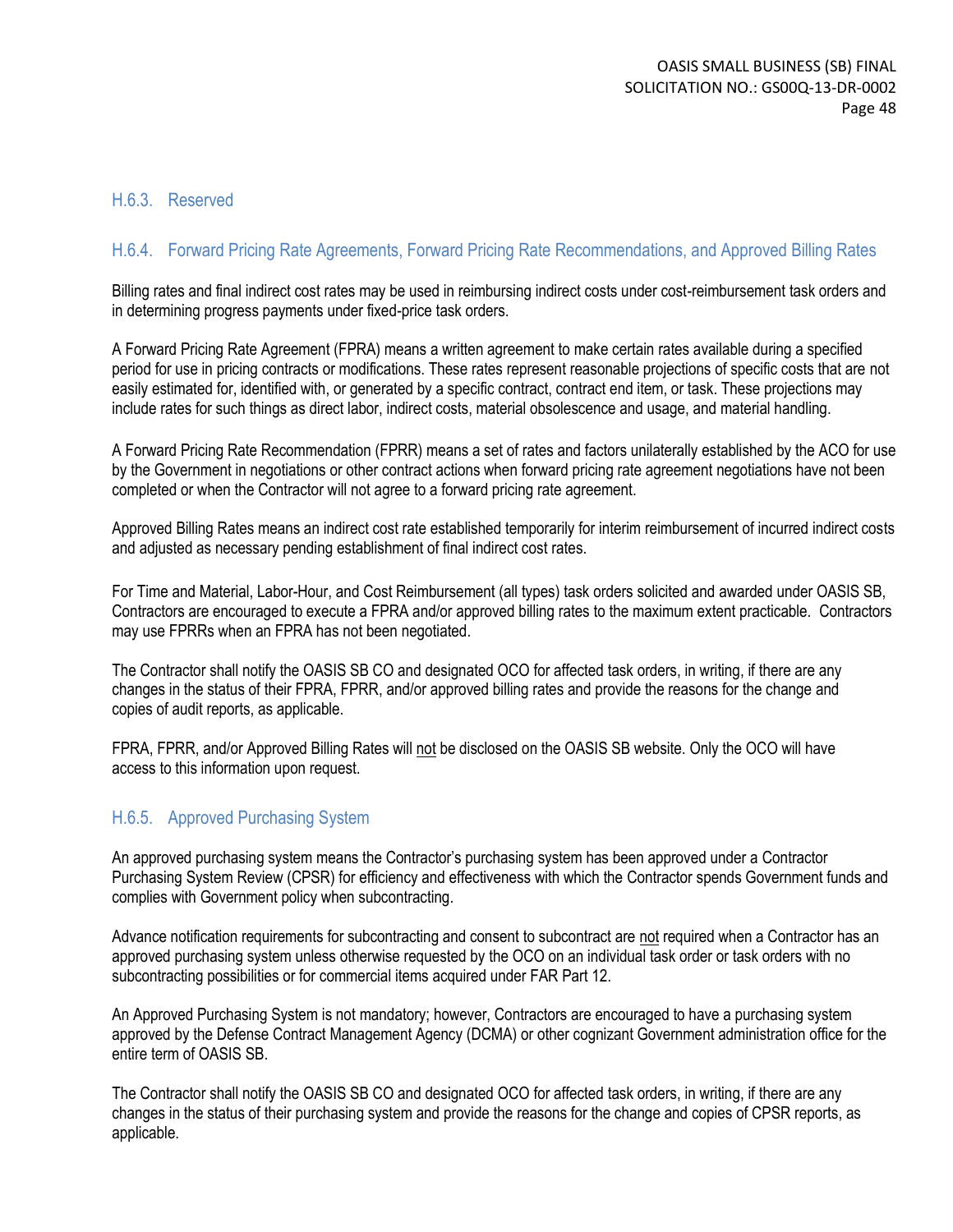### H.6.3. Reserved

### H.6.4. Forward Pricing Rate Agreements, Forward Pricing Rate Recommendations, and Approved Billing Rates

Billing rates and final indirect cost rates may be used in reimbursing indirect costs under cost-reimbursement task orders and in determining progress payments under fixed-price task orders.

A Forward Pricing Rate Agreement (FPRA) means a written agreement to make certain rates available during a specified period for use in pricing contracts or modifications. These rates represent reasonable projections of specific costs that are not easily estimated for, identified with, or generated by a specific contract, contract end item, or task. These projections may include rates for such things as direct labor, indirect costs, material obsolescence and usage, and material handling.

A Forward Pricing Rate Recommendation (FPRR) means a set of rates and factors unilaterally established by the ACO for use by the Government in negotiations or other contract actions when forward pricing rate agreement negotiations have not been completed or when the Contractor will not agree to a forward pricing rate agreement.

Approved Billing Rates means an indirect cost rate established temporarily for interim reimbursement of incurred indirect costs and adjusted as necessary pending establishment of final indirect cost rates.

For Time and Material, Labor-Hour, and Cost Reimbursement (all types) task orders solicited and awarded under OASIS SB, Contractors are encouraged to execute a FPRA and/or approved billing rates to the maximum extent practicable. Contractors may use FPRRs when an FPRA has not been negotiated.

The Contractor shall notify the OASIS SB CO and designated OCO for affected task orders, in writing, if there are any changes in the status of their FPRA, FPRR, and/or approved billing rates and provide the reasons for the change and copies of audit reports, as applicable.

FPRA, FPRR, and/or Approved Billing Rates will <u>not</u> be disclosed on the OASIS SB website. Only the OCO will have access to this information upon request.

### H.6.5. Approved Purchasing System

An approved purchasing system means the Contractor's purchasing system has been approved under a Contractor Purchasing System Review (CPSR) for efficiency and effectiveness with which the Contractor spends Government funds and complies with Government policy when subcontracting.

Advance notification requirements for subcontracting and consent to subcontract are <u>not</u> required when a Contractor has an approved purchasing system unless otherwise requested by the OCO on an individual task order or task orders with no subcontracting possibilities or for commercial items acquired under FAR Part 12.

An Approved Purchasing System is not mandatory; however, Contractors are encouraged to have a purchasing system approved by the Defense Contract Management Agency (DCMA) or other cognizant Government administration office for the entire term of OASIS SB.

The Contractor shall notify the OASIS SB CO and designated OCO for affected task orders, in writing, if there are any changes in the status of their purchasing system and provide the reasons for the change and copies of CPSR reports, as applicable.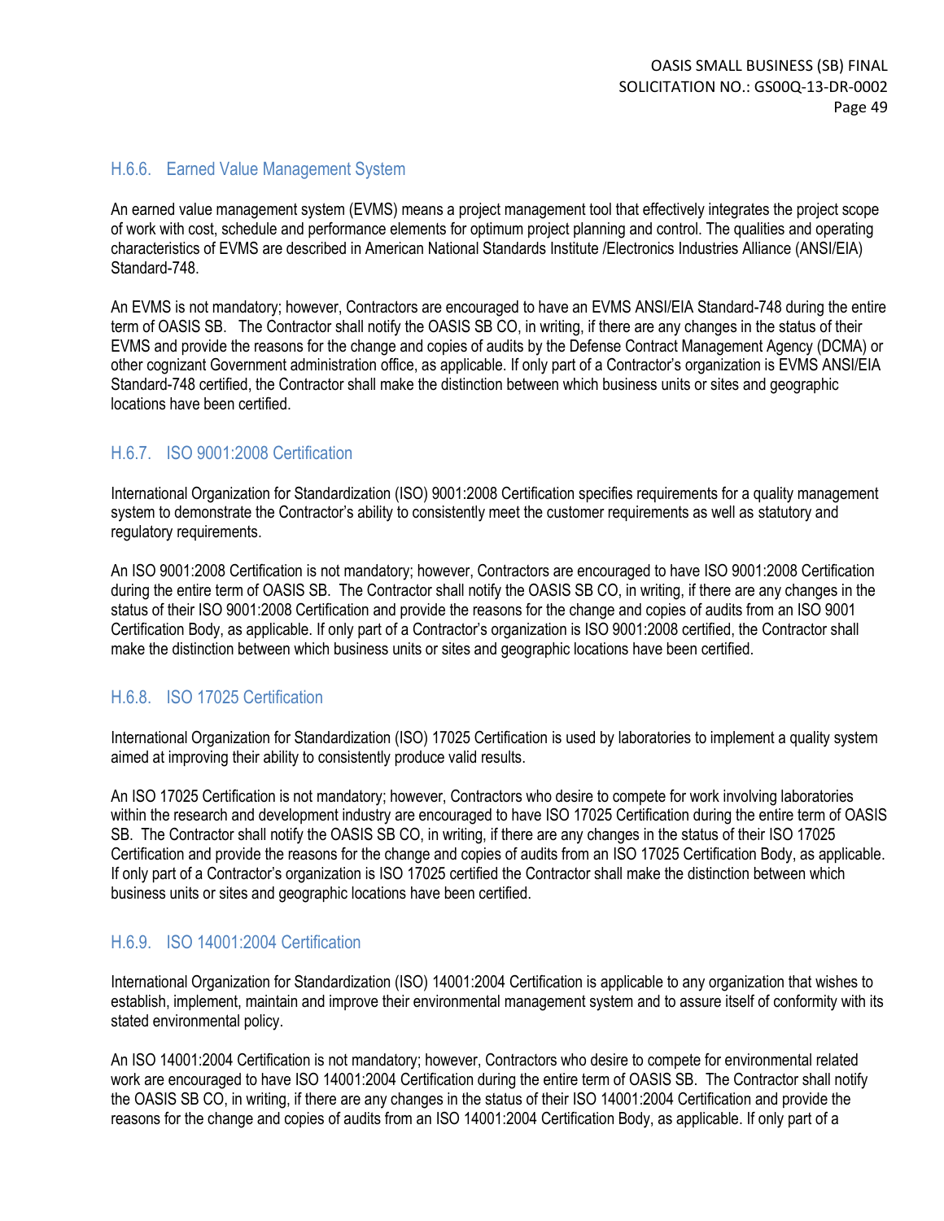### H.6.6. Earned Value Management System

An earned value management system (EVMS) means a project management tool that effectively integrates the project scope of work with cost, schedule and performance elements for optimum project planning and control. The qualities and operating characteristics of EVMS are described in American National Standards Institute /Electronics Industries Alliance (ANSI/EIA) Standard-748.

An EVMS is not mandatory; however, Contractors are encouraged to have an EVMS ANSI/EIA Standard-748 during the entire term of OASIS SB. The Contractor shall notify the OASIS SB CO, in writing, if there are any changes in the status of their EVMS and provide the reasons for the change and copies of audits by the Defense Contract Management Agency (DCMA) or other cognizant Government administration office, as applicable. If only part of a Contractor's organization is EVMS ANSI/EIA Standard-748 certified, the Contractor shall make the distinction between which business units or sites and geographic locations have been certified.

### H.6.7. ISO 9001:2008 Certification

International Organization for Standardization (ISO) 9001:2008 Certification specifies requirements for a quality management system to demonstrate the Contractor's ability to consistently meet the customer requirements as well as statutory and regulatory requirements.

An ISO 9001:2008 Certification is not mandatory; however, Contractors are encouraged to have ISO 9001:2008 Certification during the entire term of OASIS SB. The Contractor shall notify the OASIS SB CO, in writing, if there are any changes in the status of their ISO 9001:2008 Certification and provide the reasons for the change and copies of audits from an ISO 9001 Certification Body, as applicable. If only part of a Contractor's organization is ISO 9001:2008 certified, the Contractor shall make the distinction between which business units or sites and geographic locations have been certified.

### H.6.8. ISO 17025 Certification

International Organization for Standardization (ISO) 17025 Certification is used by laboratories to implement a quality system aimed at improving their ability to consistently produce valid results.

An ISO 17025 Certification is not mandatory; however, Contractors who desire to compete for work involving laboratories within the research and development industry are encouraged to have ISO 17025 Certification during the entire term of OASIS SB. The Contractor shall notify the OASIS SB CO, in writing, if there are any changes in the status of their ISO 17025 Certification and provide the reasons for the change and copies of audits from an ISO 17025 Certification Body, as applicable. If only part of a Contractor's organization is ISO 17025 certified the Contractor shall make the distinction between which business units or sites and geographic locations have been certified.

### H.6.9. ISO 14001:2004 Certification

International Organization for Standardization (ISO) 14001:2004 Certification is applicable to any organization that wishes to establish, implement, maintain and improve their environmental management system and to assure itself of conformity with its stated environmental policy.

An ISO 14001:2004 Certification is not mandatory; however, Contractors who desire to compete for environmental related work are encouraged to have ISO 14001:2004 Certification during the entire term of OASIS SB. The Contractor shall notify the OASIS SB CO, in writing, if there are any changes in the status of their ISO 14001:2004 Certification and provide the reasons for the change and copies of audits from an ISO 14001:2004 Certification Body, as applicable. If only part of a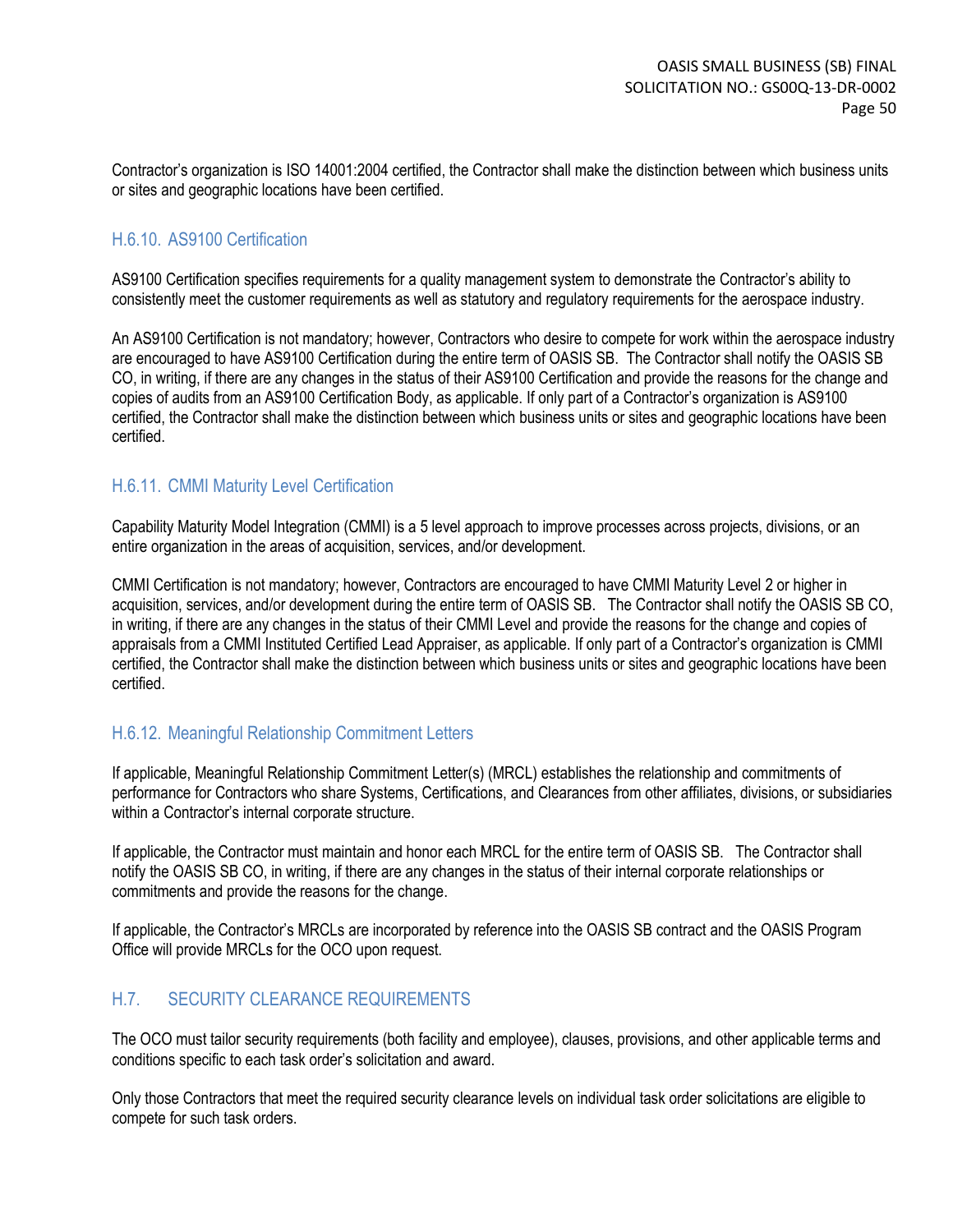Contractor's organization is ISO 14001:2004 certified, the Contractor shall make the distinction between which business units or sites and geographic locations have been certified.

### H.6.10. AS9100 Certification

AS9100 Certification specifies requirements for a quality management system to demonstrate the Contractor's ability to consistently meet the customer requirements as well as statutory and regulatory requirements for the aerospace industry.

An AS9100 Certification is not mandatory; however, Contractors who desire to compete for work within the aerospace industry are encouraged to have AS9100 Certification during the entire term of OASIS SB. The Contractor shall notify the OASIS SB CO, in writing, if there are any changes in the status of their AS9100 Certification and provide the reasons for the change and copies of audits from an AS9100 Certification Body, as applicable. If only part of a Contractor's organization is AS9100 certified, the Contractor shall make the distinction between which business units or sites and geographic locations have been certified.

### H.6.11. CMMI Maturity Level Certification

Capability Maturity Model Integration (CMMI) is a 5 level approach to improve processes across projects, divisions, or an entire organization in the areas of acquisition, services, and/or development.

CMMI Certification is not mandatory; however, Contractors are encouraged to have CMMI Maturity Level 2 or higher in acquisition, services, and/or development during the entire term of OASIS SB. The Contractor shall notify the OASIS SB CO, in writing, if there are any changes in the status of their CMMI Level and provide the reasons for the change and copies of appraisals from a CMMI Instituted Certified Lead Appraiser, as applicable. If only part of a Contractor's organization is CMMI certified, the Contractor shall make the distinction between which business units or sites and geographic locations have been certified.

### H.6.12. Meaningful Relationship Commitment Letters

If applicable, Meaningful Relationship Commitment Letter(s) (MRCL) establishes the relationship and commitments of performance for Contractors who share Systems, Certifications, and Clearances from other affiliates, divisions, or subsidiaries within a Contractor's internal corporate structure.

If applicable, the Contractor must maintain and honor each MRCL for the entire term of OASIS SB. The Contractor shall notify the OASIS SB CO, in writing, if there are any changes in the status of their internal corporate relationships or commitments and provide the reasons for the change.

If applicable, the Contractor's MRCLs are incorporated by reference into the OASIS SB contract and the OASIS Program Office will provide MRCLs for the OCO upon request.

## H.7. SECURITY CLEARANCE REQUIREMENTS

The OCO must tailor security requirements (both facility and employee), clauses, provisions, and other applicable terms and conditions specific to each task order's solicitation and award.

Only those Contractors that meet the required security clearance levels on individual task order solicitations are eligible to compete for such task orders.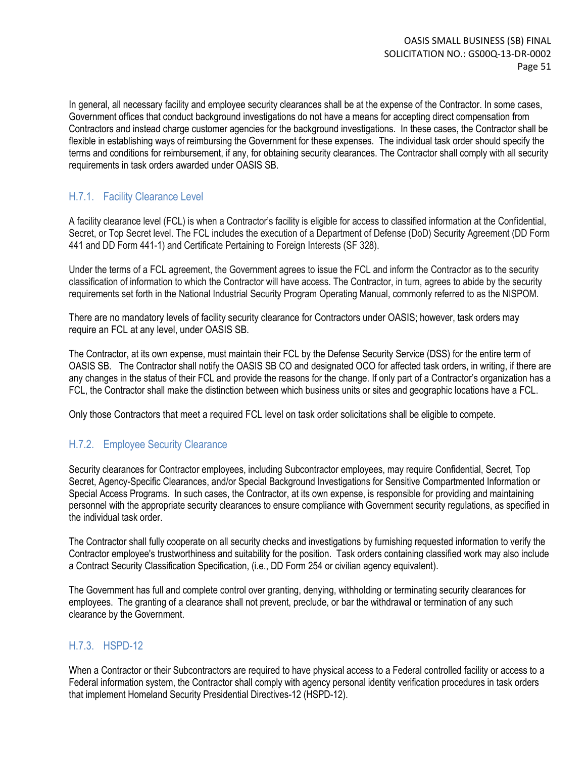In general, all necessary facility and employee security clearances shall be at the expense of the Contractor. In some cases, Government offices that conduct background investigations do not have a means for accepting direct compensation from Contractors and instead charge customer agencies for the background investigations. In these cases, the Contractor shall be flexible in establishing ways of reimbursing the Government for these expenses. The individual task order should specify the terms and conditions for reimbursement, if any, for obtaining security clearances. The Contractor shall comply with all security requirements in task orders awarded under OASIS SB.

### H.7.1. Facility Clearance Level

A facility clearance level (FCL) is when a Contractor's facility is eligible for access to classified information at the Confidential, Secret, or Top Secret level. The FCL includes the execution of a Department of Defense (DoD) Security Agreement (DD Form 441 and DD Form 441-1) and Certificate Pertaining to Foreign Interests (SF 328).

Under the terms of a FCL agreement, the Government agrees to issue the FCL and inform the Contractor as to the security classification of information to which the Contractor will have access. The Contractor, in turn, agrees to abide by the security requirements set forth in the National Industrial Security Program Operating Manual, commonly referred to as the NISPOM.

There are no mandatory levels of facility security clearance for Contractors under OASIS; however, task orders may require an FCL at any level, under OASIS SB.

The Contractor, at its own expense, must maintain their FCL by the Defense Security Service (DSS) for the entire term of OASIS SB. The Contractor shall notify the OASIS SB CO and designated OCO for affected task orders, in writing, if there are any changes in the status of their FCL and provide the reasons for the change. If only part of a Contractor's organization has a FCL, the Contractor shall make the distinction between which business units or sites and geographic locations have a FCL.

Only those Contractors that meet a required FCL level on task order solicitations shall be eligible to compete.

### H.7.2. Employee Security Clearance

Security clearances for Contractor employees, including Subcontractor employees, may require Confidential, Secret, Top Secret, Agency-Specific Clearances, and/or Special Background Investigations for Sensitive Compartmented Information or Special Access Programs. In such cases, the Contractor, at its own expense, is responsible for providing and maintaining personnel with the appropriate security clearances to ensure compliance with Government security regulations, as specified in the individual task order.

The Contractor shall fully cooperate on all security checks and investigations by furnishing requested information to verify the Contractor employee's trustworthiness and suitability for the position. Task orders containing classified work may also include a Contract Security Classification Specification, (i.e., DD Form 254 or civilian agency equivalent).

The Government has full and complete control over granting, denying, withholding or terminating security clearances for employees. The granting of a clearance shall not prevent, preclude, or bar the withdrawal or termination of any such clearance by the Government.

### H.7.3. HSPD-12

When a Contractor or their Subcontractors are required to have physical access to a Federal controlled facility or access to a Federal information system, the Contractor shall comply with agency personal identity verification procedures in task orders that implement Homeland Security Presidential Directives-12 (HSPD-12).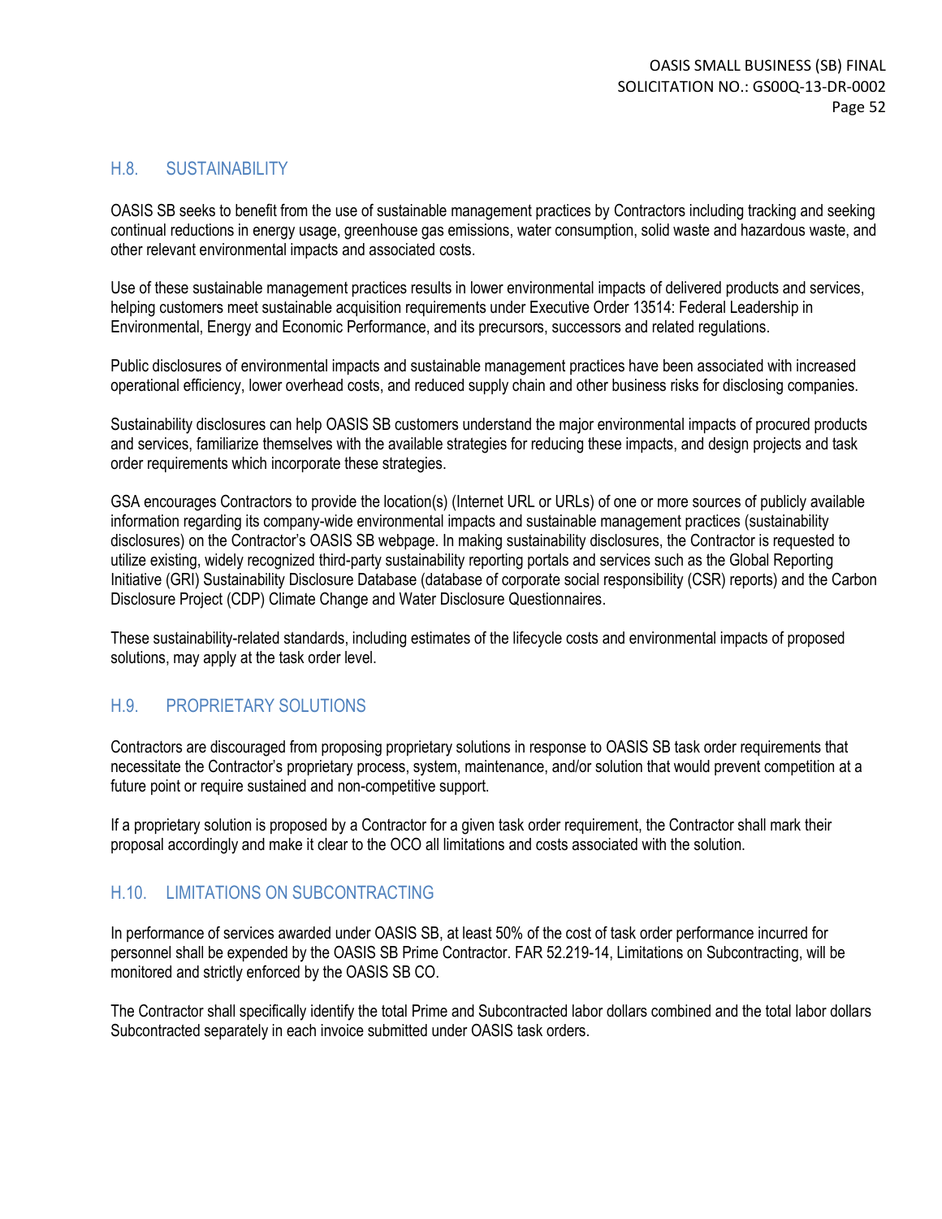## H.8. SUSTAINABILITY

OASIS SB seeks to benefit from the use of sustainable management practices by Contractors including tracking and seeking continual reductions in energy usage, greenhouse gas emissions, water consumption, solid waste and hazardous waste, and other relevant environmental impacts and associated costs.

Use of these sustainable management practices results in lower environmental impacts of delivered products and services, helping customers meet sustainable acquisition requirements under Executive Order 13514: Federal Leadership in Environmental, Energy and Economic Performance, and its precursors, successors and related regulations.

Public disclosures of environmental impacts and sustainable management practices have been associated with increased operational efficiency, lower overhead costs, and reduced supply chain and other business risks for disclosing companies.

Sustainability disclosures can help OASIS SB customers understand the major environmental impacts of procured products and services, familiarize themselves with the available strategies for reducing these impacts, and design projects and task order requirements which incorporate these strategies.

GSA encourages Contractors to provide the location(s) (Internet URL or URLs) of one or more sources of publicly available information regarding its company-wide environmental impacts and sustainable management practices (sustainability disclosures) on the Contractor's OASIS SB webpage. In making sustainability disclosures, the Contractor is requested to utilize existing, widely recognized third-party sustainability reporting portals and services such as the Global Reporting Initiative (GRI) Sustainability Disclosure Database (database of corporate social responsibility (CSR) reports) and the Carbon Disclosure Project (CDP) Climate Change and Water Disclosure Questionnaires.

These sustainability-related standards, including estimates of the lifecycle costs and environmental impacts of proposed solutions, may apply at the task order level.

## H.9. PROPRIETARY SOLUTIONS

Contractors are discouraged from proposing proprietary solutions in response to OASIS SB task order requirements that necessitate the Contractor's proprietary process, system, maintenance, and/or solution that would prevent competition at a future point or require sustained and non-competitive support.

If a proprietary solution is proposed by a Contractor for a given task order requirement, the Contractor shall mark their proposal accordingly and make it clear to the OCO all limitations and costs associated with the solution.

## H.10. LIMITATIONS ON SUBCONTRACTING

In performance of services awarded under OASIS SB, at least 50% of the cost of task order performance incurred for personnel shall be expended by the OASIS SB Prime Contractor. FAR 52.219-14, Limitations on Subcontracting, will be monitored and strictly enforced by the OASIS SB CO.

The Contractor shall specifically identify the total Prime and Subcontracted labor dollars combined and the total labor dollars Subcontracted separately in each invoice submitted under OASIS task orders.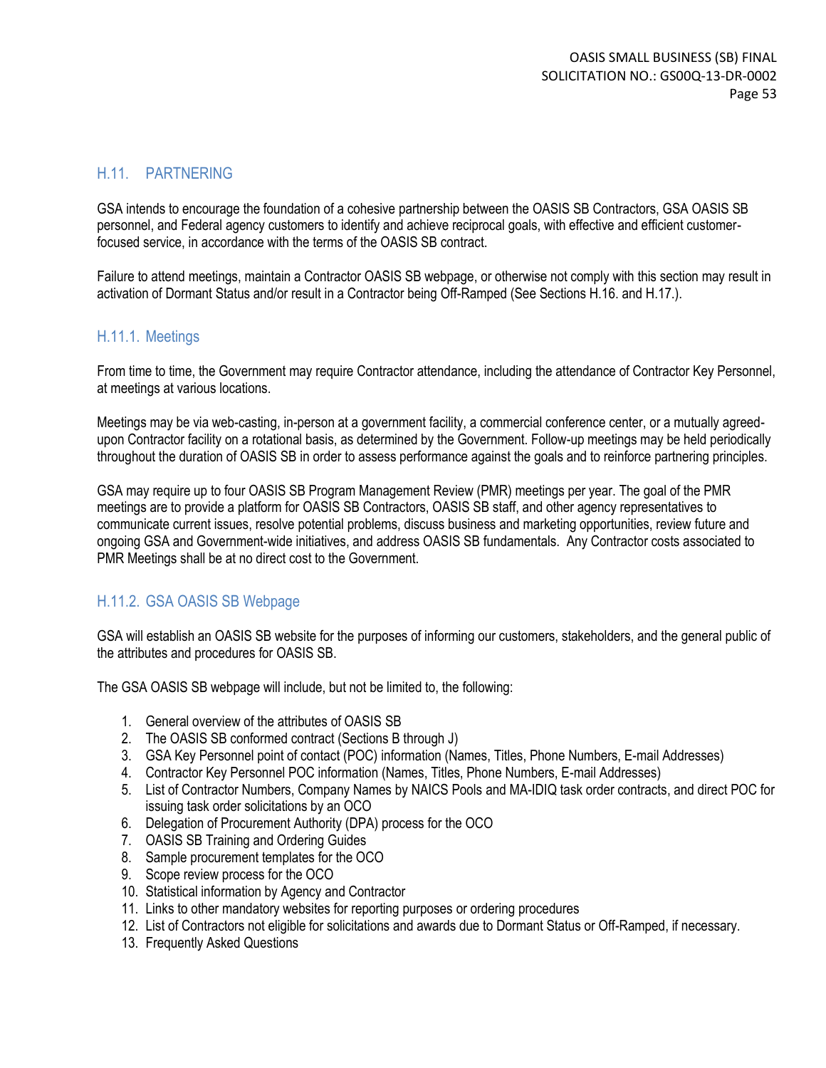## H.11. PARTNERING

GSA intends to encourage the foundation of a cohesive partnership between the OASIS SB Contractors, GSA OASIS SB personnel, and Federal agency customers to identify and achieve reciprocal goals, with effective and efficient customer-focused service, in accordance with the terms of the OASIS SB contract.

Failure to attend meetings, maintain a Contractor OASIS SB webpage, or otherwise not comply with this section may result in activation of Dormant Status and/or result in a Contractor being Off-Ramped (See Sections H.16. and H.17.).

### H.11.1. Meetings

From time to time, the Government may require Contractor attendance, including the attendance of Contractor Key Personnel, at meetings at various locations.

Meetings may be via web-casting, in-person at a government facility, a commercial conference center, or a mutually agreed-upon Contractor facility on a rotational basis, as determined by the Government. Follow-up meetings may be held periodically throughout the duration of OASIS SB in order to assess performance against the goals and to reinforce partnering principles.

GSA may require up to four OASIS SB Program Management Review (PMR) meetings per year. The goal of the PMR meetings are to provide a platform for OASIS SB Contractors, OASIS SB staff, and other agency representatives to communicate current issues, resolve potential problems, discuss business and marketing opportunities, review future and ongoing GSA and Government-wide initiatives, and address OASIS SB fundamentals. Any Contractor costs associated to PMR Meetings shall be at no direct cost to the Government.

### H.11.2. GSA OASIS SB Webpage

GSA will establish an OASIS SB website for the purposes of informing our customers, stakeholders, and the general public of the attributes and procedures for OASIS SB.

The GSA OASIS SB webpage will include, but not be limited to, the following:

1. General overview of the attributes of OASIS SB
2. The OASIS SB conformed contract (Sections B through J)
3. GSA Key Personnel point of contact (POC) information (Names, Titles, Phone Numbers, E-mail Addresses)
4. Contractor Key Personnel POC information (Names, Titles, Phone Numbers, E-mail Addresses)
5. List of Contractor Numbers, Company Names by NAICS Pools and MA-IDIQ task order contracts, and direct POC for issuing task order solicitations by an OCO
6. Delegation of Procurement Authority (DPA) process for the OCO
7. OASIS SB Training and Ordering Guides
8. Sample procurement templates for the OCO
9. Scope review process for the OCO
10. Statistical information by Agency and Contractor
11. Links to other mandatory websites for reporting purposes or ordering procedures
12. List of Contractors not eligible for solicitations and awards due to Dormant Status or Off-Ramped, if necessary.
13. Frequently Asked Questions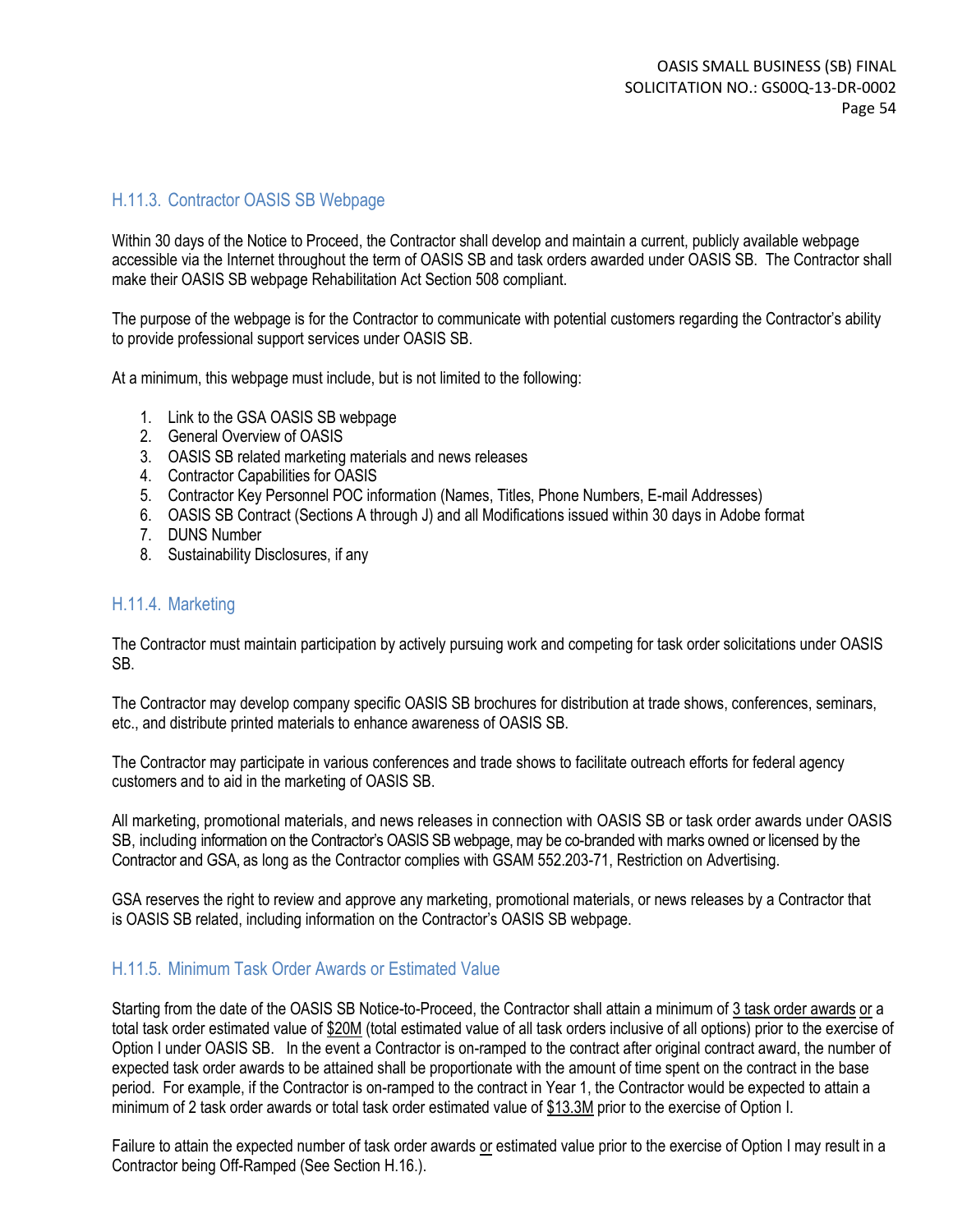### H.11.3. Contractor OASIS SB Webpage

Within 30 days of the Notice to Proceed, the Contractor shall develop and maintain a current, publicly available webpage accessible via the Internet throughout the term of OASIS SB and task orders awarded under OASIS SB. The Contractor shall make their OASIS SB webpage Rehabilitation Act Section 508 compliant.

The purpose of the webpage is for the Contractor to communicate with potential customers regarding the Contractor's ability to provide professional support services under OASIS SB.

At a minimum, this webpage must include, but is not limited to the following:

1. Link to the GSA OASIS SB webpage
2. General Overview of OASIS
3. OASIS SB related marketing materials and news releases
4. Contractor Capabilities for OASIS
5. Contractor Key Personnel POC information (Names, Titles, Phone Numbers, E-mail Addresses)
6. OASIS SB Contract (Sections A through J) and all Modifications issued within 30 days in Adobe format
7. DUNS Number
8. Sustainability Disclosures, if any

### H.11.4. Marketing

The Contractor must maintain participation by actively pursuing work and competing for task order solicitations under OASIS SB.

The Contractor may develop company specific OASIS SB brochures for distribution at trade shows, conferences, seminars, etc., and distribute printed materials to enhance awareness of OASIS SB.

The Contractor may participate in various conferences and trade shows to facilitate outreach efforts for federal agency customers and to aid in the marketing of OASIS SB.

All marketing, promotional materials, and news releases in connection with OASIS SB or task order awards under OASIS SB, including information on the Contractor's OASIS SB webpage, may be co-branded with marks owned or licensed by the Contractor and GSA, as long as the Contractor complies with GSAM 552.203-71, Restriction on Advertising.

GSA reserves the right to review and approve any marketing, promotional materials, or news releases by a Contractor that is OASIS SB related, including information on the Contractor's OASIS SB webpage.

### H.11.5. Minimum Task Order Awards or Estimated Value

Starting from the date of the OASIS SB Notice-to-Proceed, the Contractor shall attain a minimum of <u>3 task order awards</u> <u>or</u> a total task order estimated value of <u>$20M</u> (total estimated value of all task orders inclusive of all options) prior to the exercise of Option I under OASIS SB. In the event a Contractor is on-ramped to the contract after original contract award, the number of expected task order awards to be attained shall be proportionate with the amount of time spent on the contract in the base period. For example, if the Contractor is on-ramped to the contract in Year 1, the Contractor would be expected to attain a minimum of 2 task order awards or total task order estimated value of <u>$13.3M</u> prior to the exercise of Option I.

Failure to attain the expected number of task order awards <u>or</u> estimated value prior to the exercise of Option I may result in a Contractor being Off-Ramped (See Section H.16.).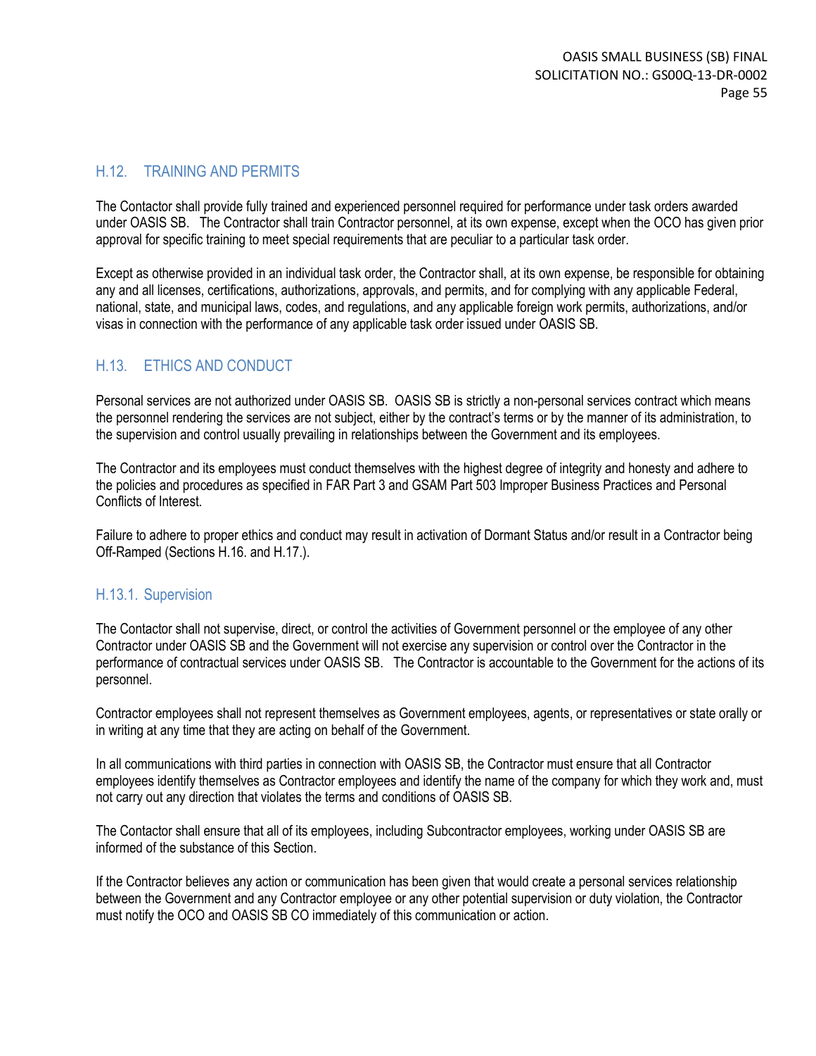## H.12. TRAINING AND PERMITS

The Contactor shall provide fully trained and experienced personnel required for performance under task orders awarded under OASIS SB. The Contractor shall train Contractor personnel, at its own expense, except when the OCO has given prior approval for specific training to meet special requirements that are peculiar to a particular task order.

Except as otherwise provided in an individual task order, the Contractor shall, at its own expense, be responsible for obtaining any and all licenses, certifications, authorizations, approvals, and permits, and for complying with any applicable Federal, national, state, and municipal laws, codes, and regulations, and any applicable foreign work permits, authorizations, and/or visas in connection with the performance of any applicable task order issued under OASIS SB.

## H.13. ETHICS AND CONDUCT

Personal services are not authorized under OASIS SB. OASIS SB is strictly a non-personal services contract which means the personnel rendering the services are not subject, either by the contract's terms or by the manner of its administration, to the supervision and control usually prevailing in relationships between the Government and its employees.

The Contractor and its employees must conduct themselves with the highest degree of integrity and honesty and adhere to the policies and procedures as specified in FAR Part 3 and GSAM Part 503 Improper Business Practices and Personal Conflicts of Interest.

Failure to adhere to proper ethics and conduct may result in activation of Dormant Status and/or result in a Contractor being Off-Ramped (Sections H.16. and H.17.).

### H.13.1. Supervision

The Contactor shall not supervise, direct, or control the activities of Government personnel or the employee of any other Contractor under OASIS SB and the Government will not exercise any supervision or control over the Contractor in the performance of contractual services under OASIS SB. The Contractor is accountable to the Government for the actions of its personnel.

Contractor employees shall not represent themselves as Government employees, agents, or representatives or state orally or in writing at any time that they are acting on behalf of the Government.

In all communications with third parties in connection with OASIS SB, the Contractor must ensure that all Contractor employees identify themselves as Contractor employees and identify the name of the company for which they work and, must not carry out any direction that violates the terms and conditions of OASIS SB.

The Contactor shall ensure that all of its employees, including Subcontractor employees, working under OASIS SB are informed of the substance of this Section.

If the Contractor believes any action or communication has been given that would create a personal services relationship between the Government and any Contractor employee or any other potential supervision or duty violation, the Contractor must notify the OCO and OASIS SB CO immediately of this communication or action.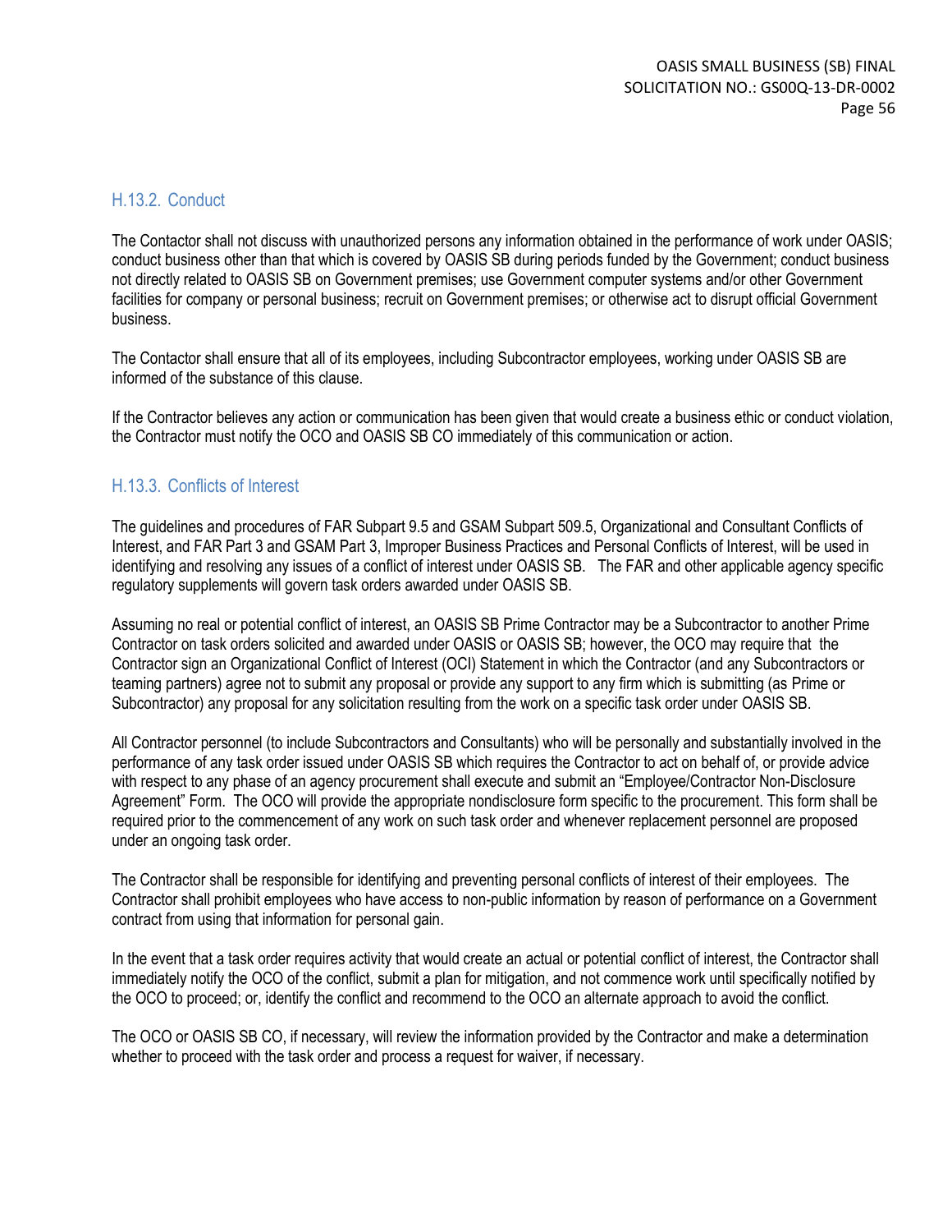### H.13.2. Conduct

The Contactor shall not discuss with unauthorized persons any information obtained in the performance of work under OASIS; conduct business other than that which is covered by OASIS SB during periods funded by the Government; conduct business not directly related to OASIS SB on Government premises; use Government computer systems and/or other Government facilities for company or personal business; recruit on Government premises; or otherwise act to disrupt official Government business.

The Contactor shall ensure that all of its employees, including Subcontractor employees, working under OASIS SB are informed of the substance of this clause.

If the Contractor believes any action or communication has been given that would create a business ethic or conduct violation, the Contractor must notify the OCO and OASIS SB CO immediately of this communication or action.

### H.13.3. Conflicts of Interest

The guidelines and procedures of FAR Subpart 9.5 and GSAM Subpart 509.5, Organizational and Consultant Conflicts of Interest, and FAR Part 3 and GSAM Part 3, Improper Business Practices and Personal Conflicts of Interest, will be used in identifying and resolving any issues of a conflict of interest under OASIS SB. The FAR and other applicable agency specific regulatory supplements will govern task orders awarded under OASIS SB.

Assuming no real or potential conflict of interest, an OASIS SB Prime Contractor may be a Subcontractor to another Prime Contractor on task orders solicited and awarded under OASIS or OASIS SB; however, the OCO may require that the Contractor sign an Organizational Conflict of Interest (OCI) Statement in which the Contractor (and any Subcontractors or teaming partners) agree not to submit any proposal or provide any support to any firm which is submitting (as Prime or Subcontractor) any proposal for any solicitation resulting from the work on a specific task order under OASIS SB.

All Contractor personnel (to include Subcontractors and Consultants) who will be personally and substantially involved in the performance of any task order issued under OASIS SB which requires the Contractor to act on behalf of, or provide advice with respect to any phase of an agency procurement shall execute and submit an "Employee/Contractor Non-Disclosure Agreement" Form. The OCO will provide the appropriate nondisclosure form specific to the procurement. This form shall be required prior to the commencement of any work on such task order and whenever replacement personnel are proposed under an ongoing task order.

The Contractor shall be responsible for identifying and preventing personal conflicts of interest of their employees. The Contractor shall prohibit employees who have access to non-public information by reason of performance on a Government contract from using that information for personal gain.

In the event that a task order requires activity that would create an actual or potential conflict of interest, the Contractor shall immediately notify the OCO of the conflict, submit a plan for mitigation, and not commence work until specifically notified by the OCO to proceed; or, identify the conflict and recommend to the OCO an alternate approach to avoid the conflict.

The OCO or OASIS SB CO, if necessary, will review the information provided by the Contractor and make a determination whether to proceed with the task order and process a request for waiver, if necessary.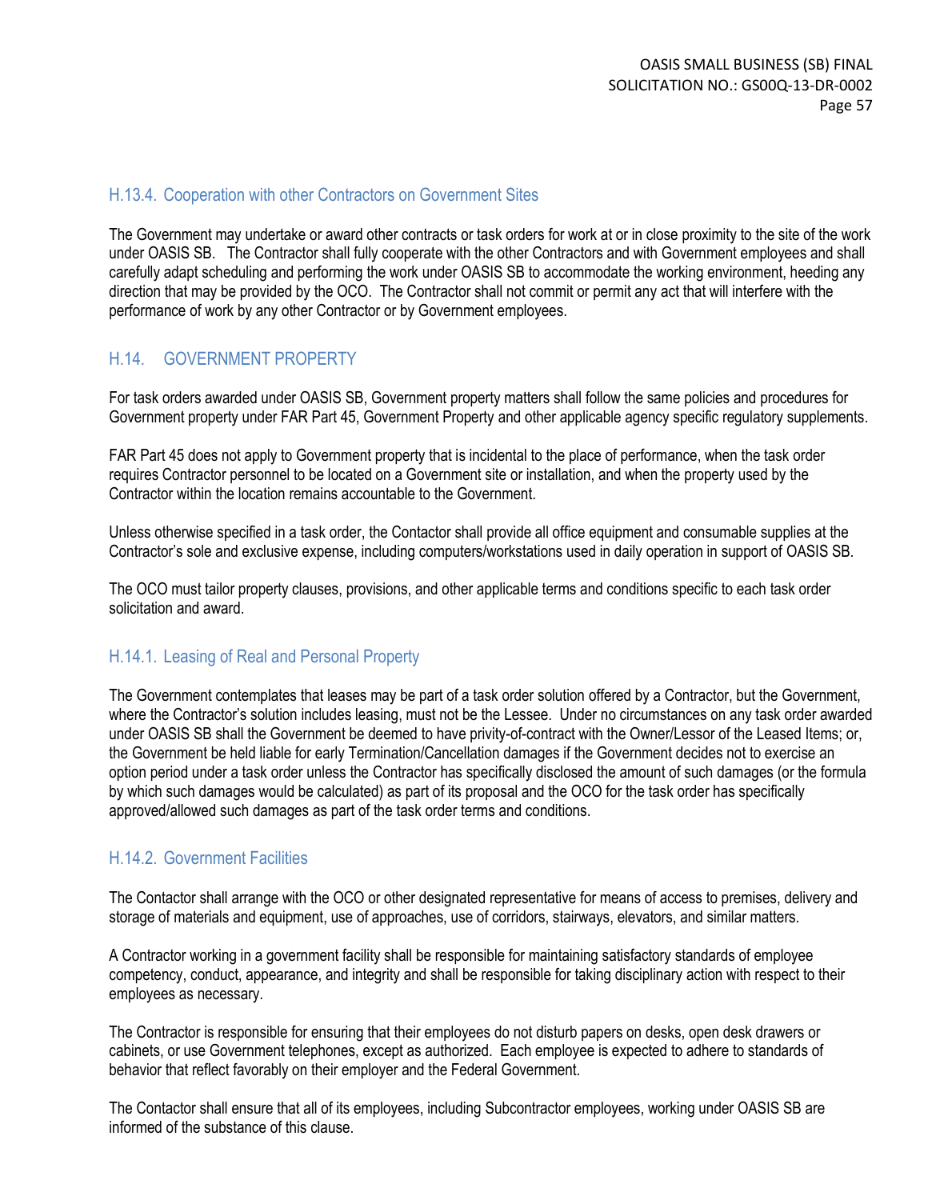### H.13.4. Cooperation with other Contractors on Government Sites

The Government may undertake or award other contracts or task orders for work at or in close proximity to the site of the work under OASIS SB. The Contractor shall fully cooperate with the other Contractors and with Government employees and shall carefully adapt scheduling and performing the work under OASIS SB to accommodate the working environment, heeding any direction that may be provided by the OCO. The Contractor shall not commit or permit any act that will interfere with the performance of work by any other Contractor or by Government employees.

## H.14. GOVERNMENT PROPERTY

For task orders awarded under OASIS SB, Government property matters shall follow the same policies and procedures for Government property under FAR Part 45, Government Property and other applicable agency specific regulatory supplements.

FAR Part 45 does not apply to Government property that is incidental to the place of performance, when the task order requires Contractor personnel to be located on a Government site or installation, and when the property used by the Contractor within the location remains accountable to the Government.

Unless otherwise specified in a task order, the Contactor shall provide all office equipment and consumable supplies at the Contractor's sole and exclusive expense, including computers/workstations used in daily operation in support of OASIS SB.

The OCO must tailor property clauses, provisions, and other applicable terms and conditions specific to each task order solicitation and award.

### H.14.1. Leasing of Real and Personal Property

The Government contemplates that leases may be part of a task order solution offered by a Contractor, but the Government, where the Contractor's solution includes leasing, must not be the Lessee. Under no circumstances on any task order awarded under OASIS SB shall the Government be deemed to have privity-of-contract with the Owner/Lessor of the Leased Items; or, the Government be held liable for early Termination/Cancellation damages if the Government decides not to exercise an option period under a task order unless the Contractor has specifically disclosed the amount of such damages (or the formula by which such damages would be calculated) as part of its proposal and the OCO for the task order has specifically approved/allowed such damages as part of the task order terms and conditions.

### H.14.2. Government Facilities

The Contactor shall arrange with the OCO or other designated representative for means of access to premises, delivery and storage of materials and equipment, use of approaches, use of corridors, stairways, elevators, and similar matters.

A Contractor working in a government facility shall be responsible for maintaining satisfactory standards of employee competency, conduct, appearance, and integrity and shall be responsible for taking disciplinary action with respect to their employees as necessary.

The Contractor is responsible for ensuring that their employees do not disturb papers on desks, open desk drawers or cabinets, or use Government telephones, except as authorized. Each employee is expected to adhere to standards of behavior that reflect favorably on their employer and the Federal Government.

The Contactor shall ensure that all of its employees, including Subcontractor employees, working under OASIS SB are informed of the substance of this clause.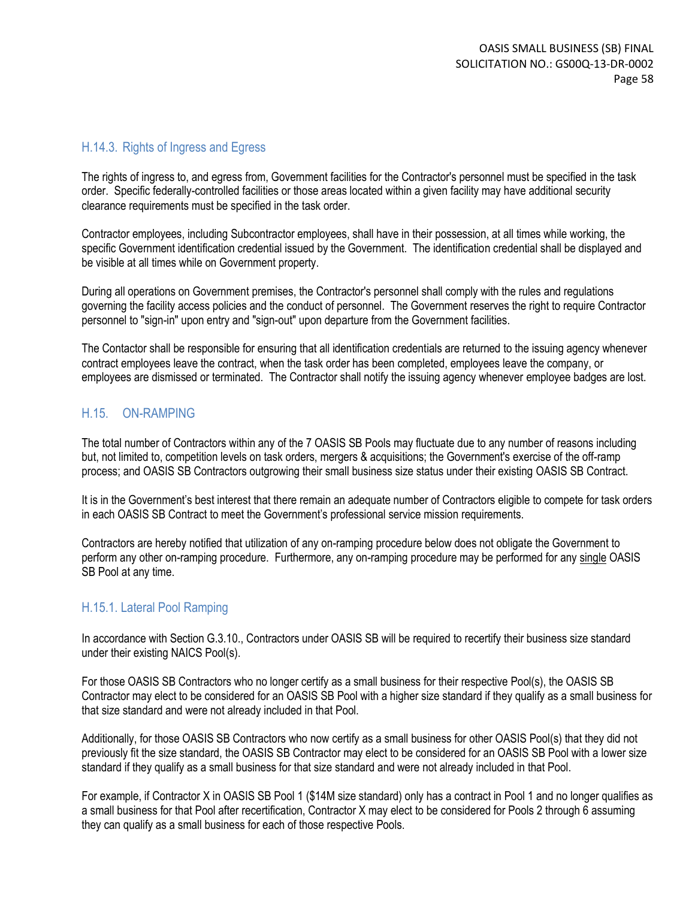### H.14.3. Rights of Ingress and Egress

The rights of ingress to, and egress from, Government facilities for the Contractor's personnel must be specified in the task order. Specific federally-controlled facilities or those areas located within a given facility may have additional security clearance requirements must be specified in the task order.

Contractor employees, including Subcontractor employees, shall have in their possession, at all times while working, the specific Government identification credential issued by the Government. The identification credential shall be displayed and be visible at all times while on Government property.

During all operations on Government premises, the Contractor's personnel shall comply with the rules and regulations governing the facility access policies and the conduct of personnel. The Government reserves the right to require Contractor personnel to "sign-in" upon entry and "sign-out" upon departure from the Government facilities.

The Contactor shall be responsible for ensuring that all identification credentials are returned to the issuing agency whenever contract employees leave the contract, when the task order has been completed, employees leave the company, or employees are dismissed or terminated. The Contractor shall notify the issuing agency whenever employee badges are lost.

## H.15. ON-RAMPING

The total number of Contractors within any of the 7 OASIS SB Pools may fluctuate due to any number of reasons including but, not limited to, competition levels on task orders, mergers & acquisitions; the Government's exercise of the off-ramp process; and OASIS SB Contractors outgrowing their small business size status under their existing OASIS SB Contract.

It is in the Government's best interest that there remain an adequate number of Contractors eligible to compete for task orders in each OASIS SB Contract to meet the Government's professional service mission requirements.

Contractors are hereby notified that utilization of any on-ramping procedure below does not obligate the Government to perform any other on-ramping procedure. Furthermore, any on-ramping procedure may be performed for any single OASIS SB Pool at any time.

### H.15.1. Lateral Pool Ramping

In accordance with Section G.3.10., Contractors under OASIS SB will be required to recertify their business size standard under their existing NAICS Pool(s).

For those OASIS SB Contractors who no longer certify as a small business for their respective Pool(s), the OASIS SB Contractor may elect to be considered for an OASIS SB Pool with a higher size standard if they qualify as a small business for that size standard and were not already included in that Pool.

Additionally, for those OASIS SB Contractors who now certify as a small business for other OASIS Pool(s) that they did not previously fit the size standard, the OASIS SB Contractor may elect to be considered for an OASIS SB Pool with a lower size standard if they qualify as a small business for that size standard and were not already included in that Pool.

For example, if Contractor X in OASIS SB Pool 1 ($14M size standard) only has a contract in Pool 1 and no longer qualifies as a small business for that Pool after recertification, Contractor X may elect to be considered for Pools 2 through 6 assuming they can qualify as a small business for each of those respective Pools.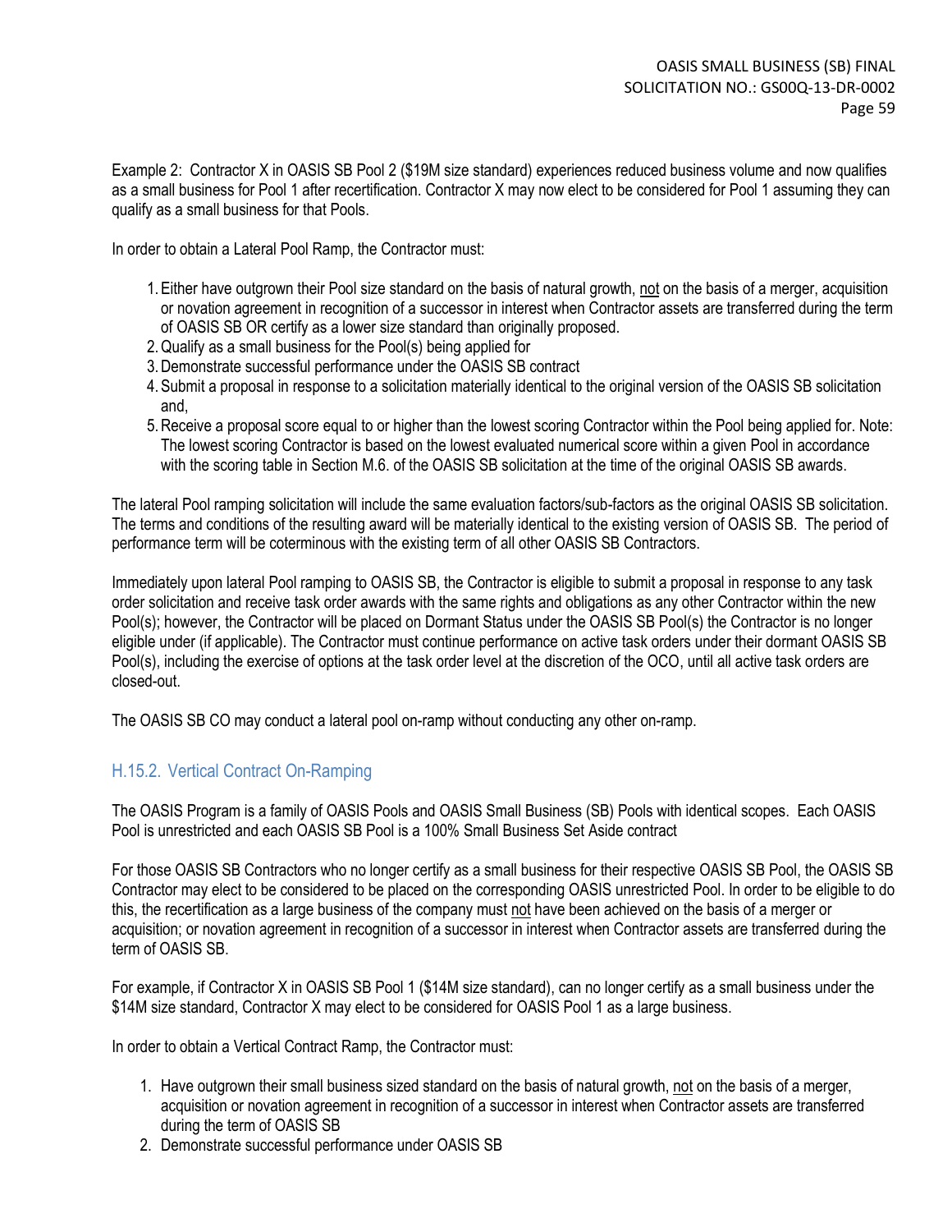Example 2: Contractor X in OASIS SB Pool 2 ($19M size standard) experiences reduced business volume and now qualifies as a small business for Pool 1 after recertification. Contractor X may now elect to be considered for Pool 1 assuming they can qualify as a small business for that Pools.

In order to obtain a Lateral Pool Ramp, the Contractor must:

1. Either have outgrown their Pool size standard on the basis of natural growth, not on the basis of a merger, acquisition or novation agreement in recognition of a successor in interest when Contractor assets are transferred during the term of OASIS SB OR certify as a lower size standard than originally proposed.
2. Qualify as a small business for the Pool(s) being applied for
3. Demonstrate successful performance under the OASIS SB contract
4. Submit a proposal in response to a solicitation materially identical to the original version of the OASIS SB solicitation and,
5. Receive a proposal score equal to or higher than the lowest scoring Contractor within the Pool being applied for. Note: The lowest scoring Contractor is based on the lowest evaluated numerical score within a given Pool in accordance with the scoring table in Section M.6. of the OASIS SB solicitation at the time of the original OASIS SB awards.

The lateral Pool ramping solicitation will include the same evaluation factors/sub-factors as the original OASIS SB solicitation. The terms and conditions of the resulting award will be materially identical to the existing version of OASIS SB. The period of performance term will be coterminous with the existing term of all other OASIS SB Contractors.

Immediately upon lateral Pool ramping to OASIS SB, the Contractor is eligible to submit a proposal in response to any task order solicitation and receive task order awards with the same rights and obligations as any other Contractor within the new Pool(s); however, the Contractor will be placed on Dormant Status under the OASIS SB Pool(s) the Contractor is no longer eligible under (if applicable). The Contractor must continue performance on active task orders under their dormant OASIS SB Pool(s), including the exercise of options at the task order level at the discretion of the OCO, until all active task orders are closed-out.

The OASIS SB CO may conduct a lateral pool on-ramp without conducting any other on-ramp.

### H.15.2. Vertical Contract On-Ramping

The OASIS Program is a family of OASIS Pools and OASIS Small Business (SB) Pools with identical scopes. Each OASIS Pool is unrestricted and each OASIS SB Pool is a 100% Small Business Set Aside contract

For those OASIS SB Contractors who no longer certify as a small business for their respective OASIS SB Pool, the OASIS SB Contractor may elect to be considered to be placed on the corresponding OASIS unrestricted Pool. In order to be eligible to do this, the recertification as a large business of the company must not have been achieved on the basis of a merger or acquisition; or novation agreement in recognition of a successor in interest when Contractor assets are transferred during the term of OASIS SB.

For example, if Contractor X in OASIS SB Pool 1 ($14M size standard), can no longer certify as a small business under the $14M size standard, Contractor X may elect to be considered for OASIS Pool 1 as a large business.

In order to obtain a Vertical Contract Ramp, the Contractor must:

1. Have outgrown their small business sized standard on the basis of natural growth, not on the basis of a merger, acquisition or novation agreement in recognition of a successor in interest when Contractor assets are transferred during the term of OASIS SB
2. Demonstrate successful performance under OASIS SB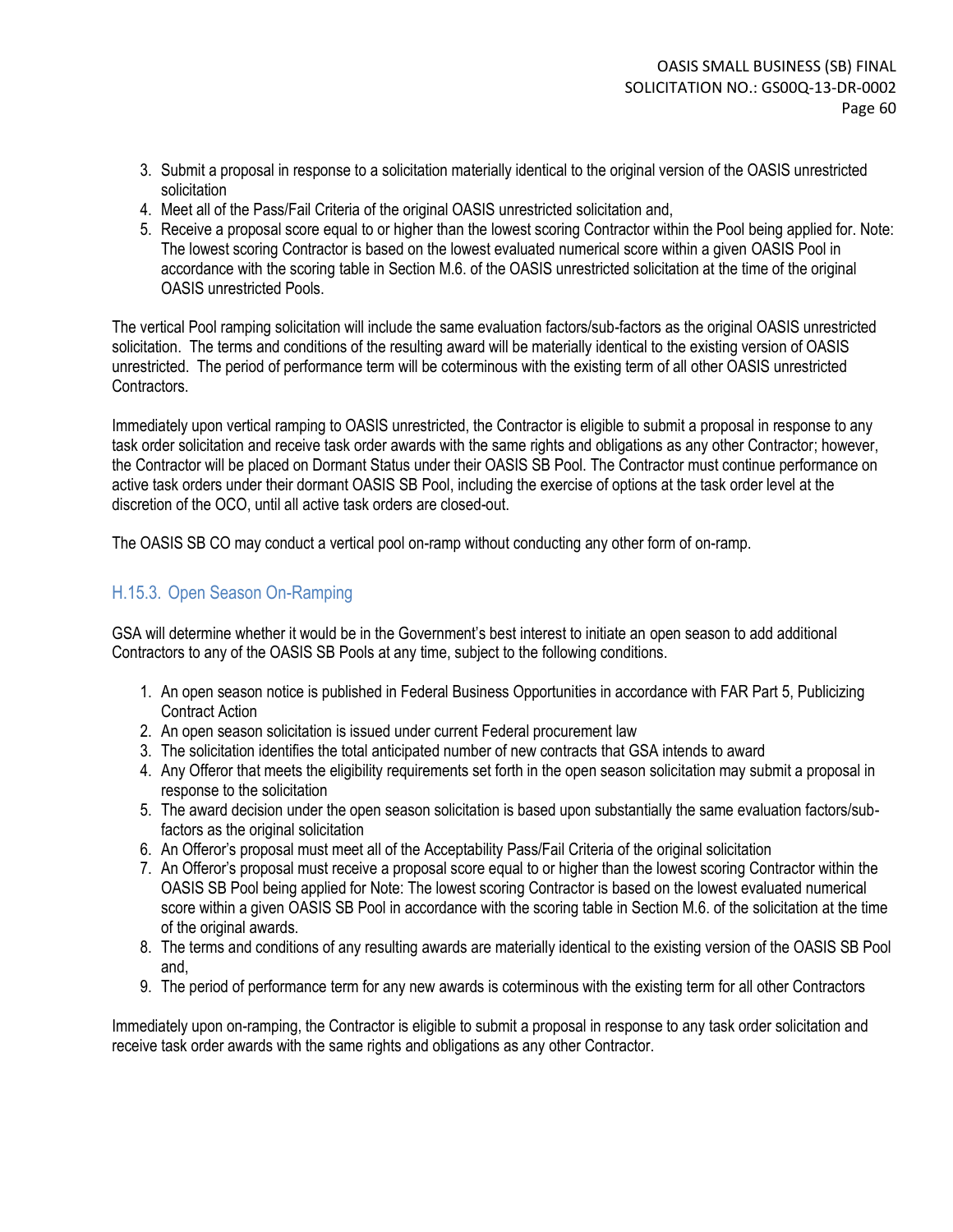3. Submit a proposal in response to a solicitation materially identical to the original version of the OASIS unrestricted solicitation
4. Meet all of the Pass/Fail Criteria of the original OASIS unrestricted solicitation and,
5. Receive a proposal score equal to or higher than the lowest scoring Contractor within the Pool being applied for. Note: The lowest scoring Contractor is based on the lowest evaluated numerical score within a given OASIS Pool in accordance with the scoring table in Section M.6. of the OASIS unrestricted solicitation at the time of the original OASIS unrestricted Pools.

The vertical Pool ramping solicitation will include the same evaluation factors/sub-factors as the original OASIS unrestricted solicitation. The terms and conditions of the resulting award will be materially identical to the existing version of OASIS unrestricted. The period of performance term will be coterminous with the existing term of all other OASIS unrestricted Contractors.

Immediately upon vertical ramping to OASIS unrestricted, the Contractor is eligible to submit a proposal in response to any task order solicitation and receive task order awards with the same rights and obligations as any other Contractor; however, the Contractor will be placed on Dormant Status under their OASIS SB Pool. The Contractor must continue performance on active task orders under their dormant OASIS SB Pool, including the exercise of options at the task order level at the discretion of the OCO, until all active task orders are closed-out.

The OASIS SB CO may conduct a vertical pool on-ramp without conducting any other form of on-ramp.

### H.15.3. Open Season On-Ramping

GSA will determine whether it would be in the Government's best interest to initiate an open season to add additional Contractors to any of the OASIS SB Pools at any time, subject to the following conditions.

1. An open season notice is published in Federal Business Opportunities in accordance with FAR Part 5, Publicizing Contract Action
2. An open season solicitation is issued under current Federal procurement law
3. The solicitation identifies the total anticipated number of new contracts that GSA intends to award
4. Any Offeror that meets the eligibility requirements set forth in the open season solicitation may submit a proposal in response to the solicitation
5. The award decision under the open season solicitation is based upon substantially the same evaluation factors/sub-factors as the original solicitation
6. An Offeror's proposal must meet all of the Acceptability Pass/Fail Criteria of the original solicitation
7. An Offeror's proposal must receive a proposal score equal to or higher than the lowest scoring Contractor within the OASIS SB Pool being applied for Note: The lowest scoring Contractor is based on the lowest evaluated numerical score within a given OASIS SB Pool in accordance with the scoring table in Section M.6. of the solicitation at the time of the original awards.
8. The terms and conditions of any resulting awards are materially identical to the existing version of the OASIS SB Pool and,
9. The period of performance term for any new awards is coterminous with the existing term for all other Contractors

Immediately upon on-ramping, the Contractor is eligible to submit a proposal in response to any task order solicitation and receive task order awards with the same rights and obligations as any other Contractor.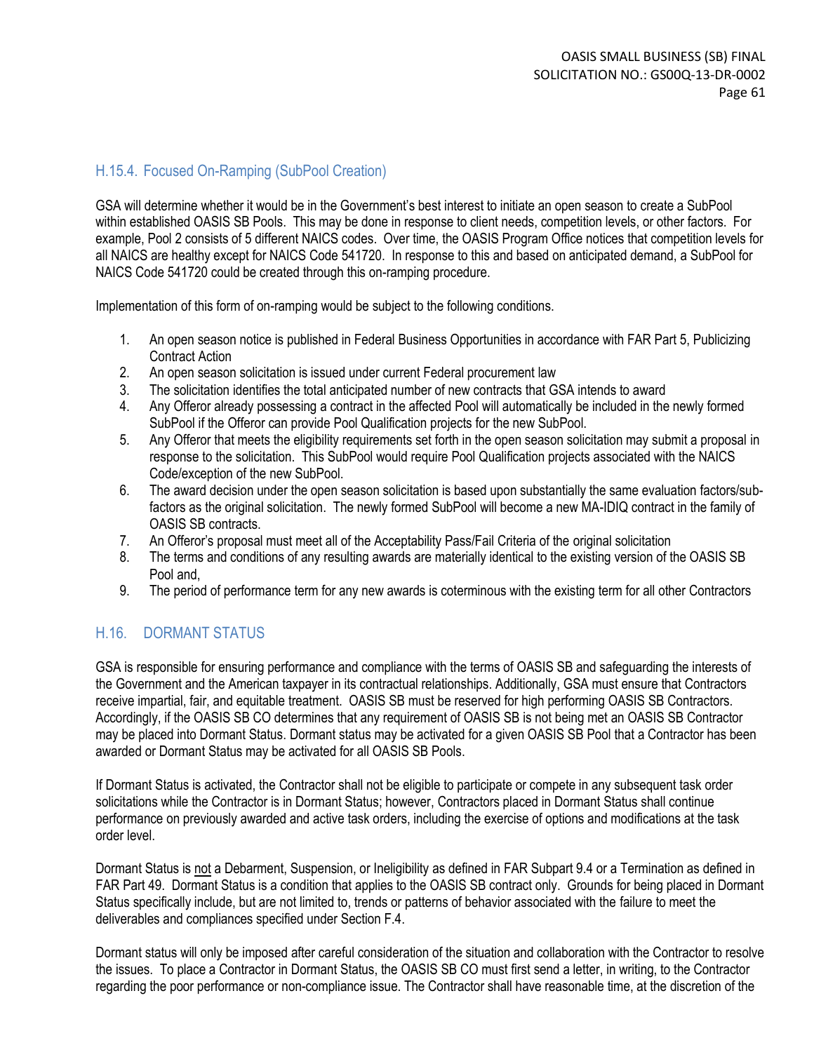### H.15.4. Focused On-Ramping (SubPool Creation)

GSA will determine whether it would be in the Government's best interest to initiate an open season to create a SubPool within established OASIS SB Pools. This may be done in response to client needs, competition levels, or other factors. For example, Pool 2 consists of 5 different NAICS codes. Over time, the OASIS Program Office notices that competition levels for all NAICS are healthy except for NAICS Code 541720. In response to this and based on anticipated demand, a SubPool for NAICS Code 541720 could be created through this on-ramping procedure.

Implementation of this form of on-ramping would be subject to the following conditions.

1. An open season notice is published in Federal Business Opportunities in accordance with FAR Part 5, Publicizing Contract Action
2. An open season solicitation is issued under current Federal procurement law
3. The solicitation identifies the total anticipated number of new contracts that GSA intends to award
4. Any Offeror already possessing a contract in the affected Pool will automatically be included in the newly formed SubPool if the Offeror can provide Pool Qualification projects for the new SubPool.
5. Any Offeror that meets the eligibility requirements set forth in the open season solicitation may submit a proposal in response to the solicitation. This SubPool would require Pool Qualification projects associated with the NAICS Code/exception of the new SubPool.
6. The award decision under the open season solicitation is based upon substantially the same evaluation factors/sub-factors as the original solicitation. The newly formed SubPool will become a new MA-IDIQ contract in the family of OASIS SB contracts.
7. An Offeror's proposal must meet all of the Acceptability Pass/Fail Criteria of the original solicitation
8. The terms and conditions of any resulting awards are materially identical to the existing version of the OASIS SB Pool and,
9. The period of performance term for any new awards is coterminous with the existing term for all other Contractors

## H.16. DORMANT STATUS

GSA is responsible for ensuring performance and compliance with the terms of OASIS SB and safeguarding the interests of the Government and the American taxpayer in its contractual relationships. Additionally, GSA must ensure that Contractors receive impartial, fair, and equitable treatment. OASIS SB must be reserved for high performing OASIS SB Contractors. Accordingly, if the OASIS SB CO determines that any requirement of OASIS SB is not being met an OASIS SB Contractor may be placed into Dormant Status. Dormant status may be activated for a given OASIS SB Pool that a Contractor has been awarded or Dormant Status may be activated for all OASIS SB Pools.

If Dormant Status is activated, the Contractor shall not be eligible to participate or compete in any subsequent task order solicitations while the Contractor is in Dormant Status; however, Contractors placed in Dormant Status shall continue performance on previously awarded and active task orders, including the exercise of options and modifications at the task order level.

Dormant Status is <u>not</u> a Debarment, Suspension, or Ineligibility as defined in FAR Subpart 9.4 or a Termination as defined in FAR Part 49. Dormant Status is a condition that applies to the OASIS SB contract only. Grounds for being placed in Dormant Status specifically include, but are not limited to, trends or patterns of behavior associated with the failure to meet the deliverables and compliances specified under Section F.4.

Dormant status will only be imposed after careful consideration of the situation and collaboration with the Contractor to resolve the issues. To place a Contractor in Dormant Status, the OASIS SB CO must first send a letter, in writing, to the Contractor regarding the poor performance or non-compliance issue. The Contractor shall have reasonable time, at the discretion of the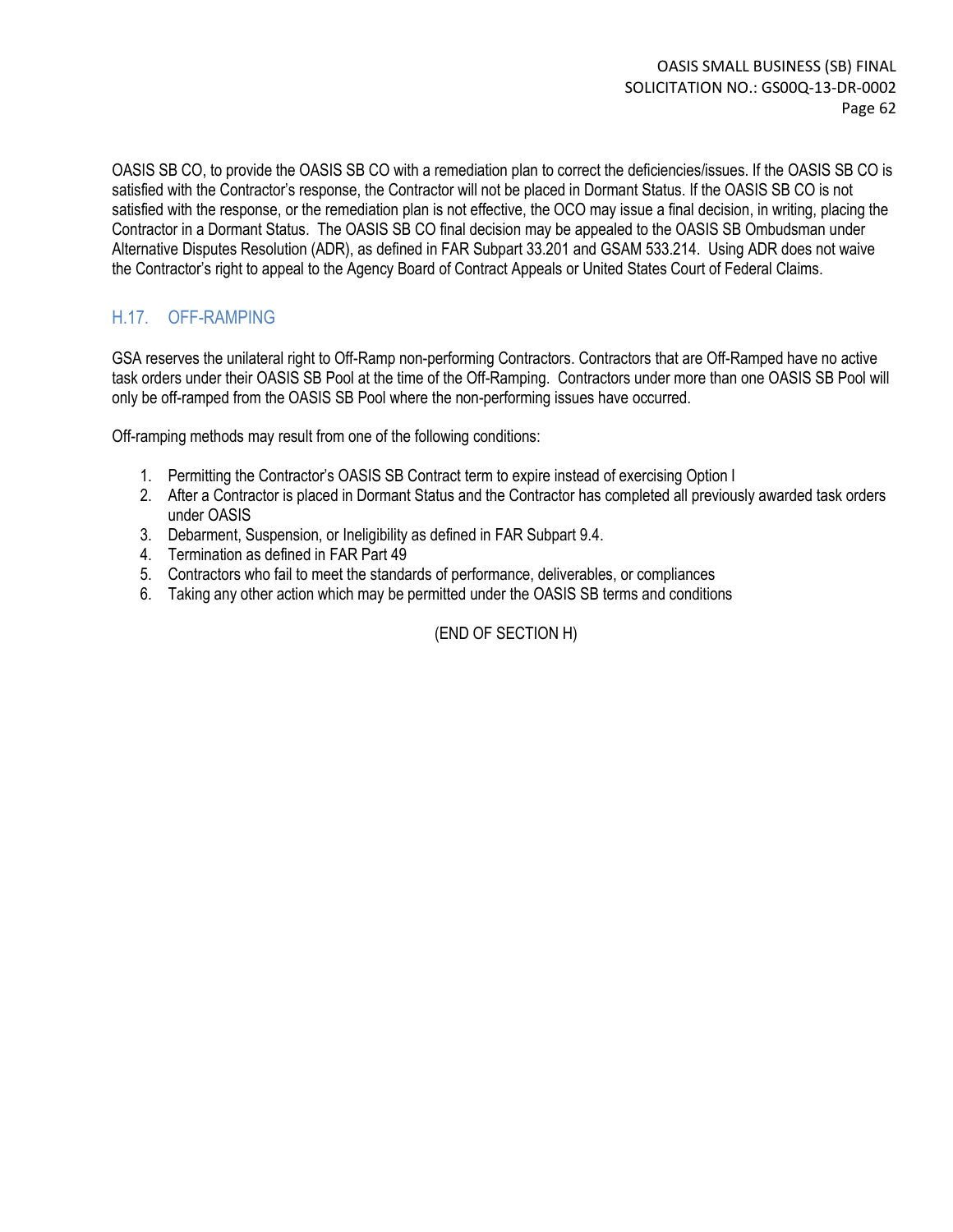OASIS SB CO, to provide the OASIS SB CO with a remediation plan to correct the deficiencies/issues. If the OASIS SB CO is satisfied with the Contractor's response, the Contractor will not be placed in Dormant Status. If the OASIS SB CO is not satisfied with the response, or the remediation plan is not effective, the OCO may issue a final decision, in writing, placing the Contractor in a Dormant Status. The OASIS SB CO final decision may be appealed to the OASIS SB Ombudsman under Alternative Disputes Resolution (ADR), as defined in FAR Subpart 33.201 and GSAM 533.214. Using ADR does not waive the Contractor's right to appeal to the Agency Board of Contract Appeals or United States Court of Federal Claims.

## H.17. OFF-RAMPING

GSA reserves the unilateral right to Off-Ramp non-performing Contractors. Contractors that are Off-Ramped have no active task orders under their OASIS SB Pool at the time of the Off-Ramping. Contractors under more than one OASIS SB Pool will only be off-ramped from the OASIS SB Pool where the non-performing issues have occurred.

Off-ramping methods may result from one of the following conditions:

1. Permitting the Contractor's OASIS SB Contract term to expire instead of exercising Option I
2. After a Contractor is placed in Dormant Status and the Contractor has completed all previously awarded task orders under OASIS
3. Debarment, Suspension, or Ineligibility as defined in FAR Subpart 9.4.
4. Termination as defined in FAR Part 49
5. Contractors who fail to meet the standards of performance, deliverables, or compliances
6. Taking any other action which may be permitted under the OASIS SB terms and conditions

(END OF SECTION H)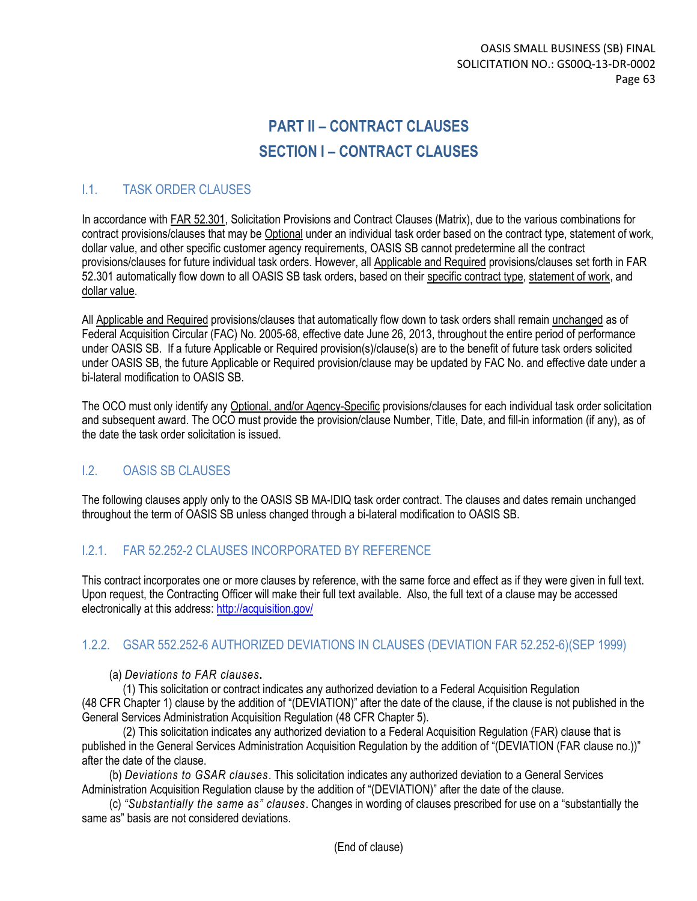# PART II – CONTRACT CLAUSES
# SECTION I – CONTRACT CLAUSES

## I.1. TASK ORDER CLAUSES

In accordance with FAR 52.301, Solicitation Provisions and Contract Clauses (Matrix), due to the various combinations for contract provisions/clauses that may be Optional under an individual task order based on the contract type, statement of work, dollar value, and other specific customer agency requirements, OASIS SB cannot predetermine all the contract provisions/clauses for future individual task orders. However, all Applicable and Required provisions/clauses set forth in FAR 52.301 automatically flow down to all OASIS SB task orders, based on their specific contract type, statement of work, and dollar value.

All Applicable and Required provisions/clauses that automatically flow down to task orders shall remain unchanged as of Federal Acquisition Circular (FAC) No. 2005-68, effective date June 26, 2013, throughout the entire period of performance under OASIS SB. If a future Applicable or Required provision(s)/clause(s) are to the benefit of future task orders solicited under OASIS SB, the future Applicable or Required provision/clause may be updated by FAC No. and effective date under a bi-lateral modification to OASIS SB.

The OCO must only identify any Optional, and/or Agency-Specific provisions/clauses for each individual task order solicitation and subsequent award. The OCO must provide the provision/clause Number, Title, Date, and fill-in information (if any), as of the date the task order solicitation is issued.

## I.2. OASIS SB CLAUSES

The following clauses apply only to the OASIS SB MA-IDIQ task order contract. The clauses and dates remain unchanged throughout the term of OASIS SB unless changed through a bi-lateral modification to OASIS SB.

### I.2.1. FAR 52.252-2 CLAUSES INCORPORATED BY REFERENCE

This contract incorporates one or more clauses by reference, with the same force and effect as if they were given in full text. Upon request, the Contracting Officer will make their full text available. Also, the full text of a clause may be accessed electronically at this address: http://acquisition.gov/

### 1.2.2. GSAR 552.252-6 AUTHORIZED DEVIATIONS IN CLAUSES (DEVIATION FAR 52.252-6)(SEP 1999)

(a) *Deviations to FAR clauses***.**

(1) This solicitation or contract indicates any authorized deviation to a Federal Acquisition Regulation (48 CFR Chapter 1) clause by the addition of "(DEVIATION)" after the date of the clause, if the clause is not published in the General Services Administration Acquisition Regulation (48 CFR Chapter 5).

(2) This solicitation indicates any authorized deviation to a Federal Acquisition Regulation (FAR) clause that is published in the General Services Administration Acquisition Regulation by the addition of "(DEVIATION (FAR clause no.))" after the date of the clause.

(b) *Deviations to GSAR clauses*. This solicitation indicates any authorized deviation to a General Services Administration Acquisition Regulation clause by the addition of "(DEVIATION)" after the date of the clause.

(c) *"Substantially the same as" clauses*. Changes in wording of clauses prescribed for use on a "substantially the same as" basis are not considered deviations.

(End of clause)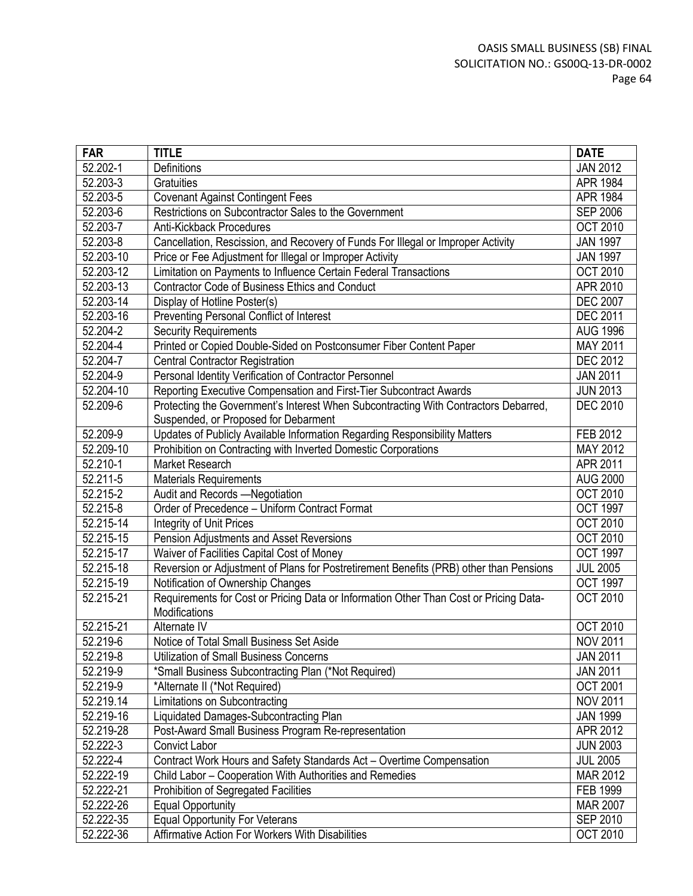| FAR | TITLE | DATE |
|---|---|---|
| 52.202-1 | Definitions | JAN 2012 |
| 52.203-3 | Gratuities | APR 1984 |
| 52.203-5 | Covenant Against Contingent Fees | APR 1984 |
| 52.203-6 | Restrictions on Subcontractor Sales to the Government | SEP 2006 |
| 52.203-7 | Anti-Kickback Procedures | OCT 2010 |
| 52.203-8 | Cancellation, Rescission, and Recovery of Funds For Illegal or Improper Activity | JAN 1997 |
| 52.203-10 | Price or Fee Adjustment for Illegal or Improper Activity | JAN 1997 |
| 52.203-12 | Limitation on Payments to Influence Certain Federal Transactions | OCT 2010 |
| 52.203-13 | Contractor Code of Business Ethics and Conduct | APR 2010 |
| 52.203-14 | Display of Hotline Poster(s) | DEC 2007 |
| 52.203-16 | Preventing Personal Conflict of Interest | DEC 2011 |
| 52.204-2 | Security Requirements | AUG 1996 |
| 52.204-4 | Printed or Copied Double-Sided on Postconsumer Fiber Content Paper | MAY 2011 |
| 52.204-7 | Central Contractor Registration | DEC 2012 |
| 52.204-9 | Personal Identity Verification of Contractor Personnel | JAN 2011 |
| 52.204-10 | Reporting Executive Compensation and First-Tier Subcontract Awards | JUN 2013 |
| 52.209-6 | Protecting the Government's Interest When Subcontracting With Contractors Debarred, Suspended, or Proposed for Debarment | DEC 2010 |
| 52.209-9 | Updates of Publicly Available Information Regarding Responsibility Matters | FEB 2012 |
| 52.209-10 | Prohibition on Contracting with Inverted Domestic Corporations | MAY 2012 |
| 52.210-1 | Market Research | APR 2011 |
| 52.211-5 | Materials Requirements | AUG 2000 |
| 52.215-2 | Audit and Records —Negotiation | OCT 2010 |
| 52.215-8 | Order of Precedence – Uniform Contract Format | OCT 1997 |
| 52.215-14 | Integrity of Unit Prices | OCT 2010 |
| 52.215-15 | Pension Adjustments and Asset Reversions | OCT 2010 |
| 52.215-17 | Waiver of Facilities Capital Cost of Money | OCT 1997 |
| 52.215-18 | Reversion or Adjustment of Plans for Postretirement Benefits (PRB) other than Pensions | JUL 2005 |
| 52.215-19 | Notification of Ownership Changes | OCT 1997 |
| 52.215-21 | Requirements for Cost or Pricing Data or Information Other Than Cost or Pricing Data-Modifications | OCT 2010 |
| 52.215-21 | Alternate IV | OCT 2010 |
| 52.219-6 | Notice of Total Small Business Set Aside | NOV 2011 |
| 52.219-8 | Utilization of Small Business Concerns | JAN 2011 |
| 52.219-9 | *Small Business Subcontracting Plan (*Not Required) | JAN 2011 |
| 52.219-9 | *Alternate II (*Not Required) | OCT 2001 |
| 52.219.14 | Limitations on Subcontracting | NOV 2011 |
| 52.219-16 | Liquidated Damages-Subcontracting Plan | JAN 1999 |
| 52.219-28 | Post-Award Small Business Program Re-representation | APR 2012 |
| 52.222-3 | Convict Labor | JUN 2003 |
| 52.222-4 | Contract Work Hours and Safety Standards Act – Overtime Compensation | JUL 2005 |
| 52.222-19 | Child Labor – Cooperation With Authorities and Remedies | MAR 2012 |
| 52.222-21 | Prohibition of Segregated Facilities | FEB 1999 |
| 52.222-26 | Equal Opportunity | MAR 2007 |
| 52.222-35 | Equal Opportunity For Veterans | SEP 2010 |
| 52.222-36 | Affirmative Action For Workers With Disabilities | OCT 2010 |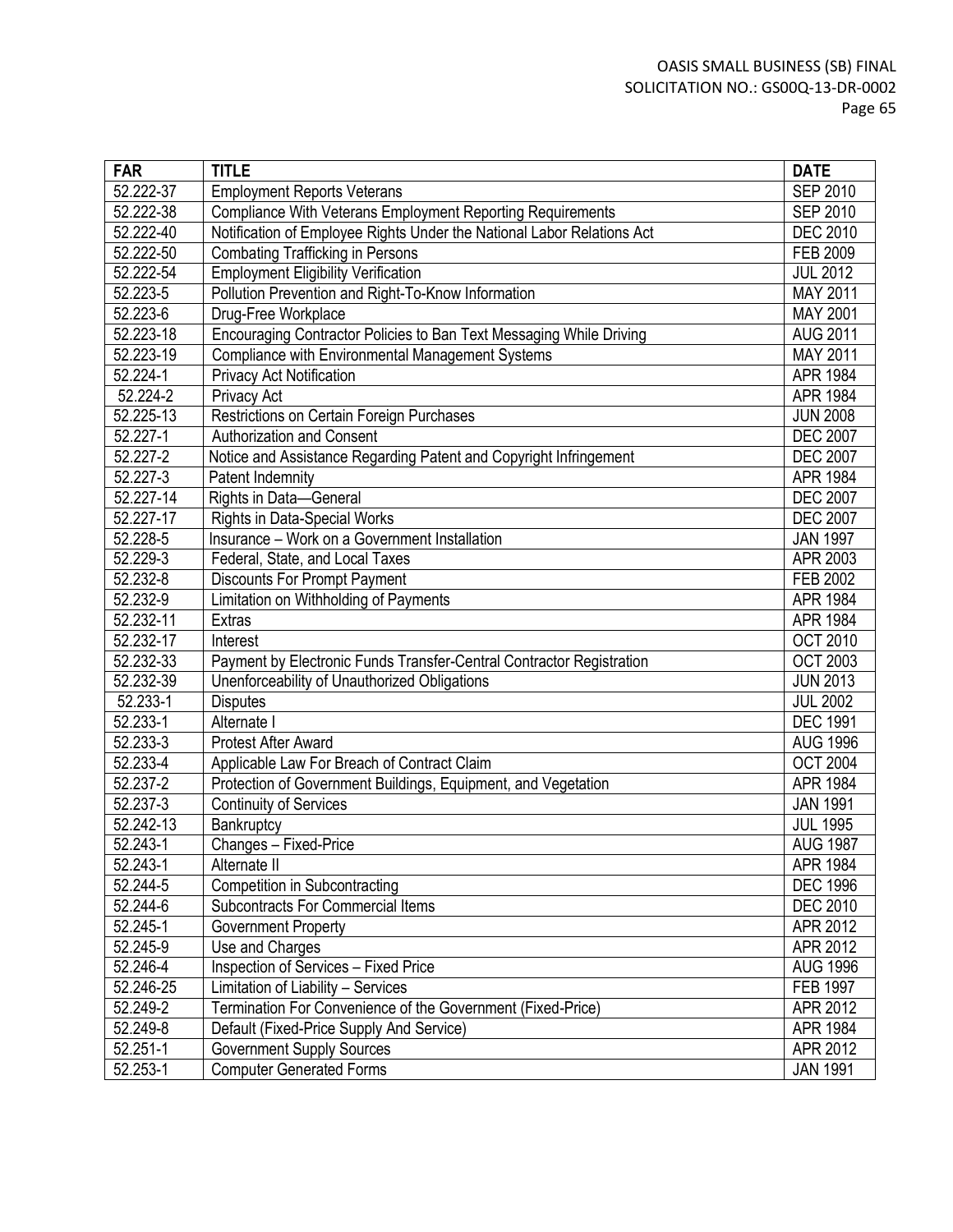| FAR | TITLE | DATE |
|---|---|---|
| 52.222-37 | Employment Reports Veterans | SEP 2010 |
| 52.222-38 | Compliance With Veterans Employment Reporting Requirements | SEP 2010 |
| 52.222-40 | Notification of Employee Rights Under the National Labor Relations Act | DEC 2010 |
| 52.222-50 | Combating Trafficking in Persons | FEB 2009 |
| 52.222-54 | Employment Eligibility Verification | JUL 2012 |
| 52.223-5 | Pollution Prevention and Right-To-Know Information | MAY 2011 |
| 52.223-6 | Drug-Free Workplace | MAY 2001 |
| 52.223-18 | Encouraging Contractor Policies to Ban Text Messaging While Driving | AUG 2011 |
| 52.223-19 | Compliance with Environmental Management Systems | MAY 2011 |
| 52.224-1 | Privacy Act Notification | APR 1984 |
| 52.224-2 | Privacy Act | APR 1984 |
| 52.225-13 | Restrictions on Certain Foreign Purchases | JUN 2008 |
| 52.227-1 | Authorization and Consent | DEC 2007 |
| 52.227-2 | Notice and Assistance Regarding Patent and Copyright Infringement | DEC 2007 |
| 52.227-3 | Patent Indemnity | APR 1984 |
| 52.227-14 | Rights in Data—General | DEC 2007 |
| 52.227-17 | Rights in Data-Special Works | DEC 2007 |
| 52.228-5 | Insurance – Work on a Government Installation | JAN 1997 |
| 52.229-3 | Federal, State, and Local Taxes | APR 2003 |
| 52.232-8 | Discounts For Prompt Payment | FEB 2002 |
| 52.232-9 | Limitation on Withholding of Payments | APR 1984 |
| 52.232-11 | Extras | APR 1984 |
| 52.232-17 | Interest | OCT 2010 |
| 52.232-33 | Payment by Electronic Funds Transfer-Central Contractor Registration | OCT 2003 |
| 52.232-39 | Unenforceability of Unauthorized Obligations | JUN 2013 |
| 52.233-1 | Disputes | JUL 2002 |
| 52.233-1 | Alternate I | DEC 1991 |
| 52.233-3 | Protest After Award | AUG 1996 |
| 52.233-4 | Applicable Law For Breach of Contract Claim | OCT 2004 |
| 52.237-2 | Protection of Government Buildings, Equipment, and Vegetation | APR 1984 |
| 52.237-3 | Continuity of Services | JAN 1991 |
| 52.242-13 | Bankruptcy | JUL 1995 |
| 52.243-1 | Changes – Fixed-Price | AUG 1987 |
| 52.243-1 | Alternate II | APR 1984 |
| 52.244-5 | Competition in Subcontracting | DEC 1996 |
| 52.244-6 | Subcontracts For Commercial Items | DEC 2010 |
| 52.245-1 | Government Property | APR 2012 |
| 52.245-9 | Use and Charges | APR 2012 |
| 52.246-4 | Inspection of Services – Fixed Price | AUG 1996 |
| 52.246-25 | Limitation of Liability – Services | FEB 1997 |
| 52.249-2 | Termination For Convenience of the Government (Fixed-Price) | APR 2012 |
| 52.249-8 | Default (Fixed-Price Supply And Service) | APR 1984 |
| 52.251-1 | Government Supply Sources | APR 2012 |
| 52.253-1 | Computer Generated Forms | JAN 1991 |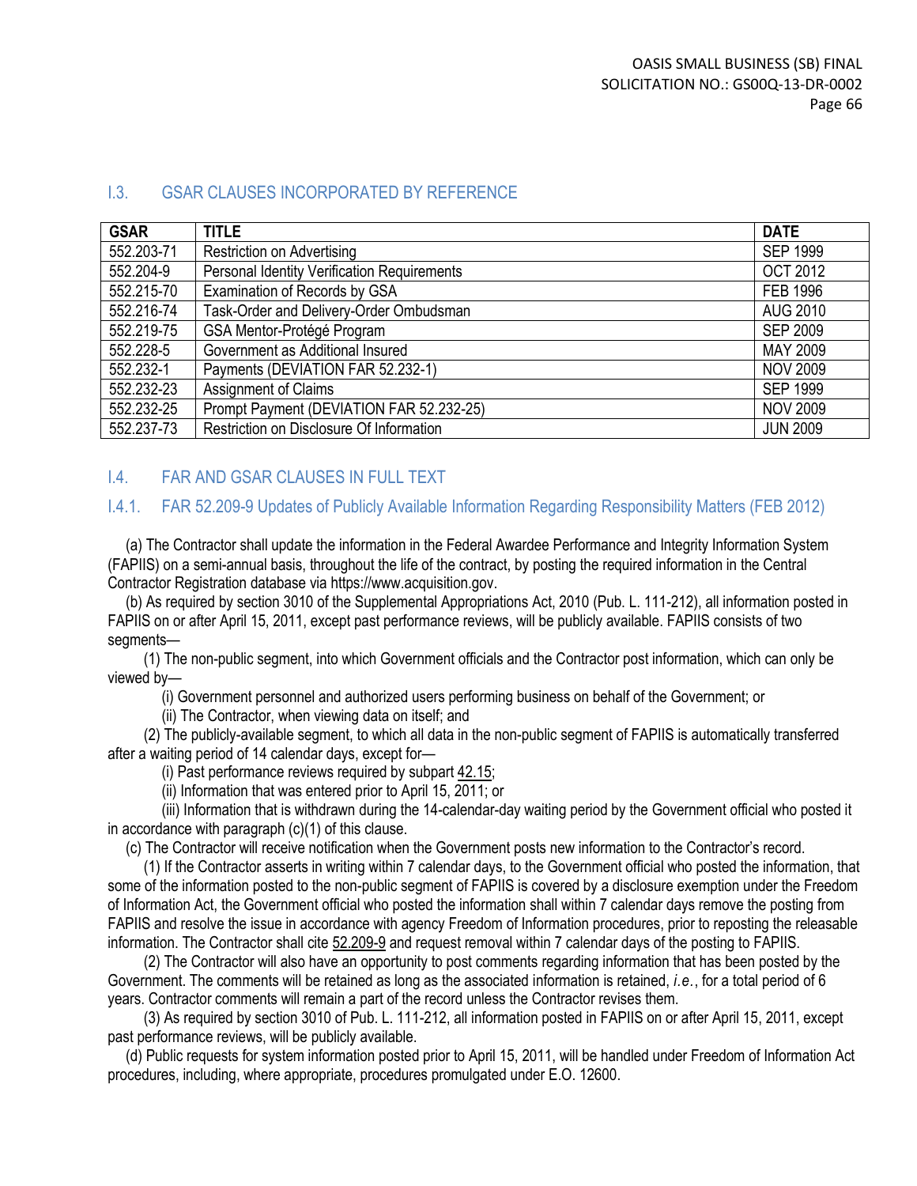## I.3. GSAR CLAUSES INCORPORATED BY REFERENCE

| GSAR | TITLE | DATE |
|---|---|---|
| 552.203-71 | Restriction on Advertising | SEP 1999 |
| 552.204-9 | Personal Identity Verification Requirements | OCT 2012 |
| 552.215-70 | Examination of Records by GSA | FEB 1996 |
| 552.216-74 | Task-Order and Delivery-Order Ombudsman | AUG 2010 |
| 552.219-75 | GSA Mentor-Protégé Program | SEP 2009 |
| 552.228-5 | Government as Additional Insured | MAY 2009 |
| 552.232-1 | Payments (DEVIATION FAR 52.232-1) | NOV 2009 |
| 552.232-23 | Assignment of Claims | SEP 1999 |
| 552.232-25 | Prompt Payment (DEVIATION FAR 52.232-25) | NOV 2009 |
| 552.237-73 | Restriction on Disclosure Of Information | JUN 2009 |

## I.4. FAR AND GSAR CLAUSES IN FULL TEXT

### I.4.1. FAR 52.209-9 Updates of Publicly Available Information Regarding Responsibility Matters (FEB 2012)

(a) The Contractor shall update the information in the Federal Awardee Performance and Integrity Information System (FAPIIS) on a semi-annual basis, throughout the life of the contract, by posting the required information in the Central Contractor Registration database via https://www.acquisition.gov.

(b) As required by section 3010 of the Supplemental Appropriations Act, 2010 (Pub. L. 111-212), all information posted in FAPIIS on or after April 15, 2011, except past performance reviews, will be publicly available. FAPIIS consists of two segments—

(1) The non-public segment, into which Government officials and the Contractor post information, which can only be viewed by—

(i) Government personnel and authorized users performing business on behalf of the Government; or

(ii) The Contractor, when viewing data on itself; and

(2) The publicly-available segment, to which all data in the non-public segment of FAPIIS is automatically transferred after a waiting period of 14 calendar days, except for—

(i) Past performance reviews required by subpart 42.15;

(ii) Information that was entered prior to April 15, 2011; or

(iii) Information that is withdrawn during the 14-calendar-day waiting period by the Government official who posted it in accordance with paragraph (c)(1) of this clause.

(c) The Contractor will receive notification when the Government posts new information to the Contractor's record.

(1) If the Contractor asserts in writing within 7 calendar days, to the Government official who posted the information, that some of the information posted to the non-public segment of FAPIIS is covered by a disclosure exemption under the Freedom of Information Act, the Government official who posted the information shall within 7 calendar days remove the posting from FAPIIS and resolve the issue in accordance with agency Freedom of Information procedures, prior to reposting the releasable information. The Contractor shall cite 52.209-9 and request removal within 7 calendar days of the posting to FAPIIS.

(2) The Contractor will also have an opportunity to post comments regarding information that has been posted by the Government. The comments will be retained as long as the associated information is retained, *i.e.*, for a total period of 6 years. Contractor comments will remain a part of the record unless the Contractor revises them.

(3) As required by section 3010 of Pub. L. 111-212, all information posted in FAPIIS on or after April 15, 2011, except past performance reviews, will be publicly available.

(d) Public requests for system information posted prior to April 15, 2011, will be handled under Freedom of Information Act procedures, including, where appropriate, procedures promulgated under E.O. 12600.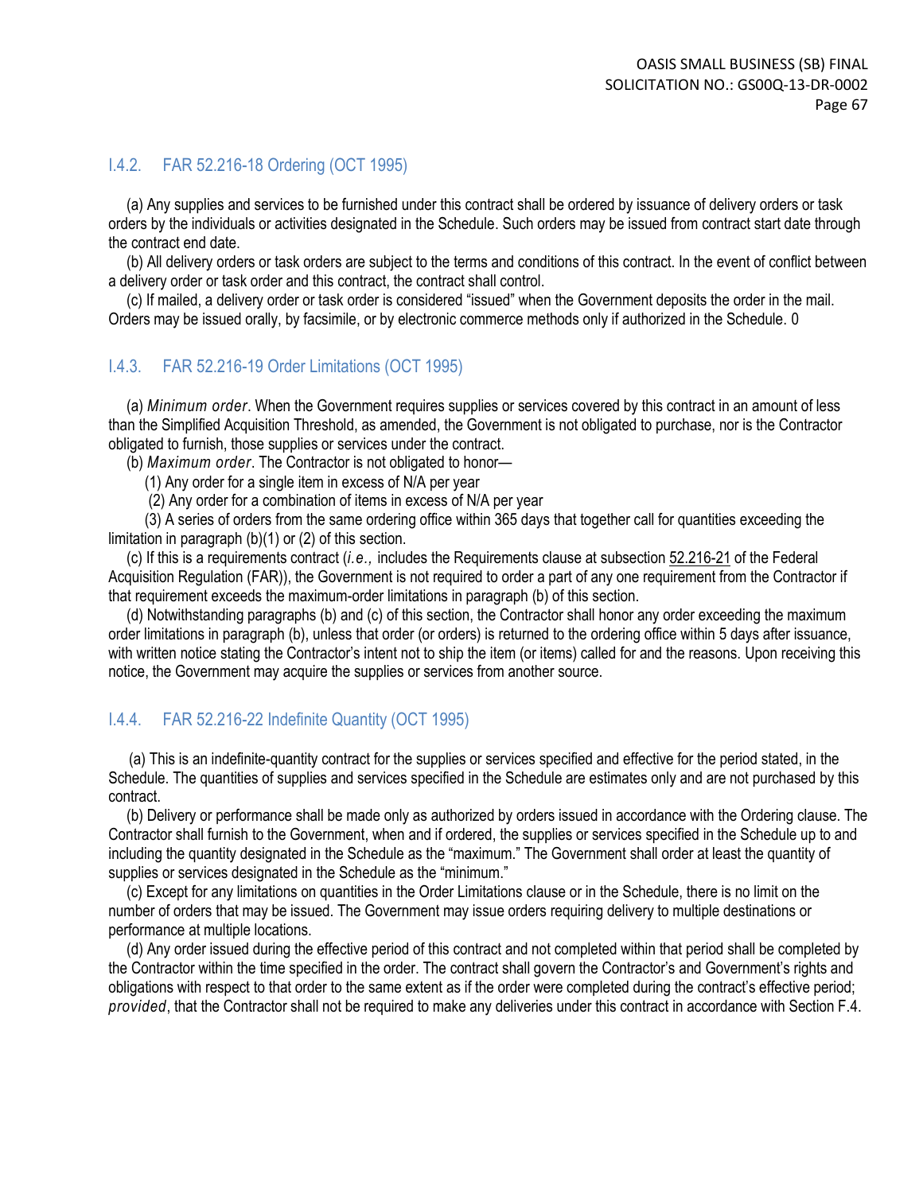### I.4.2. FAR 52.216-18 Ordering (OCT 1995)

(a) Any supplies and services to be furnished under this contract shall be ordered by issuance of delivery orders or task orders by the individuals or activities designated in the Schedule. Such orders may be issued from contract start date through the contract end date.

(b) All delivery orders or task orders are subject to the terms and conditions of this contract. In the event of conflict between a delivery order or task order and this contract, the contract shall control.

(c) If mailed, a delivery order or task order is considered "issued" when the Government deposits the order in the mail. Orders may be issued orally, by facsimile, or by electronic commerce methods only if authorized in the Schedule. 0

### I.4.3. FAR 52.216-19 Order Limitations (OCT 1995)

(a) *Minimum order*. When the Government requires supplies or services covered by this contract in an amount of less than the Simplified Acquisition Threshold, as amended, the Government is not obligated to purchase, nor is the Contractor obligated to furnish, those supplies or services under the contract.

(b) *Maximum order*. The Contractor is not obligated to honor—

(1) Any order for a single item in excess of N/A per year

(2) Any order for a combination of items in excess of N/A per year

(3) A series of orders from the same ordering office within 365 days that together call for quantities exceeding the limitation in paragraph (b)(1) or (2) of this section.

(c) If this is a requirements contract (*i.e.,* includes the Requirements clause at subsection 52.216-21 of the Federal Acquisition Regulation (FAR)), the Government is not required to order a part of any one requirement from the Contractor if that requirement exceeds the maximum-order limitations in paragraph (b) of this section.

(d) Notwithstanding paragraphs (b) and (c) of this section, the Contractor shall honor any order exceeding the maximum order limitations in paragraph (b), unless that order (or orders) is returned to the ordering office within 5 days after issuance, with written notice stating the Contractor's intent not to ship the item (or items) called for and the reasons. Upon receiving this notice, the Government may acquire the supplies or services from another source.

### I.4.4. FAR 52.216-22 Indefinite Quantity (OCT 1995)

(a) This is an indefinite-quantity contract for the supplies or services specified and effective for the period stated, in the Schedule. The quantities of supplies and services specified in the Schedule are estimates only and are not purchased by this contract.

(b) Delivery or performance shall be made only as authorized by orders issued in accordance with the Ordering clause. The Contractor shall furnish to the Government, when and if ordered, the supplies or services specified in the Schedule up to and including the quantity designated in the Schedule as the "maximum." The Government shall order at least the quantity of supplies or services designated in the Schedule as the "minimum."

(c) Except for any limitations on quantities in the Order Limitations clause or in the Schedule, there is no limit on the number of orders that may be issued. The Government may issue orders requiring delivery to multiple destinations or performance at multiple locations.

(d) Any order issued during the effective period of this contract and not completed within that period shall be completed by the Contractor within the time specified in the order. The contract shall govern the Contractor's and Government's rights and obligations with respect to that order to the same extent as if the order were completed during the contract's effective period; *provided*, that the Contractor shall not be required to make any deliveries under this contract in accordance with Section F.4.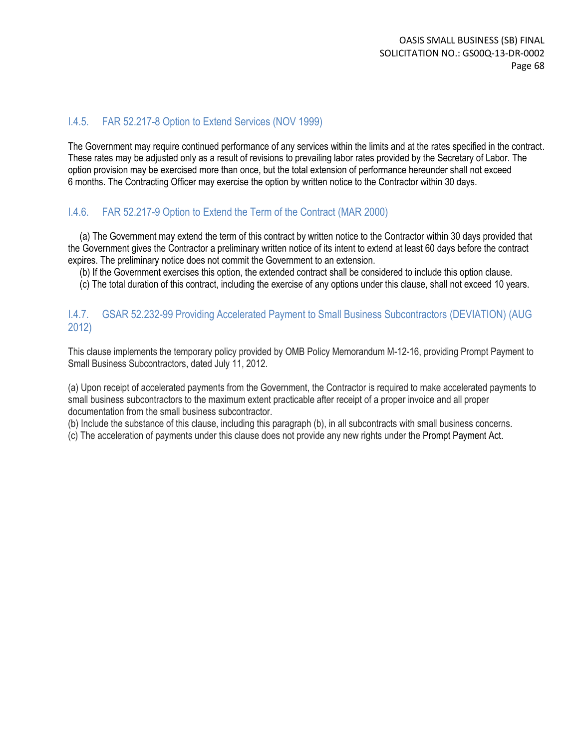### I.4.5. FAR 52.217-8 Option to Extend Services (NOV 1999)

The Government may require continued performance of any services within the limits and at the rates specified in the contract. These rates may be adjusted only as a result of revisions to prevailing labor rates provided by the Secretary of Labor. The option provision may be exercised more than once, but the total extension of performance hereunder shall not exceed 6 months. The Contracting Officer may exercise the option by written notice to the Contractor within 30 days.

### I.4.6. FAR 52.217-9 Option to Extend the Term of the Contract (MAR 2000)

(a) The Government may extend the term of this contract by written notice to the Contractor within 30 days provided that the Government gives the Contractor a preliminary written notice of its intent to extend at least 60 days before the contract expires. The preliminary notice does not commit the Government to an extension.

(b) If the Government exercises this option, the extended contract shall be considered to include this option clause.

(c) The total duration of this contract, including the exercise of any options under this clause, shall not exceed 10 years.

### I.4.7. GSAR 52.232-99 Providing Accelerated Payment to Small Business Subcontractors (DEVIATION) (AUG 2012)

This clause implements the temporary policy provided by OMB Policy Memorandum M-12-16, providing Prompt Payment to Small Business Subcontractors, dated July 11, 2012.

(a) Upon receipt of accelerated payments from the Government, the Contractor is required to make accelerated payments to small business subcontractors to the maximum extent practicable after receipt of a proper invoice and all proper documentation from the small business subcontractor.

(b) Include the substance of this clause, including this paragraph (b), in all subcontracts with small business concerns.

(c) The acceleration of payments under this clause does not provide any new rights under the Prompt Payment Act.